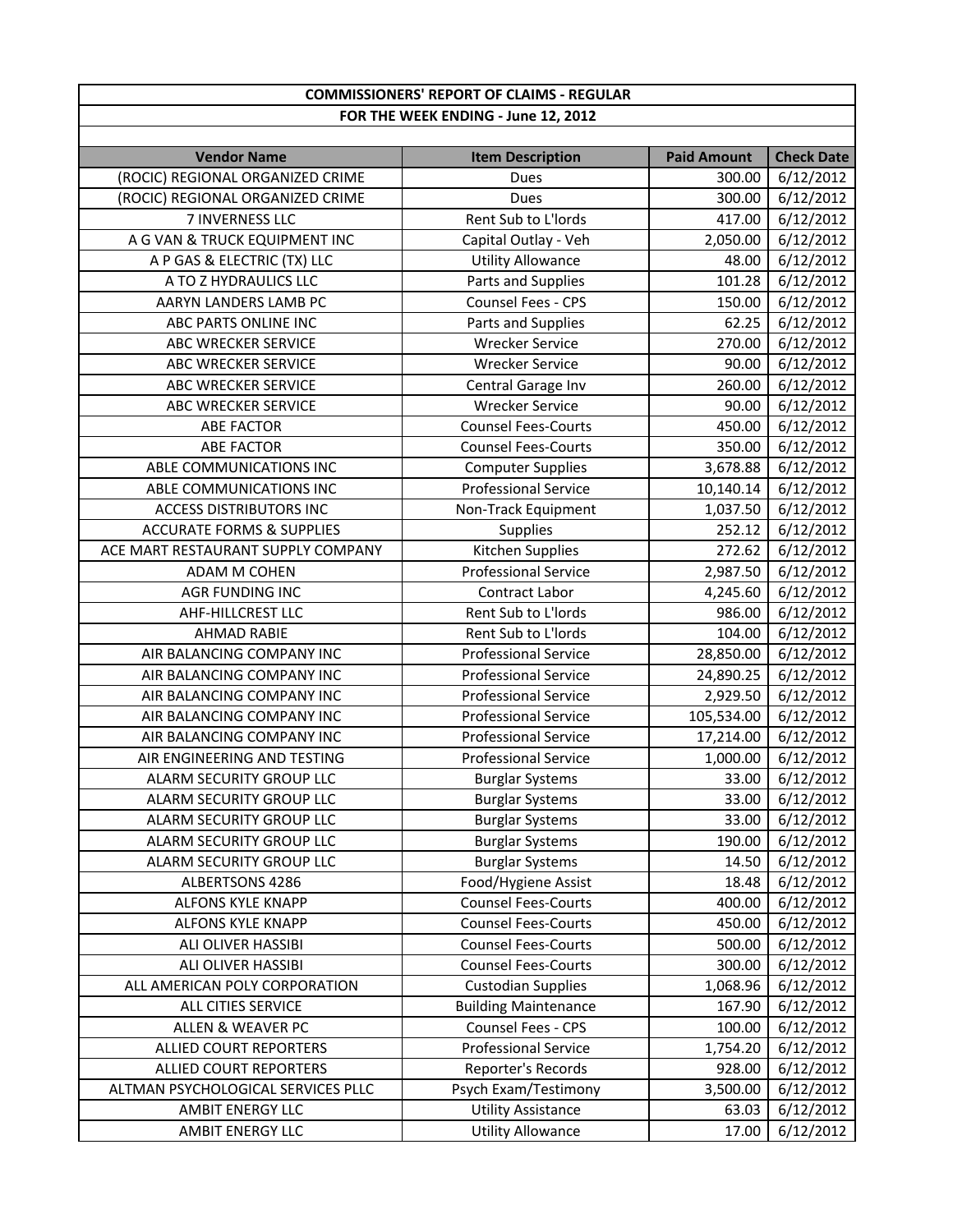# COMMISSIONERS' REPORT OF CLAIMS - REGULAR

## FOR THE WEEK ENDING - June 12, 2012

| Vendor Name | Item Description | Paid Amount | Check Date |
|---|---|---|---|
| (ROCIC) REGIONAL ORGANIZED CRIME | Dues | 300.00 | 6/12/2012 |
| (ROCIC) REGIONAL ORGANIZED CRIME | Dues | 300.00 | 6/12/2012 |
| 7 INVERNESS LLC | Rent Sub to L'lords | 417.00 | 6/12/2012 |
| A G VAN & TRUCK EQUIPMENT INC | Capital Outlay - Veh | 2,050.00 | 6/12/2012 |
| A P GAS & ELECTRIC (TX) LLC | Utility Allowance | 48.00 | 6/12/2012 |
| A TO Z HYDRAULICS LLC | Parts and Supplies | 101.28 | 6/12/2012 |
| AARYN LANDERS LAMB PC | Counsel Fees - CPS | 150.00 | 6/12/2012 |
| ABC PARTS ONLINE INC | Parts and Supplies | 62.25 | 6/12/2012 |
| ABC WRECKER SERVICE | Wrecker Service | 270.00 | 6/12/2012 |
| ABC WRECKER SERVICE | Wrecker Service | 90.00 | 6/12/2012 |
| ABC WRECKER SERVICE | Central Garage Inv | 260.00 | 6/12/2012 |
| ABC WRECKER SERVICE | Wrecker Service | 90.00 | 6/12/2012 |
| ABE FACTOR | Counsel Fees-Courts | 450.00 | 6/12/2012 |
| ABE FACTOR | Counsel Fees-Courts | 350.00 | 6/12/2012 |
| ABLE COMMUNICATIONS INC | Computer Supplies | 3,678.88 | 6/12/2012 |
| ABLE COMMUNICATIONS INC | Professional Service | 10,140.14 | 6/12/2012 |
| ACCESS DISTRIBUTORS INC | Non-Track Equipment | 1,037.50 | 6/12/2012 |
| ACCURATE FORMS & SUPPLIES | Supplies | 252.12 | 6/12/2012 |
| ACE MART RESTAURANT SUPPLY COMPANY | Kitchen Supplies | 272.62 | 6/12/2012 |
| ADAM M COHEN | Professional Service | 2,987.50 | 6/12/2012 |
| AGR FUNDING INC | Contract Labor | 4,245.60 | 6/12/2012 |
| AHF-HILLCREST LLC | Rent Sub to L'lords | 986.00 | 6/12/2012 |
| AHMAD RABIE | Rent Sub to L'lords | 104.00 | 6/12/2012 |
| AIR BALANCING COMPANY INC | Professional Service | 28,850.00 | 6/12/2012 |
| AIR BALANCING COMPANY INC | Professional Service | 24,890.25 | 6/12/2012 |
| AIR BALANCING COMPANY INC | Professional Service | 2,929.50 | 6/12/2012 |
| AIR BALANCING COMPANY INC | Professional Service | 105,534.00 | 6/12/2012 |
| AIR BALANCING COMPANY INC | Professional Service | 17,214.00 | 6/12/2012 |
| AIR ENGINEERING AND TESTING | Professional Service | 1,000.00 | 6/12/2012 |
| ALARM SECURITY GROUP LLC | Burglar Systems | 33.00 | 6/12/2012 |
| ALARM SECURITY GROUP LLC | Burglar Systems | 33.00 | 6/12/2012 |
| ALARM SECURITY GROUP LLC | Burglar Systems | 33.00 | 6/12/2012 |
| ALARM SECURITY GROUP LLC | Burglar Systems | 190.00 | 6/12/2012 |
| ALARM SECURITY GROUP LLC | Burglar Systems | 14.50 | 6/12/2012 |
| ALBERTSONS 4286 | Food/Hygiene Assist | 18.48 | 6/12/2012 |
| ALFONS KYLE KNAPP | Counsel Fees-Courts | 400.00 | 6/12/2012 |
| ALFONS KYLE KNAPP | Counsel Fees-Courts | 450.00 | 6/12/2012 |
| ALI OLIVER HASSIBI | Counsel Fees-Courts | 500.00 | 6/12/2012 |
| ALI OLIVER HASSIBI | Counsel Fees-Courts | 300.00 | 6/12/2012 |
| ALL AMERICAN POLY CORPORATION | Custodian Supplies | 1,068.96 | 6/12/2012 |
| ALL CITIES SERVICE | Building Maintenance | 167.90 | 6/12/2012 |
| ALLEN & WEAVER PC | Counsel Fees - CPS | 100.00 | 6/12/2012 |
| ALLIED COURT REPORTERS | Professional Service | 1,754.20 | 6/12/2012 |
| ALLIED COURT REPORTERS | Reporter's Records | 928.00 | 6/12/2012 |
| ALTMAN PSYCHOLOGICAL SERVICES PLLC | Psych Exam/Testimony | 3,500.00 | 6/12/2012 |
| AMBIT ENERGY LLC | Utility Assistance | 63.03 | 6/12/2012 |
| AMBIT ENERGY LLC | Utility Allowance | 17.00 | 6/12/2012 |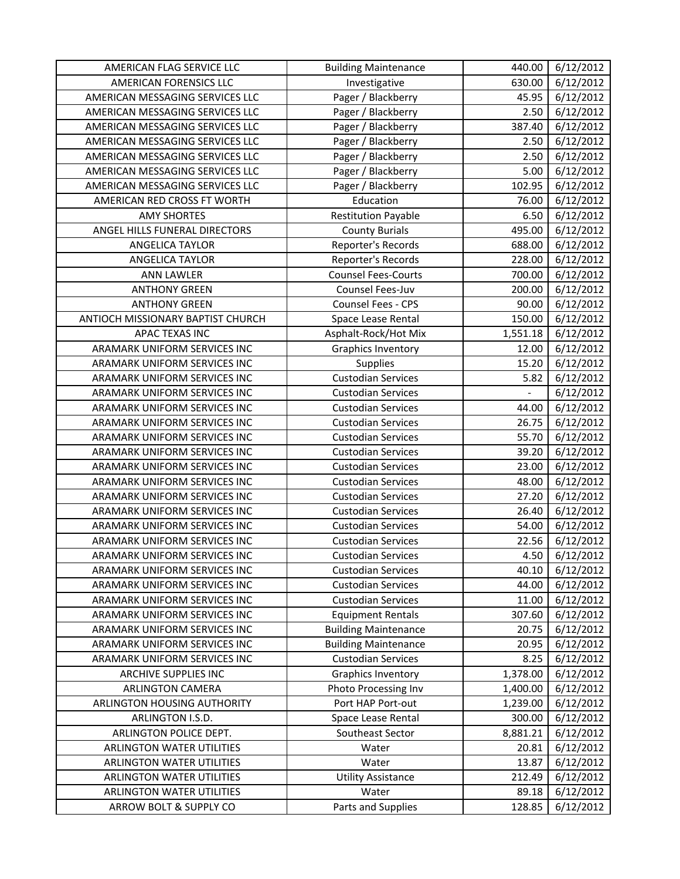| | | | |
|---|---|---|---|
| AMERICAN FLAG SERVICE LLC | Building Maintenance | 440.00 | 6/12/2012 |
| AMERICAN FORENSICS LLC | Investigative | 630.00 | 6/12/2012 |
| AMERICAN MESSAGING SERVICES LLC | Pager / Blackberry | 45.95 | 6/12/2012 |
| AMERICAN MESSAGING SERVICES LLC | Pager / Blackberry | 2.50 | 6/12/2012 |
| AMERICAN MESSAGING SERVICES LLC | Pager / Blackberry | 387.40 | 6/12/2012 |
| AMERICAN MESSAGING SERVICES LLC | Pager / Blackberry | 2.50 | 6/12/2012 |
| AMERICAN MESSAGING SERVICES LLC | Pager / Blackberry | 2.50 | 6/12/2012 |
| AMERICAN MESSAGING SERVICES LLC | Pager / Blackberry | 5.00 | 6/12/2012 |
| AMERICAN MESSAGING SERVICES LLC | Pager / Blackberry | 102.95 | 6/12/2012 |
| AMERICAN RED CROSS FT WORTH | Education | 76.00 | 6/12/2012 |
| AMY SHORTES | Restitution Payable | 6.50 | 6/12/2012 |
| ANGEL HILLS FUNERAL DIRECTORS | County Burials | 495.00 | 6/12/2012 |
| ANGELICA TAYLOR | Reporter's Records | 688.00 | 6/12/2012 |
| ANGELICA TAYLOR | Reporter's Records | 228.00 | 6/12/2012 |
| ANN LAWLER | Counsel Fees-Courts | 700.00 | 6/12/2012 |
| ANTHONY GREEN | Counsel Fees-Juv | 200.00 | 6/12/2012 |
| ANTHONY GREEN | Counsel Fees - CPS | 90.00 | 6/12/2012 |
| ANTIOCH MISSIONARY BAPTIST CHURCH | Space Lease Rental | 150.00 | 6/12/2012 |
| APAC TEXAS INC | Asphalt-Rock/Hot Mix | 1,551.18 | 6/12/2012 |
| ARAMARK UNIFORM SERVICES INC | Graphics Inventory | 12.00 | 6/12/2012 |
| ARAMARK UNIFORM SERVICES INC | Supplies | 15.20 | 6/12/2012 |
| ARAMARK UNIFORM SERVICES INC | Custodian Services | 5.82 | 6/12/2012 |
| ARAMARK UNIFORM SERVICES INC | Custodian Services | - | 6/12/2012 |
| ARAMARK UNIFORM SERVICES INC | Custodian Services | 44.00 | 6/12/2012 |
| ARAMARK UNIFORM SERVICES INC | Custodian Services | 26.75 | 6/12/2012 |
| ARAMARK UNIFORM SERVICES INC | Custodian Services | 55.70 | 6/12/2012 |
| ARAMARK UNIFORM SERVICES INC | Custodian Services | 39.20 | 6/12/2012 |
| ARAMARK UNIFORM SERVICES INC | Custodian Services | 23.00 | 6/12/2012 |
| ARAMARK UNIFORM SERVICES INC | Custodian Services | 48.00 | 6/12/2012 |
| ARAMARK UNIFORM SERVICES INC | Custodian Services | 27.20 | 6/12/2012 |
| ARAMARK UNIFORM SERVICES INC | Custodian Services | 26.40 | 6/12/2012 |
| ARAMARK UNIFORM SERVICES INC | Custodian Services | 54.00 | 6/12/2012 |
| ARAMARK UNIFORM SERVICES INC | Custodian Services | 22.56 | 6/12/2012 |
| ARAMARK UNIFORM SERVICES INC | Custodian Services | 4.50 | 6/12/2012 |
| ARAMARK UNIFORM SERVICES INC | Custodian Services | 40.10 | 6/12/2012 |
| ARAMARK UNIFORM SERVICES INC | Custodian Services | 44.00 | 6/12/2012 |
| ARAMARK UNIFORM SERVICES INC | Custodian Services | 11.00 | 6/12/2012 |
| ARAMARK UNIFORM SERVICES INC | Equipment Rentals | 307.60 | 6/12/2012 |
| ARAMARK UNIFORM SERVICES INC | Building Maintenance | 20.75 | 6/12/2012 |
| ARAMARK UNIFORM SERVICES INC | Building Maintenance | 20.95 | 6/12/2012 |
| ARAMARK UNIFORM SERVICES INC | Custodian Services | 8.25 | 6/12/2012 |
| ARCHIVE SUPPLIES INC | Graphics Inventory | 1,378.00 | 6/12/2012 |
| ARLINGTON CAMERA | Photo Processing Inv | 1,400.00 | 6/12/2012 |
| ARLINGTON HOUSING AUTHORITY | Port HAP Port-out | 1,239.00 | 6/12/2012 |
| ARLINGTON I.S.D. | Space Lease Rental | 300.00 | 6/12/2012 |
| ARLINGTON POLICE DEPT. | Southeast Sector | 8,881.21 | 6/12/2012 |
| ARLINGTON WATER UTILITIES | Water | 20.81 | 6/12/2012 |
| ARLINGTON WATER UTILITIES | Water | 13.87 | 6/12/2012 |
| ARLINGTON WATER UTILITIES | Utility Assistance | 212.49 | 6/12/2012 |
| ARLINGTON WATER UTILITIES | Water | 89.18 | 6/12/2012 |
| ARROW BOLT & SUPPLY CO | Parts and Supplies | 128.85 | 6/12/2012 |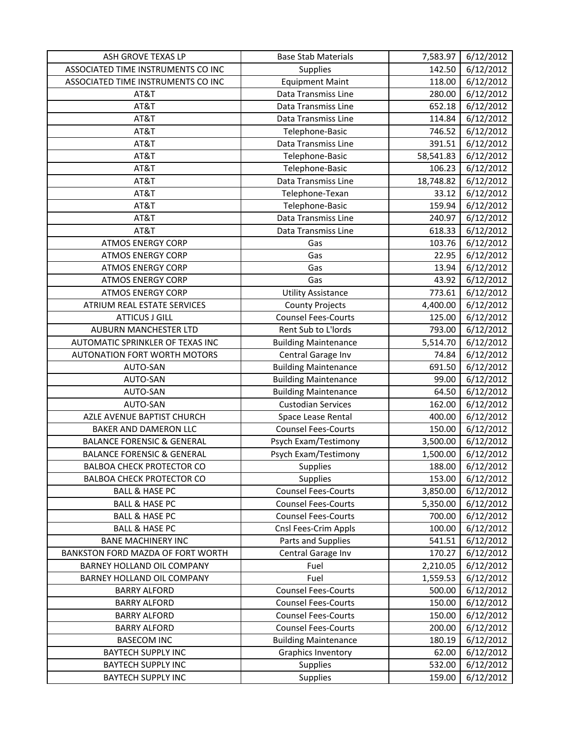| ASH GROVE TEXAS LP | Base Stab Materials | 7,583.97 | 6/12/2012 |
|---|---|---|---|
| ASSOCIATED TIME INSTRUMENTS CO INC | Supplies | 142.50 | 6/12/2012 |
| ASSOCIATED TIME INSTRUMENTS CO INC | Equipment Maint | 118.00 | 6/12/2012 |
| AT&T | Data Transmiss Line | 280.00 | 6/12/2012 |
| AT&T | Data Transmiss Line | 652.18 | 6/12/2012 |
| AT&T | Data Transmiss Line | 114.84 | 6/12/2012 |
| AT&T | Telephone-Basic | 746.52 | 6/12/2012 |
| AT&T | Data Transmiss Line | 391.51 | 6/12/2012 |
| AT&T | Telephone-Basic | 58,541.83 | 6/12/2012 |
| AT&T | Telephone-Basic | 106.23 | 6/12/2012 |
| AT&T | Data Transmiss Line | 18,748.82 | 6/12/2012 |
| AT&T | Telephone-Texan | 33.12 | 6/12/2012 |
| AT&T | Telephone-Basic | 159.94 | 6/12/2012 |
| AT&T | Data Transmiss Line | 240.97 | 6/12/2012 |
| AT&T | Data Transmiss Line | 618.33 | 6/12/2012 |
| ATMOS ENERGY CORP | Gas | 103.76 | 6/12/2012 |
| ATMOS ENERGY CORP | Gas | 22.95 | 6/12/2012 |
| ATMOS ENERGY CORP | Gas | 13.94 | 6/12/2012 |
| ATMOS ENERGY CORP | Gas | 43.92 | 6/12/2012 |
| ATMOS ENERGY CORP | Utility Assistance | 773.61 | 6/12/2012 |
| ATRIUM REAL ESTATE SERVICES | County Projects | 4,400.00 | 6/12/2012 |
| ATTICUS J GILL | Counsel Fees-Courts | 125.00 | 6/12/2012 |
| AUBURN MANCHESTER LTD | Rent Sub to L'lords | 793.00 | 6/12/2012 |
| AUTOMATIC SPRINKLER OF TEXAS INC | Building Maintenance | 5,514.70 | 6/12/2012 |
| AUTONATION FORT WORTH MOTORS | Central Garage Inv | 74.84 | 6/12/2012 |
| AUTO-SAN | Building Maintenance | 691.50 | 6/12/2012 |
| AUTO-SAN | Building Maintenance | 99.00 | 6/12/2012 |
| AUTO-SAN | Building Maintenance | 64.50 | 6/12/2012 |
| AUTO-SAN | Custodian Services | 162.00 | 6/12/2012 |
| AZLE AVENUE BAPTIST CHURCH | Space Lease Rental | 400.00 | 6/12/2012 |
| BAKER AND DAMERON LLC | Counsel Fees-Courts | 150.00 | 6/12/2012 |
| BALANCE FORENSIC & GENERAL | Psych Exam/Testimony | 3,500.00 | 6/12/2012 |
| BALANCE FORENSIC & GENERAL | Psych Exam/Testimony | 1,500.00 | 6/12/2012 |
| BALBOA CHECK PROTECTOR CO | Supplies | 188.00 | 6/12/2012 |
| BALBOA CHECK PROTECTOR CO | Supplies | 153.00 | 6/12/2012 |
| BALL & HASE PC | Counsel Fees-Courts | 3,850.00 | 6/12/2012 |
| BALL & HASE PC | Counsel Fees-Courts | 5,350.00 | 6/12/2012 |
| BALL & HASE PC | Counsel Fees-Courts | 700.00 | 6/12/2012 |
| BALL & HASE PC | Cnsl Fees-Crim Appls | 100.00 | 6/12/2012 |
| BANE MACHINERY INC | Parts and Supplies | 541.51 | 6/12/2012 |
| BANKSTON FORD MAZDA OF FORT WORTH | Central Garage Inv | 170.27 | 6/12/2012 |
| BARNEY HOLLAND OIL COMPANY | Fuel | 2,210.05 | 6/12/2012 |
| BARNEY HOLLAND OIL COMPANY | Fuel | 1,559.53 | 6/12/2012 |
| BARRY ALFORD | Counsel Fees-Courts | 500.00 | 6/12/2012 |
| BARRY ALFORD | Counsel Fees-Courts | 150.00 | 6/12/2012 |
| BARRY ALFORD | Counsel Fees-Courts | 150.00 | 6/12/2012 |
| BARRY ALFORD | Counsel Fees-Courts | 200.00 | 6/12/2012 |
| BASECOM INC | Building Maintenance | 180.19 | 6/12/2012 |
| BAYTECH SUPPLY INC | Graphics Inventory | 62.00 | 6/12/2012 |
| BAYTECH SUPPLY INC | Supplies | 532.00 | 6/12/2012 |
| BAYTECH SUPPLY INC | Supplies | 159.00 | 6/12/2012 |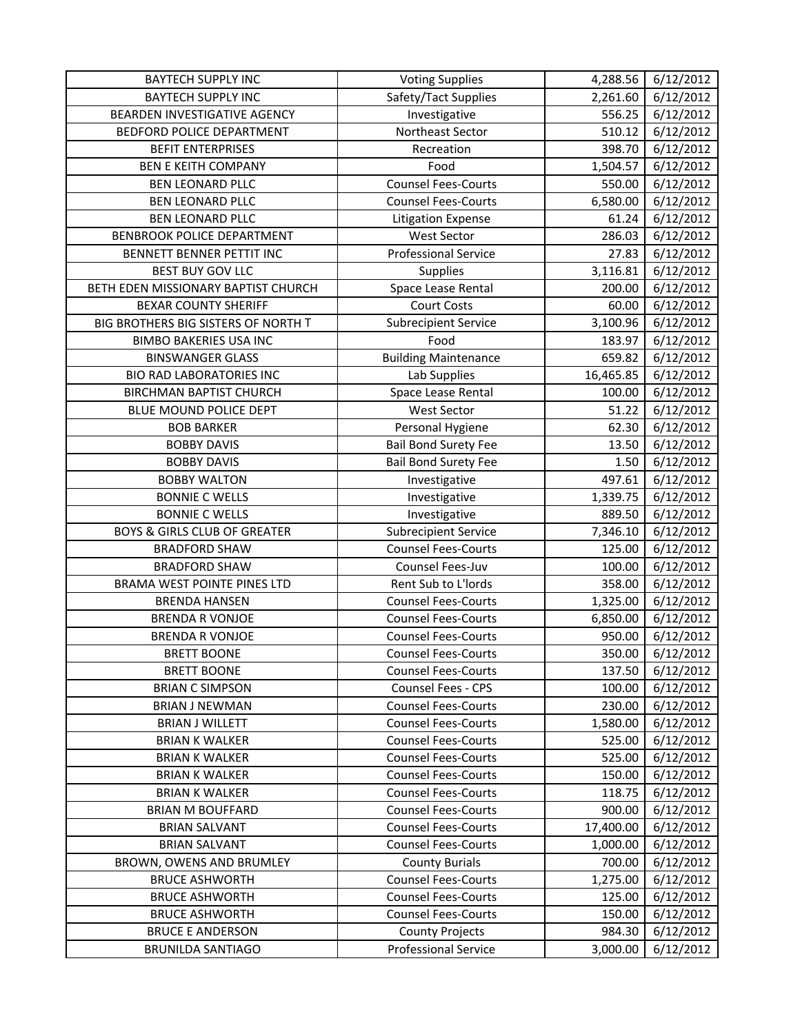| BAYTECH SUPPLY INC | Voting Supplies | 4,288.56 | 6/12/2012 |
|---|---|---|---|
| BAYTECH SUPPLY INC | Safety/Tact Supplies | 2,261.60 | 6/12/2012 |
| BEARDEN INVESTIGATIVE AGENCY | Investigative | 556.25 | 6/12/2012 |
| BEDFORD POLICE DEPARTMENT | Northeast Sector | 510.12 | 6/12/2012 |
| BEFIT ENTERPRISES | Recreation | 398.70 | 6/12/2012 |
| BEN E KEITH COMPANY | Food | 1,504.57 | 6/12/2012 |
| BEN LEONARD PLLC | Counsel Fees-Courts | 550.00 | 6/12/2012 |
| BEN LEONARD PLLC | Counsel Fees-Courts | 6,580.00 | 6/12/2012 |
| BEN LEONARD PLLC | Litigation Expense | 61.24 | 6/12/2012 |
| BENBROOK POLICE DEPARTMENT | West Sector | 286.03 | 6/12/2012 |
| BENNETT BENNER PETTIT INC | Professional Service | 27.83 | 6/12/2012 |
| BEST BUY GOV LLC | Supplies | 3,116.81 | 6/12/2012 |
| BETH EDEN MISSIONARY BAPTIST CHURCH | Space Lease Rental | 200.00 | 6/12/2012 |
| BEXAR COUNTY SHERIFF | Court Costs | 60.00 | 6/12/2012 |
| BIG BROTHERS BIG SISTERS OF NORTH T | Subrecipient Service | 3,100.96 | 6/12/2012 |
| BIMBO BAKERIES USA INC | Food | 183.97 | 6/12/2012 |
| BINSWANGER GLASS | Building Maintenance | 659.82 | 6/12/2012 |
| BIO RAD LABORATORIES INC | Lab Supplies | 16,465.85 | 6/12/2012 |
| BIRCHMAN BAPTIST CHURCH | Space Lease Rental | 100.00 | 6/12/2012 |
| BLUE MOUND POLICE DEPT | West Sector | 51.22 | 6/12/2012 |
| BOB BARKER | Personal Hygiene | 62.30 | 6/12/2012 |
| BOBBY DAVIS | Bail Bond Surety Fee | 13.50 | 6/12/2012 |
| BOBBY DAVIS | Bail Bond Surety Fee | 1.50 | 6/12/2012 |
| BOBBY WALTON | Investigative | 497.61 | 6/12/2012 |
| BONNIE C WELLS | Investigative | 1,339.75 | 6/12/2012 |
| BONNIE C WELLS | Investigative | 889.50 | 6/12/2012 |
| BOYS & GIRLS CLUB OF GREATER | Subrecipient Service | 7,346.10 | 6/12/2012 |
| BRADFORD SHAW | Counsel Fees-Courts | 125.00 | 6/12/2012 |
| BRADFORD SHAW | Counsel Fees-Juv | 100.00 | 6/12/2012 |
| BRAMA WEST POINTE PINES LTD | Rent Sub to L'lords | 358.00 | 6/12/2012 |
| BRENDA HANSEN | Counsel Fees-Courts | 1,325.00 | 6/12/2012 |
| BRENDA R VONJOE | Counsel Fees-Courts | 6,850.00 | 6/12/2012 |
| BRENDA R VONJOE | Counsel Fees-Courts | 950.00 | 6/12/2012 |
| BRETT BOONE | Counsel Fees-Courts | 350.00 | 6/12/2012 |
| BRETT BOONE | Counsel Fees-Courts | 137.50 | 6/12/2012 |
| BRIAN C SIMPSON | Counsel Fees - CPS | 100.00 | 6/12/2012 |
| BRIAN J NEWMAN | Counsel Fees-Courts | 230.00 | 6/12/2012 |
| BRIAN J WILLETT | Counsel Fees-Courts | 1,580.00 | 6/12/2012 |
| BRIAN K WALKER | Counsel Fees-Courts | 525.00 | 6/12/2012 |
| BRIAN K WALKER | Counsel Fees-Courts | 525.00 | 6/12/2012 |
| BRIAN K WALKER | Counsel Fees-Courts | 150.00 | 6/12/2012 |
| BRIAN K WALKER | Counsel Fees-Courts | 118.75 | 6/12/2012 |
| BRIAN M BOUFFARD | Counsel Fees-Courts | 900.00 | 6/12/2012 |
| BRIAN SALVANT | Counsel Fees-Courts | 17,400.00 | 6/12/2012 |
| BRIAN SALVANT | Counsel Fees-Courts | 1,000.00 | 6/12/2012 |
| BROWN, OWENS AND BRUMLEY | County Burials | 700.00 | 6/12/2012 |
| BRUCE ASHWORTH | Counsel Fees-Courts | 1,275.00 | 6/12/2012 |
| BRUCE ASHWORTH | Counsel Fees-Courts | 125.00 | 6/12/2012 |
| BRUCE ASHWORTH | Counsel Fees-Courts | 150.00 | 6/12/2012 |
| BRUCE E ANDERSON | County Projects | 984.30 | 6/12/2012 |
| BRUNILDA SANTIAGO | Professional Service | 3,000.00 | 6/12/2012 |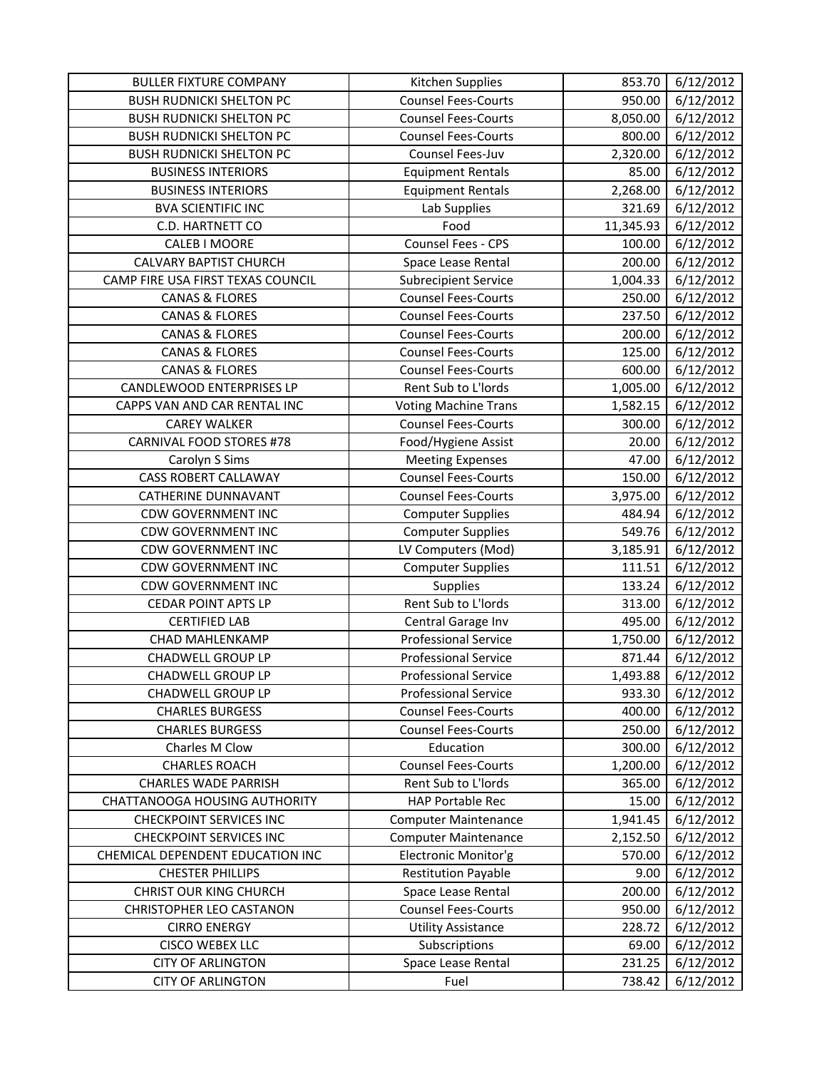| BULLER FIXTURE COMPANY | Kitchen Supplies | 853.70 | 6/12/2012 |
|---|---|---|---|
| BUSH RUDNICKI SHELTON PC | Counsel Fees-Courts | 950.00 | 6/12/2012 |
| BUSH RUDNICKI SHELTON PC | Counsel Fees-Courts | 8,050.00 | 6/12/2012 |
| BUSH RUDNICKI SHELTON PC | Counsel Fees-Courts | 800.00 | 6/12/2012 |
| BUSH RUDNICKI SHELTON PC | Counsel Fees-Juv | 2,320.00 | 6/12/2012 |
| BUSINESS INTERIORS | Equipment Rentals | 85.00 | 6/12/2012 |
| BUSINESS INTERIORS | Equipment Rentals | 2,268.00 | 6/12/2012 |
| BVA SCIENTIFIC INC | Lab Supplies | 321.69 | 6/12/2012 |
| C.D. HARTNETT CO | Food | 11,345.93 | 6/12/2012 |
| CALEB I MOORE | Counsel Fees - CPS | 100.00 | 6/12/2012 |
| CALVARY BAPTIST CHURCH | Space Lease Rental | 200.00 | 6/12/2012 |
| CAMP FIRE USA FIRST TEXAS COUNCIL | Subrecipient Service | 1,004.33 | 6/12/2012 |
| CANAS & FLORES | Counsel Fees-Courts | 250.00 | 6/12/2012 |
| CANAS & FLORES | Counsel Fees-Courts | 237.50 | 6/12/2012 |
| CANAS & FLORES | Counsel Fees-Courts | 200.00 | 6/12/2012 |
| CANAS & FLORES | Counsel Fees-Courts | 125.00 | 6/12/2012 |
| CANAS & FLORES | Counsel Fees-Courts | 600.00 | 6/12/2012 |
| CANDLEWOOD ENTERPRISES LP | Rent Sub to L'lords | 1,005.00 | 6/12/2012 |
| CAPPS VAN AND CAR RENTAL INC | Voting Machine Trans | 1,582.15 | 6/12/2012 |
| CAREY WALKER | Counsel Fees-Courts | 300.00 | 6/12/2012 |
| CARNIVAL FOOD STORES #78 | Food/Hygiene Assist | 20.00 | 6/12/2012 |
| Carolyn S Sims | Meeting Expenses | 47.00 | 6/12/2012 |
| CASS ROBERT CALLAWAY | Counsel Fees-Courts | 150.00 | 6/12/2012 |
| CATHERINE DUNNAVANT | Counsel Fees-Courts | 3,975.00 | 6/12/2012 |
| CDW GOVERNMENT INC | Computer Supplies | 484.94 | 6/12/2012 |
| CDW GOVERNMENT INC | Computer Supplies | 549.76 | 6/12/2012 |
| CDW GOVERNMENT INC | LV Computers (Mod) | 3,185.91 | 6/12/2012 |
| CDW GOVERNMENT INC | Computer Supplies | 111.51 | 6/12/2012 |
| CDW GOVERNMENT INC | Supplies | 133.24 | 6/12/2012 |
| CEDAR POINT APTS LP | Rent Sub to L'lords | 313.00 | 6/12/2012 |
| CERTIFIED LAB | Central Garage Inv | 495.00 | 6/12/2012 |
| CHAD MAHLENKAMP | Professional Service | 1,750.00 | 6/12/2012 |
| CHADWELL GROUP LP | Professional Service | 871.44 | 6/12/2012 |
| CHADWELL GROUP LP | Professional Service | 1,493.88 | 6/12/2012 |
| CHADWELL GROUP LP | Professional Service | 933.30 | 6/12/2012 |
| CHARLES BURGESS | Counsel Fees-Courts | 400.00 | 6/12/2012 |
| CHARLES BURGESS | Counsel Fees-Courts | 250.00 | 6/12/2012 |
| Charles M Clow | Education | 300.00 | 6/12/2012 |
| CHARLES ROACH | Counsel Fees-Courts | 1,200.00 | 6/12/2012 |
| CHARLES WADE PARRISH | Rent Sub to L'lords | 365.00 | 6/12/2012 |
| CHATTANOOGA HOUSING AUTHORITY | HAP Portable Rec | 15.00 | 6/12/2012 |
| CHECKPOINT SERVICES INC | Computer Maintenance | 1,941.45 | 6/12/2012 |
| CHECKPOINT SERVICES INC | Computer Maintenance | 2,152.50 | 6/12/2012 |
| CHEMICAL DEPENDENT EDUCATION INC | Electronic Monitor'g | 570.00 | 6/12/2012 |
| CHESTER PHILLIPS | Restitution Payable | 9.00 | 6/12/2012 |
| CHRIST OUR KING CHURCH | Space Lease Rental | 200.00 | 6/12/2012 |
| CHRISTOPHER LEO CASTANON | Counsel Fees-Courts | 950.00 | 6/12/2012 |
| CIRRO ENERGY | Utility Assistance | 228.72 | 6/12/2012 |
| CISCO WEBEX LLC | Subscriptions | 69.00 | 6/12/2012 |
| CITY OF ARLINGTON | Space Lease Rental | 231.25 | 6/12/2012 |
| CITY OF ARLINGTON | Fuel | 738.42 | 6/12/2012 |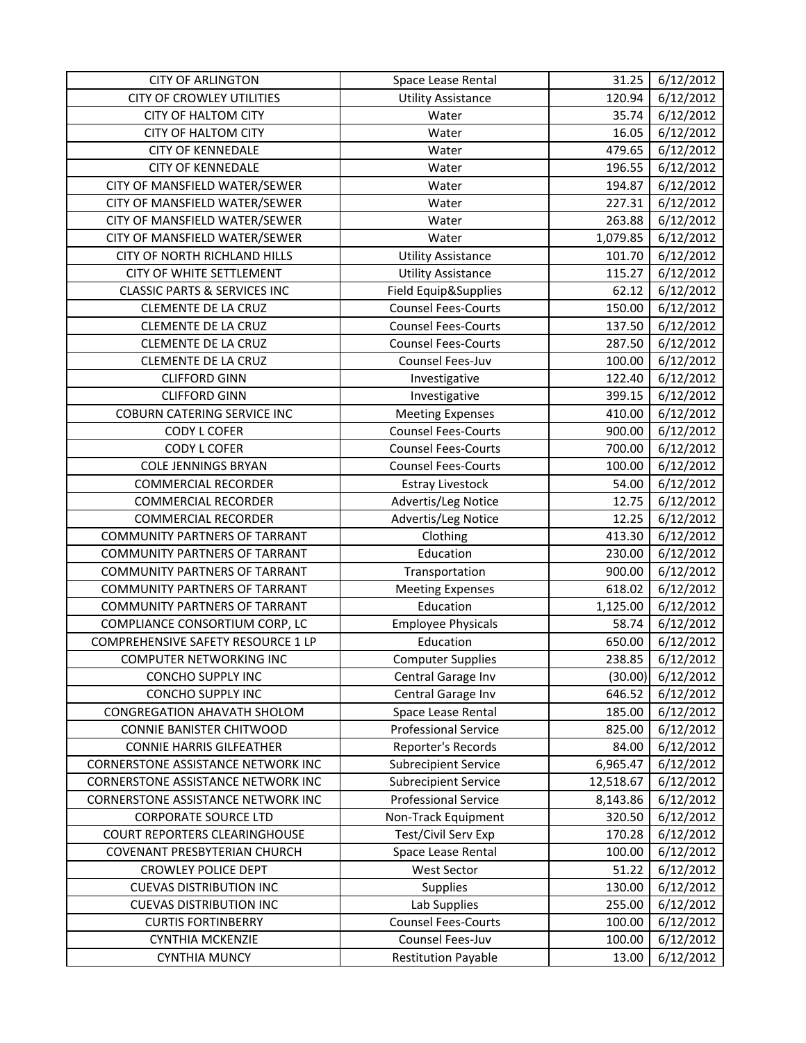| CITY OF ARLINGTON | Space Lease Rental | 31.25 | 6/12/2012 |
|---|---|---|---|
| CITY OF CROWLEY UTILITIES | Utility Assistance | 120.94 | 6/12/2012 |
| CITY OF HALTOM CITY | Water | 35.74 | 6/12/2012 |
| CITY OF HALTOM CITY | Water | 16.05 | 6/12/2012 |
| CITY OF KENNEDALE | Water | 479.65 | 6/12/2012 |
| CITY OF KENNEDALE | Water | 196.55 | 6/12/2012 |
| CITY OF MANSFIELD WATER/SEWER | Water | 194.87 | 6/12/2012 |
| CITY OF MANSFIELD WATER/SEWER | Water | 227.31 | 6/12/2012 |
| CITY OF MANSFIELD WATER/SEWER | Water | 263.88 | 6/12/2012 |
| CITY OF MANSFIELD WATER/SEWER | Water | 1,079.85 | 6/12/2012 |
| CITY OF NORTH RICHLAND HILLS | Utility Assistance | 101.70 | 6/12/2012 |
| CITY OF WHITE SETTLEMENT | Utility Assistance | 115.27 | 6/12/2012 |
| CLASSIC PARTS & SERVICES INC | Field Equip&Supplies | 62.12 | 6/12/2012 |
| CLEMENTE DE LA CRUZ | Counsel Fees-Courts | 150.00 | 6/12/2012 |
| CLEMENTE DE LA CRUZ | Counsel Fees-Courts | 137.50 | 6/12/2012 |
| CLEMENTE DE LA CRUZ | Counsel Fees-Courts | 287.50 | 6/12/2012 |
| CLEMENTE DE LA CRUZ | Counsel Fees-Juv | 100.00 | 6/12/2012 |
| CLIFFORD GINN | Investigative | 122.40 | 6/12/2012 |
| CLIFFORD GINN | Investigative | 399.15 | 6/12/2012 |
| COBURN CATERING SERVICE INC | Meeting Expenses | 410.00 | 6/12/2012 |
| CODY L COFER | Counsel Fees-Courts | 900.00 | 6/12/2012 |
| CODY L COFER | Counsel Fees-Courts | 700.00 | 6/12/2012 |
| COLE JENNINGS BRYAN | Counsel Fees-Courts | 100.00 | 6/12/2012 |
| COMMERCIAL RECORDER | Estray Livestock | 54.00 | 6/12/2012 |
| COMMERCIAL RECORDER | Advertis/Leg Notice | 12.75 | 6/12/2012 |
| COMMERCIAL RECORDER | Advertis/Leg Notice | 12.25 | 6/12/2012 |
| COMMUNITY PARTNERS OF TARRANT | Clothing | 413.30 | 6/12/2012 |
| COMMUNITY PARTNERS OF TARRANT | Education | 230.00 | 6/12/2012 |
| COMMUNITY PARTNERS OF TARRANT | Transportation | 900.00 | 6/12/2012 |
| COMMUNITY PARTNERS OF TARRANT | Meeting Expenses | 618.02 | 6/12/2012 |
| COMMUNITY PARTNERS OF TARRANT | Education | 1,125.00 | 6/12/2012 |
| COMPLIANCE CONSORTIUM CORP, LC | Employee Physicals | 58.74 | 6/12/2012 |
| COMPREHENSIVE SAFETY RESOURCE 1 LP | Education | 650.00 | 6/12/2012 |
| COMPUTER NETWORKING INC | Computer Supplies | 238.85 | 6/12/2012 |
| CONCHO SUPPLY INC | Central Garage Inv | (30.00) | 6/12/2012 |
| CONCHO SUPPLY INC | Central Garage Inv | 646.52 | 6/12/2012 |
| CONGREGATION AHAVATH SHOLOM | Space Lease Rental | 185.00 | 6/12/2012 |
| CONNIE BANISTER CHITWOOD | Professional Service | 825.00 | 6/12/2012 |
| CONNIE HARRIS GILFEATHER | Reporter's Records | 84.00 | 6/12/2012 |
| CORNERSTONE ASSISTANCE NETWORK INC | Subrecipient Service | 6,965.47 | 6/12/2012 |
| CORNERSTONE ASSISTANCE NETWORK INC | Subrecipient Service | 12,518.67 | 6/12/2012 |
| CORNERSTONE ASSISTANCE NETWORK INC | Professional Service | 8,143.86 | 6/12/2012 |
| CORPORATE SOURCE LTD | Non-Track Equipment | 320.50 | 6/12/2012 |
| COURT REPORTERS CLEARINGHOUSE | Test/Civil Serv Exp | 170.28 | 6/12/2012 |
| COVENANT PRESBYTERIAN CHURCH | Space Lease Rental | 100.00 | 6/12/2012 |
| CROWLEY POLICE DEPT | West Sector | 51.22 | 6/12/2012 |
| CUEVAS DISTRIBUTION INC | Supplies | 130.00 | 6/12/2012 |
| CUEVAS DISTRIBUTION INC | Lab Supplies | 255.00 | 6/12/2012 |
| CURTIS FORTINBERRY | Counsel Fees-Courts | 100.00 | 6/12/2012 |
| CYNTHIA MCKENZIE | Counsel Fees-Juv | 100.00 | 6/12/2012 |
| CYNTHIA MUNCY | Restitution Payable | 13.00 | 6/12/2012 |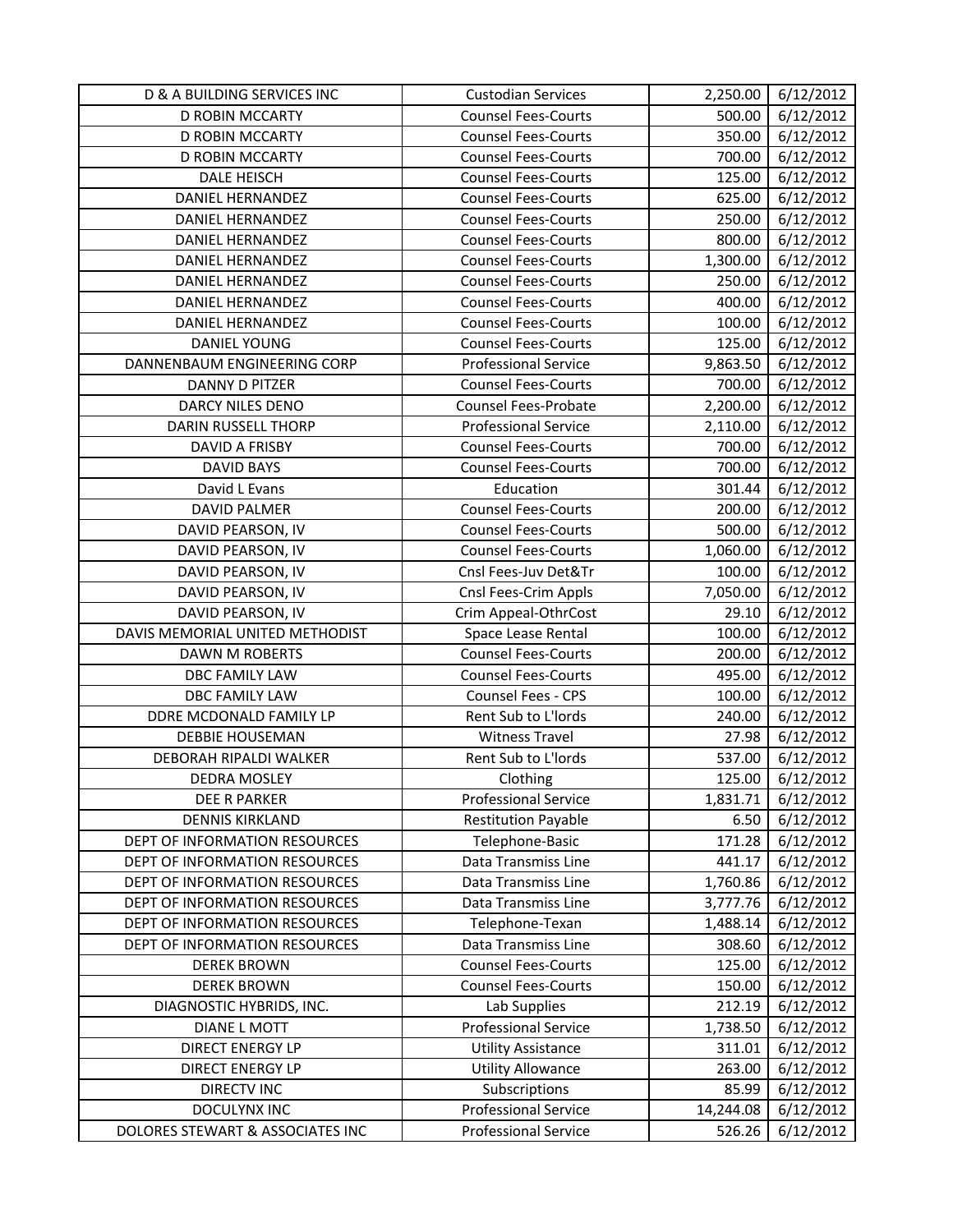| D & A BUILDING SERVICES INC | Custodian Services | 2,250.00 | 6/12/2012 |
|---|---|---|---|
| D ROBIN MCCARTY | Counsel Fees-Courts | 500.00 | 6/12/2012 |
| D ROBIN MCCARTY | Counsel Fees-Courts | 350.00 | 6/12/2012 |
| D ROBIN MCCARTY | Counsel Fees-Courts | 700.00 | 6/12/2012 |
| DALE HEISCH | Counsel Fees-Courts | 125.00 | 6/12/2012 |
| DANIEL HERNANDEZ | Counsel Fees-Courts | 625.00 | 6/12/2012 |
| DANIEL HERNANDEZ | Counsel Fees-Courts | 250.00 | 6/12/2012 |
| DANIEL HERNANDEZ | Counsel Fees-Courts | 800.00 | 6/12/2012 |
| DANIEL HERNANDEZ | Counsel Fees-Courts | 1,300.00 | 6/12/2012 |
| DANIEL HERNANDEZ | Counsel Fees-Courts | 250.00 | 6/12/2012 |
| DANIEL HERNANDEZ | Counsel Fees-Courts | 400.00 | 6/12/2012 |
| DANIEL HERNANDEZ | Counsel Fees-Courts | 100.00 | 6/12/2012 |
| DANIEL YOUNG | Counsel Fees-Courts | 125.00 | 6/12/2012 |
| DANNENBAUM ENGINEERING CORP | Professional Service | 9,863.50 | 6/12/2012 |
| DANNY D PITZER | Counsel Fees-Courts | 700.00 | 6/12/2012 |
| DARCY NILES DENO | Counsel Fees-Probate | 2,200.00 | 6/12/2012 |
| DARIN RUSSELL THORP | Professional Service | 2,110.00 | 6/12/2012 |
| DAVID A FRISBY | Counsel Fees-Courts | 700.00 | 6/12/2012 |
| DAVID BAYS | Counsel Fees-Courts | 700.00 | 6/12/2012 |
| David L Evans | Education | 301.44 | 6/12/2012 |
| DAVID PALMER | Counsel Fees-Courts | 200.00 | 6/12/2012 |
| DAVID PEARSON, IV | Counsel Fees-Courts | 500.00 | 6/12/2012 |
| DAVID PEARSON, IV | Counsel Fees-Courts | 1,060.00 | 6/12/2012 |
| DAVID PEARSON, IV | Cnsl Fees-Juv Det&Tr | 100.00 | 6/12/2012 |
| DAVID PEARSON, IV | Cnsl Fees-Crim Appls | 7,050.00 | 6/12/2012 |
| DAVID PEARSON, IV | Crim Appeal-OthrCost | 29.10 | 6/12/2012 |
| DAVIS MEMORIAL UNITED METHODIST | Space Lease Rental | 100.00 | 6/12/2012 |
| DAWN M ROBERTS | Counsel Fees-Courts | 200.00 | 6/12/2012 |
| DBC FAMILY LAW | Counsel Fees-Courts | 495.00 | 6/12/2012 |
| DBC FAMILY LAW | Counsel Fees - CPS | 100.00 | 6/12/2012 |
| DDRE MCDONALD FAMILY LP | Rent Sub to L'lords | 240.00 | 6/12/2012 |
| DEBBIE HOUSEMAN | Witness Travel | 27.98 | 6/12/2012 |
| DEBORAH RIPALDI WALKER | Rent Sub to L'lords | 537.00 | 6/12/2012 |
| DEDRA MOSLEY | Clothing | 125.00 | 6/12/2012 |
| DEE R PARKER | Professional Service | 1,831.71 | 6/12/2012 |
| DENNIS KIRKLAND | Restitution Payable | 6.50 | 6/12/2012 |
| DEPT OF INFORMATION RESOURCES | Telephone-Basic | 171.28 | 6/12/2012 |
| DEPT OF INFORMATION RESOURCES | Data Transmiss Line | 441.17 | 6/12/2012 |
| DEPT OF INFORMATION RESOURCES | Data Transmiss Line | 1,760.86 | 6/12/2012 |
| DEPT OF INFORMATION RESOURCES | Data Transmiss Line | 3,777.76 | 6/12/2012 |
| DEPT OF INFORMATION RESOURCES | Telephone-Texan | 1,488.14 | 6/12/2012 |
| DEPT OF INFORMATION RESOURCES | Data Transmiss Line | 308.60 | 6/12/2012 |
| DEREK BROWN | Counsel Fees-Courts | 125.00 | 6/12/2012 |
| DEREK BROWN | Counsel Fees-Courts | 150.00 | 6/12/2012 |
| DIAGNOSTIC HYBRIDS, INC. | Lab Supplies | 212.19 | 6/12/2012 |
| DIANE L MOTT | Professional Service | 1,738.50 | 6/12/2012 |
| DIRECT ENERGY LP | Utility Assistance | 311.01 | 6/12/2012 |
| DIRECT ENERGY LP | Utility Allowance | 263.00 | 6/12/2012 |
| DIRECTV INC | Subscriptions | 85.99 | 6/12/2012 |
| DOCULYNX INC | Professional Service | 14,244.08 | 6/12/2012 |
| DOLORES STEWART & ASSOCIATES INC | Professional Service | 526.26 | 6/12/2012 |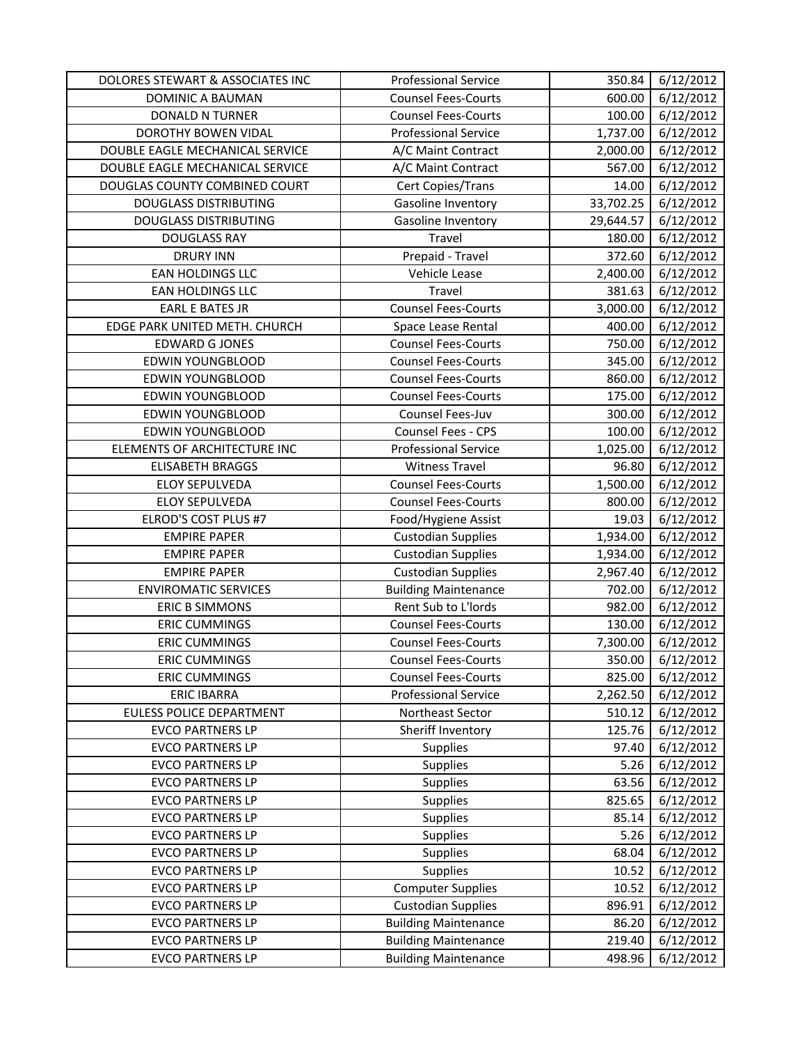| DOLORES STEWART & ASSOCIATES INC | Professional Service | 350.84 | 6/12/2012 |
|---|---|---|---|
| DOMINIC A BAUMAN | Counsel Fees-Courts | 600.00 | 6/12/2012 |
| DONALD N TURNER | Counsel Fees-Courts | 100.00 | 6/12/2012 |
| DOROTHY BOWEN VIDAL | Professional Service | 1,737.00 | 6/12/2012 |
| DOUBLE EAGLE MECHANICAL SERVICE | A/C Maint Contract | 2,000.00 | 6/12/2012 |
| DOUBLE EAGLE MECHANICAL SERVICE | A/C Maint Contract | 567.00 | 6/12/2012 |
| DOUGLAS COUNTY COMBINED COURT | Cert Copies/Trans | 14.00 | 6/12/2012 |
| DOUGLASS DISTRIBUTING | Gasoline Inventory | 33,702.25 | 6/12/2012 |
| DOUGLASS DISTRIBUTING | Gasoline Inventory | 29,644.57 | 6/12/2012 |
| DOUGLASS RAY | Travel | 180.00 | 6/12/2012 |
| DRURY INN | Prepaid - Travel | 372.60 | 6/12/2012 |
| EAN HOLDINGS LLC | Vehicle Lease | 2,400.00 | 6/12/2012 |
| EAN HOLDINGS LLC | Travel | 381.63 | 6/12/2012 |
| EARL E BATES JR | Counsel Fees-Courts | 3,000.00 | 6/12/2012 |
| EDGE PARK UNITED METH. CHURCH | Space Lease Rental | 400.00 | 6/12/2012 |
| EDWARD G JONES | Counsel Fees-Courts | 750.00 | 6/12/2012 |
| EDWIN YOUNGBLOOD | Counsel Fees-Courts | 345.00 | 6/12/2012 |
| EDWIN YOUNGBLOOD | Counsel Fees-Courts | 860.00 | 6/12/2012 |
| EDWIN YOUNGBLOOD | Counsel Fees-Courts | 175.00 | 6/12/2012 |
| EDWIN YOUNGBLOOD | Counsel Fees-Juv | 300.00 | 6/12/2012 |
| EDWIN YOUNGBLOOD | Counsel Fees - CPS | 100.00 | 6/12/2012 |
| ELEMENTS OF ARCHITECTURE INC | Professional Service | 1,025.00 | 6/12/2012 |
| ELISABETH BRAGGS | Witness Travel | 96.80 | 6/12/2012 |
| ELOY SEPULVEDA | Counsel Fees-Courts | 1,500.00 | 6/12/2012 |
| ELOY SEPULVEDA | Counsel Fees-Courts | 800.00 | 6/12/2012 |
| ELROD'S COST PLUS #7 | Food/Hygiene Assist | 19.03 | 6/12/2012 |
| EMPIRE PAPER | Custodian Supplies | 1,934.00 | 6/12/2012 |
| EMPIRE PAPER | Custodian Supplies | 1,934.00 | 6/12/2012 |
| EMPIRE PAPER | Custodian Supplies | 2,967.40 | 6/12/2012 |
| ENVIROMATIC SERVICES | Building Maintenance | 702.00 | 6/12/2012 |
| ERIC B SIMMONS | Rent Sub to L'lords | 982.00 | 6/12/2012 |
| ERIC CUMMINGS | Counsel Fees-Courts | 130.00 | 6/12/2012 |
| ERIC CUMMINGS | Counsel Fees-Courts | 7,300.00 | 6/12/2012 |
| ERIC CUMMINGS | Counsel Fees-Courts | 350.00 | 6/12/2012 |
| ERIC CUMMINGS | Counsel Fees-Courts | 825.00 | 6/12/2012 |
| ERIC IBARRA | Professional Service | 2,262.50 | 6/12/2012 |
| EULESS POLICE DEPARTMENT | Northeast Sector | 510.12 | 6/12/2012 |
| EVCO PARTNERS LP | Sheriff Inventory | 125.76 | 6/12/2012 |
| EVCO PARTNERS LP | Supplies | 97.40 | 6/12/2012 |
| EVCO PARTNERS LP | Supplies | 5.26 | 6/12/2012 |
| EVCO PARTNERS LP | Supplies | 63.56 | 6/12/2012 |
| EVCO PARTNERS LP | Supplies | 825.65 | 6/12/2012 |
| EVCO PARTNERS LP | Supplies | 85.14 | 6/12/2012 |
| EVCO PARTNERS LP | Supplies | 5.26 | 6/12/2012 |
| EVCO PARTNERS LP | Supplies | 68.04 | 6/12/2012 |
| EVCO PARTNERS LP | Supplies | 10.52 | 6/12/2012 |
| EVCO PARTNERS LP | Computer Supplies | 10.52 | 6/12/2012 |
| EVCO PARTNERS LP | Custodian Supplies | 896.91 | 6/12/2012 |
| EVCO PARTNERS LP | Building Maintenance | 86.20 | 6/12/2012 |
| EVCO PARTNERS LP | Building Maintenance | 219.40 | 6/12/2012 |
| EVCO PARTNERS LP | Building Maintenance | 498.96 | 6/12/2012 |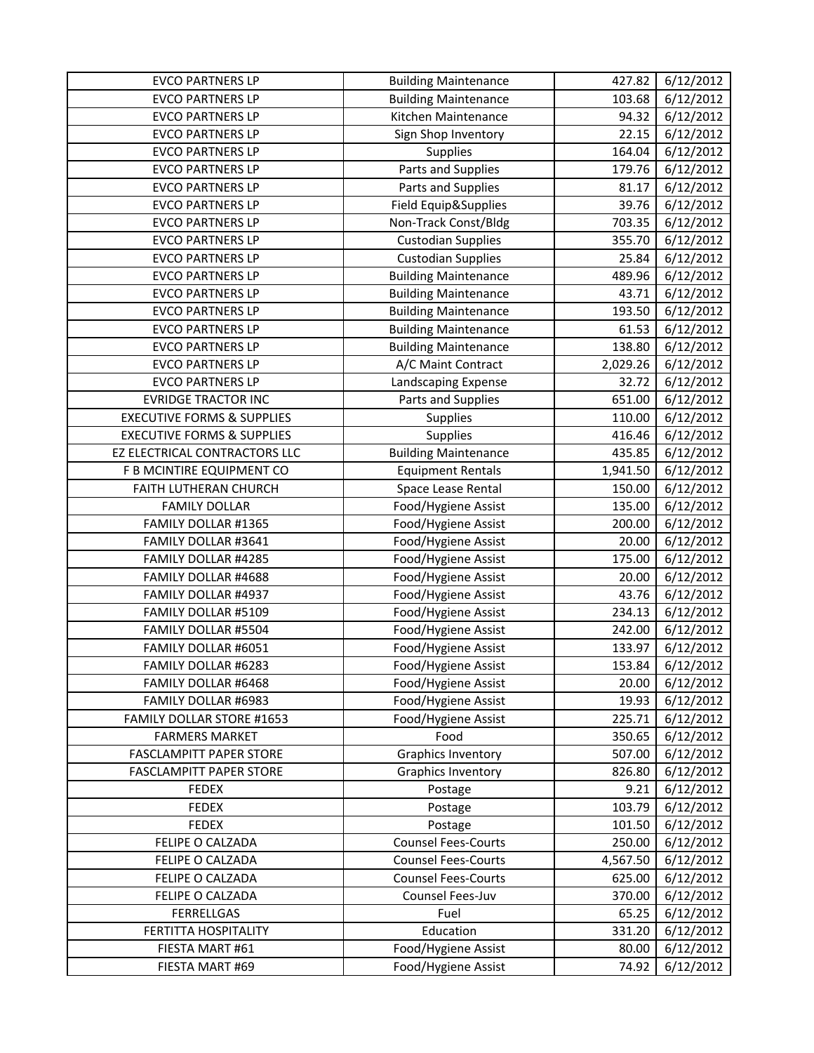| EVCO PARTNERS LP | Building Maintenance | 427.82 | 6/12/2012 |
|---|---|---|---|
| EVCO PARTNERS LP | Building Maintenance | 103.68 | 6/12/2012 |
| EVCO PARTNERS LP | Kitchen Maintenance | 94.32 | 6/12/2012 |
| EVCO PARTNERS LP | Sign Shop Inventory | 22.15 | 6/12/2012 |
| EVCO PARTNERS LP | Supplies | 164.04 | 6/12/2012 |
| EVCO PARTNERS LP | Parts and Supplies | 179.76 | 6/12/2012 |
| EVCO PARTNERS LP | Parts and Supplies | 81.17 | 6/12/2012 |
| EVCO PARTNERS LP | Field Equip&Supplies | 39.76 | 6/12/2012 |
| EVCO PARTNERS LP | Non-Track Const/Bldg | 703.35 | 6/12/2012 |
| EVCO PARTNERS LP | Custodian Supplies | 355.70 | 6/12/2012 |
| EVCO PARTNERS LP | Custodian Supplies | 25.84 | 6/12/2012 |
| EVCO PARTNERS LP | Building Maintenance | 489.96 | 6/12/2012 |
| EVCO PARTNERS LP | Building Maintenance | 43.71 | 6/12/2012 |
| EVCO PARTNERS LP | Building Maintenance | 193.50 | 6/12/2012 |
| EVCO PARTNERS LP | Building Maintenance | 61.53 | 6/12/2012 |
| EVCO PARTNERS LP | Building Maintenance | 138.80 | 6/12/2012 |
| EVCO PARTNERS LP | A/C Maint Contract | 2,029.26 | 6/12/2012 |
| EVCO PARTNERS LP | Landscaping Expense | 32.72 | 6/12/2012 |
| EVRIDGE TRACTOR INC | Parts and Supplies | 651.00 | 6/12/2012 |
| EXECUTIVE FORMS & SUPPLIES | Supplies | 110.00 | 6/12/2012 |
| EXECUTIVE FORMS & SUPPLIES | Supplies | 416.46 | 6/12/2012 |
| EZ ELECTRICAL CONTRACTORS LLC | Building Maintenance | 435.85 | 6/12/2012 |
| F B MCINTIRE EQUIPMENT CO | Equipment Rentals | 1,941.50 | 6/12/2012 |
| FAITH LUTHERAN CHURCH | Space Lease Rental | 150.00 | 6/12/2012 |
| FAMILY DOLLAR | Food/Hygiene Assist | 135.00 | 6/12/2012 |
| FAMILY DOLLAR #1365 | Food/Hygiene Assist | 200.00 | 6/12/2012 |
| FAMILY DOLLAR #3641 | Food/Hygiene Assist | 20.00 | 6/12/2012 |
| FAMILY DOLLAR #4285 | Food/Hygiene Assist | 175.00 | 6/12/2012 |
| FAMILY DOLLAR #4688 | Food/Hygiene Assist | 20.00 | 6/12/2012 |
| FAMILY DOLLAR #4937 | Food/Hygiene Assist | 43.76 | 6/12/2012 |
| FAMILY DOLLAR #5109 | Food/Hygiene Assist | 234.13 | 6/12/2012 |
| FAMILY DOLLAR #5504 | Food/Hygiene Assist | 242.00 | 6/12/2012 |
| FAMILY DOLLAR #6051 | Food/Hygiene Assist | 133.97 | 6/12/2012 |
| FAMILY DOLLAR #6283 | Food/Hygiene Assist | 153.84 | 6/12/2012 |
| FAMILY DOLLAR #6468 | Food/Hygiene Assist | 20.00 | 6/12/2012 |
| FAMILY DOLLAR #6983 | Food/Hygiene Assist | 19.93 | 6/12/2012 |
| FAMILY DOLLAR STORE #1653 | Food/Hygiene Assist | 225.71 | 6/12/2012 |
| FARMERS MARKET | Food | 350.65 | 6/12/2012 |
| FASCLAMPITT PAPER STORE | Graphics Inventory | 507.00 | 6/12/2012 |
| FASCLAMPITT PAPER STORE | Graphics Inventory | 826.80 | 6/12/2012 |
| FEDEX | Postage | 9.21 | 6/12/2012 |
| FEDEX | Postage | 103.79 | 6/12/2012 |
| FEDEX | Postage | 101.50 | 6/12/2012 |
| FELIPE O CALZADA | Counsel Fees-Courts | 250.00 | 6/12/2012 |
| FELIPE O CALZADA | Counsel Fees-Courts | 4,567.50 | 6/12/2012 |
| FELIPE O CALZADA | Counsel Fees-Courts | 625.00 | 6/12/2012 |
| FELIPE O CALZADA | Counsel Fees-Juv | 370.00 | 6/12/2012 |
| FERRELLGAS | Fuel | 65.25 | 6/12/2012 |
| FERTITTA HOSPITALITY | Education | 331.20 | 6/12/2012 |
| FIESTA MART #61 | Food/Hygiene Assist | 80.00 | 6/12/2012 |
| FIESTA MART #69 | Food/Hygiene Assist | 74.92 | 6/12/2012 |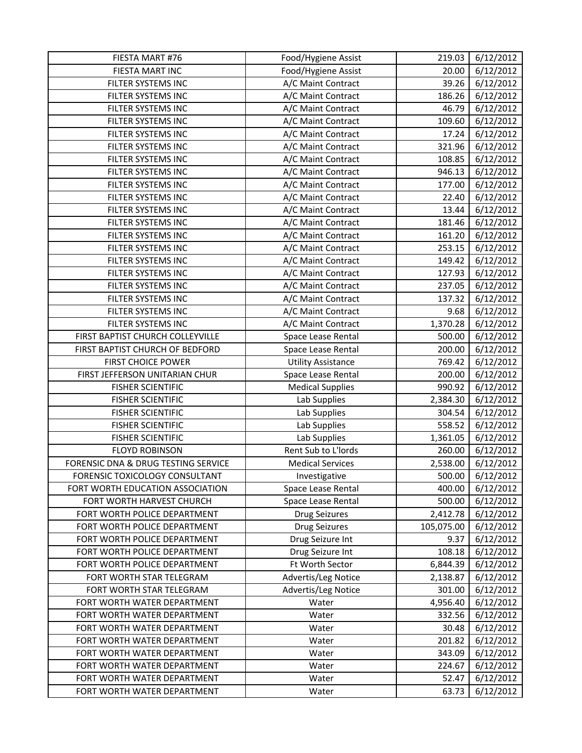| FIESTA MART #76 | Food/Hygiene Assist | 219.03 | 6/12/2012 |
|---|---|---|---|
| FIESTA MART INC | Food/Hygiene Assist | 20.00 | 6/12/2012 |
| FILTER SYSTEMS INC | A/C Maint Contract | 39.26 | 6/12/2012 |
| FILTER SYSTEMS INC | A/C Maint Contract | 186.26 | 6/12/2012 |
| FILTER SYSTEMS INC | A/C Maint Contract | 46.79 | 6/12/2012 |
| FILTER SYSTEMS INC | A/C Maint Contract | 109.60 | 6/12/2012 |
| FILTER SYSTEMS INC | A/C Maint Contract | 17.24 | 6/12/2012 |
| FILTER SYSTEMS INC | A/C Maint Contract | 321.96 | 6/12/2012 |
| FILTER SYSTEMS INC | A/C Maint Contract | 108.85 | 6/12/2012 |
| FILTER SYSTEMS INC | A/C Maint Contract | 946.13 | 6/12/2012 |
| FILTER SYSTEMS INC | A/C Maint Contract | 177.00 | 6/12/2012 |
| FILTER SYSTEMS INC | A/C Maint Contract | 22.40 | 6/12/2012 |
| FILTER SYSTEMS INC | A/C Maint Contract | 13.44 | 6/12/2012 |
| FILTER SYSTEMS INC | A/C Maint Contract | 181.46 | 6/12/2012 |
| FILTER SYSTEMS INC | A/C Maint Contract | 161.20 | 6/12/2012 |
| FILTER SYSTEMS INC | A/C Maint Contract | 253.15 | 6/12/2012 |
| FILTER SYSTEMS INC | A/C Maint Contract | 149.42 | 6/12/2012 |
| FILTER SYSTEMS INC | A/C Maint Contract | 127.93 | 6/12/2012 |
| FILTER SYSTEMS INC | A/C Maint Contract | 237.05 | 6/12/2012 |
| FILTER SYSTEMS INC | A/C Maint Contract | 137.32 | 6/12/2012 |
| FILTER SYSTEMS INC | A/C Maint Contract | 9.68 | 6/12/2012 |
| FILTER SYSTEMS INC | A/C Maint Contract | 1,370.28 | 6/12/2012 |
| FIRST BAPTIST CHURCH COLLEYVILLE | Space Lease Rental | 500.00 | 6/12/2012 |
| FIRST BAPTIST CHURCH OF BEDFORD | Space Lease Rental | 200.00 | 6/12/2012 |
| FIRST CHOICE POWER | Utility Assistance | 769.42 | 6/12/2012 |
| FIRST JEFFERSON UNITARIAN CHUR | Space Lease Rental | 200.00 | 6/12/2012 |
| FISHER SCIENTIFIC | Medical Supplies | 990.92 | 6/12/2012 |
| FISHER SCIENTIFIC | Lab Supplies | 2,384.30 | 6/12/2012 |
| FISHER SCIENTIFIC | Lab Supplies | 304.54 | 6/12/2012 |
| FISHER SCIENTIFIC | Lab Supplies | 558.52 | 6/12/2012 |
| FISHER SCIENTIFIC | Lab Supplies | 1,361.05 | 6/12/2012 |
| FLOYD ROBINSON | Rent Sub to L'lords | 260.00 | 6/12/2012 |
| FORENSIC DNA & DRUG TESTING SERVICE | Medical Services | 2,538.00 | 6/12/2012 |
| FORENSIC TOXICOLOGY CONSULTANT | Investigative | 500.00 | 6/12/2012 |
| FORT WORTH EDUCATION ASSOCIATION | Space Lease Rental | 400.00 | 6/12/2012 |
| FORT WORTH HARVEST CHURCH | Space Lease Rental | 500.00 | 6/12/2012 |
| FORT WORTH POLICE DEPARTMENT | Drug Seizures | 2,412.78 | 6/12/2012 |
| FORT WORTH POLICE DEPARTMENT | Drug Seizures | 105,075.00 | 6/12/2012 |
| FORT WORTH POLICE DEPARTMENT | Drug Seizure Int | 9.37 | 6/12/2012 |
| FORT WORTH POLICE DEPARTMENT | Drug Seizure Int | 108.18 | 6/12/2012 |
| FORT WORTH POLICE DEPARTMENT | Ft Worth Sector | 6,844.39 | 6/12/2012 |
| FORT WORTH STAR TELEGRAM | Advertis/Leg Notice | 2,138.87 | 6/12/2012 |
| FORT WORTH STAR TELEGRAM | Advertis/Leg Notice | 301.00 | 6/12/2012 |
| FORT WORTH WATER DEPARTMENT | Water | 4,956.40 | 6/12/2012 |
| FORT WORTH WATER DEPARTMENT | Water | 332.56 | 6/12/2012 |
| FORT WORTH WATER DEPARTMENT | Water | 30.48 | 6/12/2012 |
| FORT WORTH WATER DEPARTMENT | Water | 201.82 | 6/12/2012 |
| FORT WORTH WATER DEPARTMENT | Water | 343.09 | 6/12/2012 |
| FORT WORTH WATER DEPARTMENT | Water | 224.67 | 6/12/2012 |
| FORT WORTH WATER DEPARTMENT | Water | 52.47 | 6/12/2012 |
| FORT WORTH WATER DEPARTMENT | Water | 63.73 | 6/12/2012 |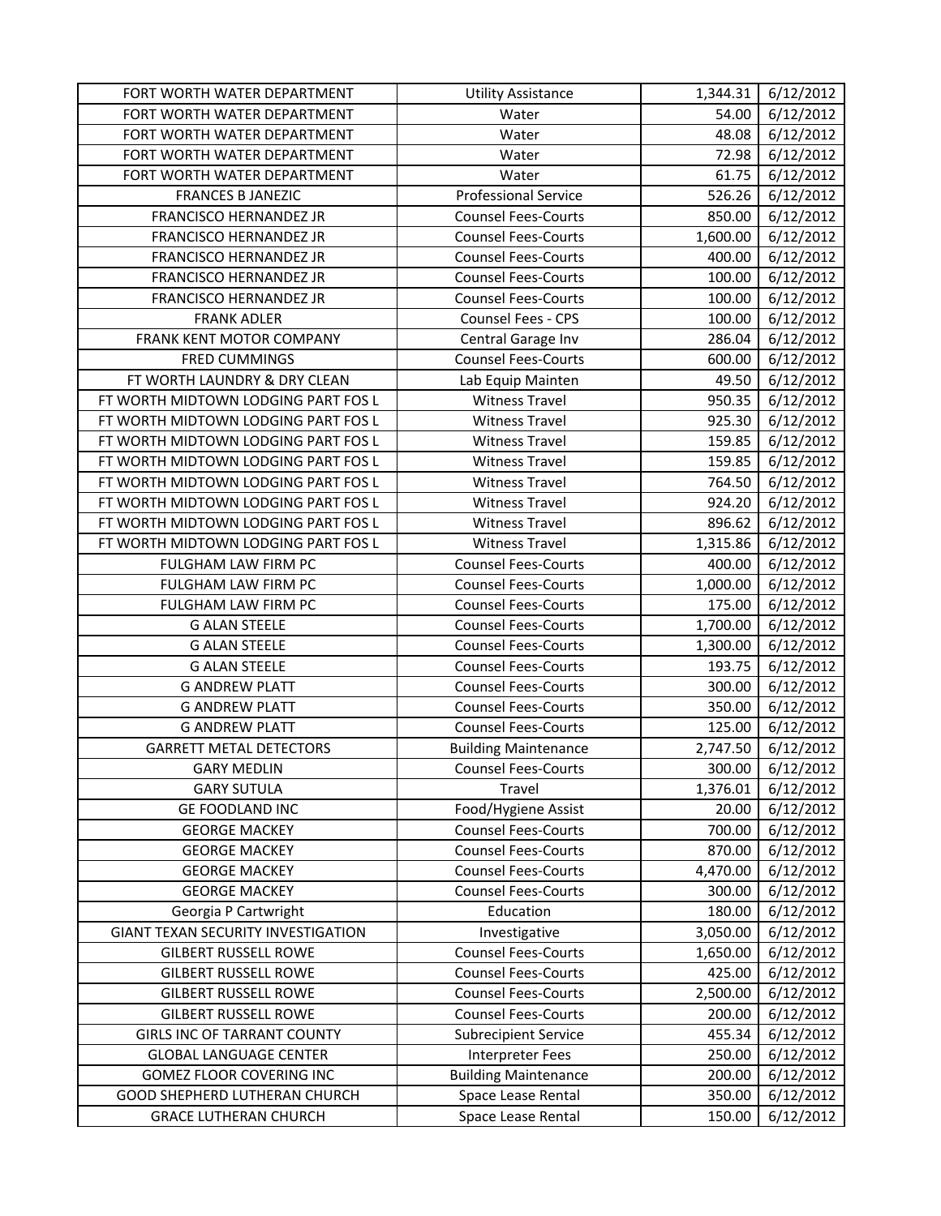| FORT WORTH WATER DEPARTMENT | Utility Assistance | 1,344.31 | 6/12/2012 |
|---|---|---|---|
| FORT WORTH WATER DEPARTMENT | Water | 54.00 | 6/12/2012 |
| FORT WORTH WATER DEPARTMENT | Water | 48.08 | 6/12/2012 |
| FORT WORTH WATER DEPARTMENT | Water | 72.98 | 6/12/2012 |
| FORT WORTH WATER DEPARTMENT | Water | 61.75 | 6/12/2012 |
| FRANCES B JANEZIC | Professional Service | 526.26 | 6/12/2012 |
| FRANCISCO HERNANDEZ JR | Counsel Fees-Courts | 850.00 | 6/12/2012 |
| FRANCISCO HERNANDEZ JR | Counsel Fees-Courts | 1,600.00 | 6/12/2012 |
| FRANCISCO HERNANDEZ JR | Counsel Fees-Courts | 400.00 | 6/12/2012 |
| FRANCISCO HERNANDEZ JR | Counsel Fees-Courts | 100.00 | 6/12/2012 |
| FRANCISCO HERNANDEZ JR | Counsel Fees-Courts | 100.00 | 6/12/2012 |
| FRANK ADLER | Counsel Fees - CPS | 100.00 | 6/12/2012 |
| FRANK KENT MOTOR COMPANY | Central Garage Inv | 286.04 | 6/12/2012 |
| FRED CUMMINGS | Counsel Fees-Courts | 600.00 | 6/12/2012 |
| FT WORTH LAUNDRY & DRY CLEAN | Lab Equip Mainten | 49.50 | 6/12/2012 |
| FT WORTH MIDTOWN LODGING PART FOS L | Witness Travel | 950.35 | 6/12/2012 |
| FT WORTH MIDTOWN LODGING PART FOS L | Witness Travel | 925.30 | 6/12/2012 |
| FT WORTH MIDTOWN LODGING PART FOS L | Witness Travel | 159.85 | 6/12/2012 |
| FT WORTH MIDTOWN LODGING PART FOS L | Witness Travel | 159.85 | 6/12/2012 |
| FT WORTH MIDTOWN LODGING PART FOS L | Witness Travel | 764.50 | 6/12/2012 |
| FT WORTH MIDTOWN LODGING PART FOS L | Witness Travel | 924.20 | 6/12/2012 |
| FT WORTH MIDTOWN LODGING PART FOS L | Witness Travel | 896.62 | 6/12/2012 |
| FT WORTH MIDTOWN LODGING PART FOS L | Witness Travel | 1,315.86 | 6/12/2012 |
| FULGHAM LAW FIRM PC | Counsel Fees-Courts | 400.00 | 6/12/2012 |
| FULGHAM LAW FIRM PC | Counsel Fees-Courts | 1,000.00 | 6/12/2012 |
| FULGHAM LAW FIRM PC | Counsel Fees-Courts | 175.00 | 6/12/2012 |
| G ALAN STEELE | Counsel Fees-Courts | 1,700.00 | 6/12/2012 |
| G ALAN STEELE | Counsel Fees-Courts | 1,300.00 | 6/12/2012 |
| G ALAN STEELE | Counsel Fees-Courts | 193.75 | 6/12/2012 |
| G ANDREW PLATT | Counsel Fees-Courts | 300.00 | 6/12/2012 |
| G ANDREW PLATT | Counsel Fees-Courts | 350.00 | 6/12/2012 |
| G ANDREW PLATT | Counsel Fees-Courts | 125.00 | 6/12/2012 |
| GARRETT METAL DETECTORS | Building Maintenance | 2,747.50 | 6/12/2012 |
| GARY MEDLIN | Counsel Fees-Courts | 300.00 | 6/12/2012 |
| GARY SUTULA | Travel | 1,376.01 | 6/12/2012 |
| GE FOODLAND INC | Food/Hygiene Assist | 20.00 | 6/12/2012 |
| GEORGE MACKEY | Counsel Fees-Courts | 700.00 | 6/12/2012 |
| GEORGE MACKEY | Counsel Fees-Courts | 870.00 | 6/12/2012 |
| GEORGE MACKEY | Counsel Fees-Courts | 4,470.00 | 6/12/2012 |
| GEORGE MACKEY | Counsel Fees-Courts | 300.00 | 6/12/2012 |
| Georgia P Cartwright | Education | 180.00 | 6/12/2012 |
| GIANT TEXAN SECURITY INVESTIGATION | Investigative | 3,050.00 | 6/12/2012 |
| GILBERT RUSSELL ROWE | Counsel Fees-Courts | 1,650.00 | 6/12/2012 |
| GILBERT RUSSELL ROWE | Counsel Fees-Courts | 425.00 | 6/12/2012 |
| GILBERT RUSSELL ROWE | Counsel Fees-Courts | 2,500.00 | 6/12/2012 |
| GILBERT RUSSELL ROWE | Counsel Fees-Courts | 200.00 | 6/12/2012 |
| GIRLS INC OF TARRANT COUNTY | Subrecipient Service | 455.34 | 6/12/2012 |
| GLOBAL LANGUAGE CENTER | Interpreter Fees | 250.00 | 6/12/2012 |
| GOMEZ FLOOR COVERING INC | Building Maintenance | 200.00 | 6/12/2012 |
| GOOD SHEPHERD LUTHERAN CHURCH | Space Lease Rental | 350.00 | 6/12/2012 |
| GRACE LUTHERAN CHURCH | Space Lease Rental | 150.00 | 6/12/2012 |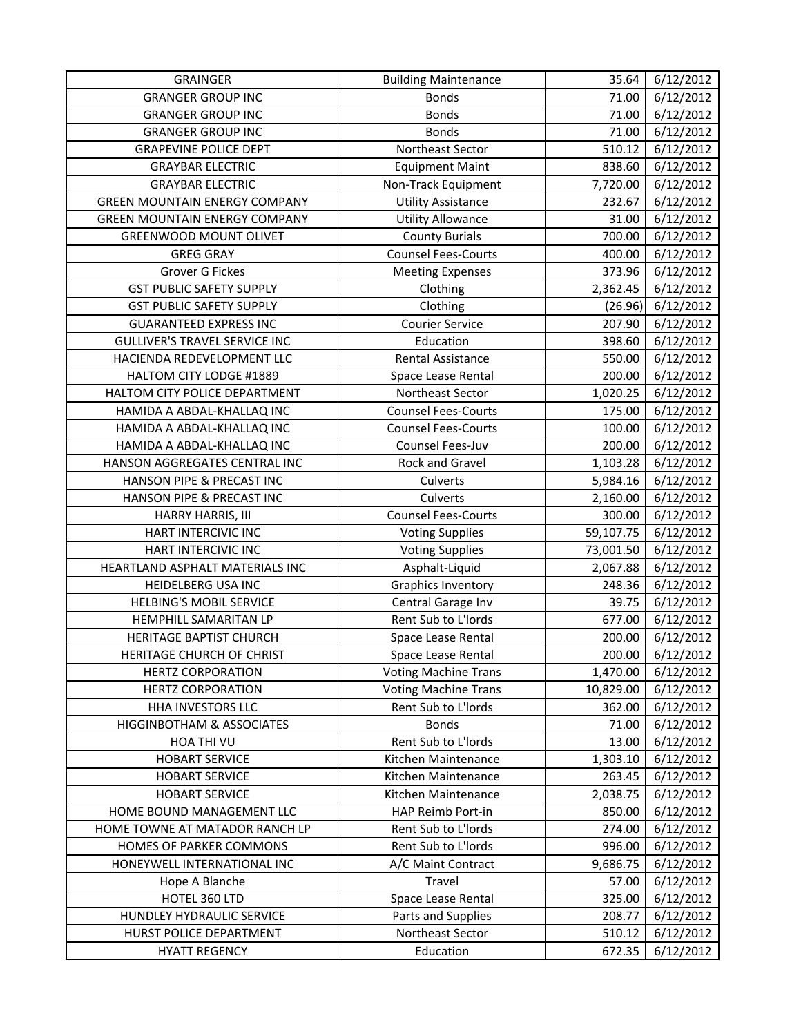| GRAINGER | Building Maintenance | 35.64 | 6/12/2012 |
|---|---|---|---|
| GRANGER GROUP INC | Bonds | 71.00 | 6/12/2012 |
| GRANGER GROUP INC | Bonds | 71.00 | 6/12/2012 |
| GRANGER GROUP INC | Bonds | 71.00 | 6/12/2012 |
| GRAPEVINE POLICE DEPT | Northeast Sector | 510.12 | 6/12/2012 |
| GRAYBAR ELECTRIC | Equipment Maint | 838.60 | 6/12/2012 |
| GRAYBAR ELECTRIC | Non-Track Equipment | 7,720.00 | 6/12/2012 |
| GREEN MOUNTAIN ENERGY COMPANY | Utility Assistance | 232.67 | 6/12/2012 |
| GREEN MOUNTAIN ENERGY COMPANY | Utility Allowance | 31.00 | 6/12/2012 |
| GREENWOOD MOUNT OLIVET | County Burials | 700.00 | 6/12/2012 |
| GREG GRAY | Counsel Fees-Courts | 400.00 | 6/12/2012 |
| Grover G Fickes | Meeting Expenses | 373.96 | 6/12/2012 |
| GST PUBLIC SAFETY SUPPLY | Clothing | 2,362.45 | 6/12/2012 |
| GST PUBLIC SAFETY SUPPLY | Clothing | (26.96) | 6/12/2012 |
| GUARANTEED EXPRESS INC | Courier Service | 207.90 | 6/12/2012 |
| GULLIVER'S TRAVEL SERVICE INC | Education | 398.60 | 6/12/2012 |
| HACIENDA REDEVELOPMENT LLC | Rental Assistance | 550.00 | 6/12/2012 |
| HALTOM CITY LODGE #1889 | Space Lease Rental | 200.00 | 6/12/2012 |
| HALTOM CITY POLICE DEPARTMENT | Northeast Sector | 1,020.25 | 6/12/2012 |
| HAMIDA A ABDAL-KHALLAQ INC | Counsel Fees-Courts | 175.00 | 6/12/2012 |
| HAMIDA A ABDAL-KHALLAQ INC | Counsel Fees-Courts | 100.00 | 6/12/2012 |
| HAMIDA A ABDAL-KHALLAQ INC | Counsel Fees-Juv | 200.00 | 6/12/2012 |
| HANSON AGGREGATES CENTRAL INC | Rock and Gravel | 1,103.28 | 6/12/2012 |
| HANSON PIPE & PRECAST INC | Culverts | 5,984.16 | 6/12/2012 |
| HANSON PIPE & PRECAST INC | Culverts | 2,160.00 | 6/12/2012 |
| HARRY HARRIS, III | Counsel Fees-Courts | 300.00 | 6/12/2012 |
| HART INTERCIVIC INC | Voting Supplies | 59,107.75 | 6/12/2012 |
| HART INTERCIVIC INC | Voting Supplies | 73,001.50 | 6/12/2012 |
| HEARTLAND ASPHALT MATERIALS INC | Asphalt-Liquid | 2,067.88 | 6/12/2012 |
| HEIDELBERG USA INC | Graphics Inventory | 248.36 | 6/12/2012 |
| HELBING'S MOBIL SERVICE | Central Garage Inv | 39.75 | 6/12/2012 |
| HEMPHILL SAMARITAN LP | Rent Sub to L'lords | 677.00 | 6/12/2012 |
| HERITAGE BAPTIST CHURCH | Space Lease Rental | 200.00 | 6/12/2012 |
| HERITAGE CHURCH OF CHRIST | Space Lease Rental | 200.00 | 6/12/2012 |
| HERTZ CORPORATION | Voting Machine Trans | 1,470.00 | 6/12/2012 |
| HERTZ CORPORATION | Voting Machine Trans | 10,829.00 | 6/12/2012 |
| HHA INVESTORS LLC | Rent Sub to L'lords | 362.00 | 6/12/2012 |
| HIGGINBOTHAM & ASSOCIATES | Bonds | 71.00 | 6/12/2012 |
| HOA THI VU | Rent Sub to L'lords | 13.00 | 6/12/2012 |
| HOBART SERVICE | Kitchen Maintenance | 1,303.10 | 6/12/2012 |
| HOBART SERVICE | Kitchen Maintenance | 263.45 | 6/12/2012 |
| HOBART SERVICE | Kitchen Maintenance | 2,038.75 | 6/12/2012 |
| HOME BOUND MANAGEMENT LLC | HAP Reimb Port-in | 850.00 | 6/12/2012 |
| HOME TOWNE AT MATADOR RANCH LP | Rent Sub to L'lords | 274.00 | 6/12/2012 |
| HOMES OF PARKER COMMONS | Rent Sub to L'lords | 996.00 | 6/12/2012 |
| HONEYWELL INTERNATIONAL INC | A/C Maint Contract | 9,686.75 | 6/12/2012 |
| Hope A Blanche | Travel | 57.00 | 6/12/2012 |
| HOTEL 360 LTD | Space Lease Rental | 325.00 | 6/12/2012 |
| HUNDLEY HYDRAULIC SERVICE | Parts and Supplies | 208.77 | 6/12/2012 |
| HURST POLICE DEPARTMENT | Northeast Sector | 510.12 | 6/12/2012 |
| HYATT REGENCY | Education | 672.35 | 6/12/2012 |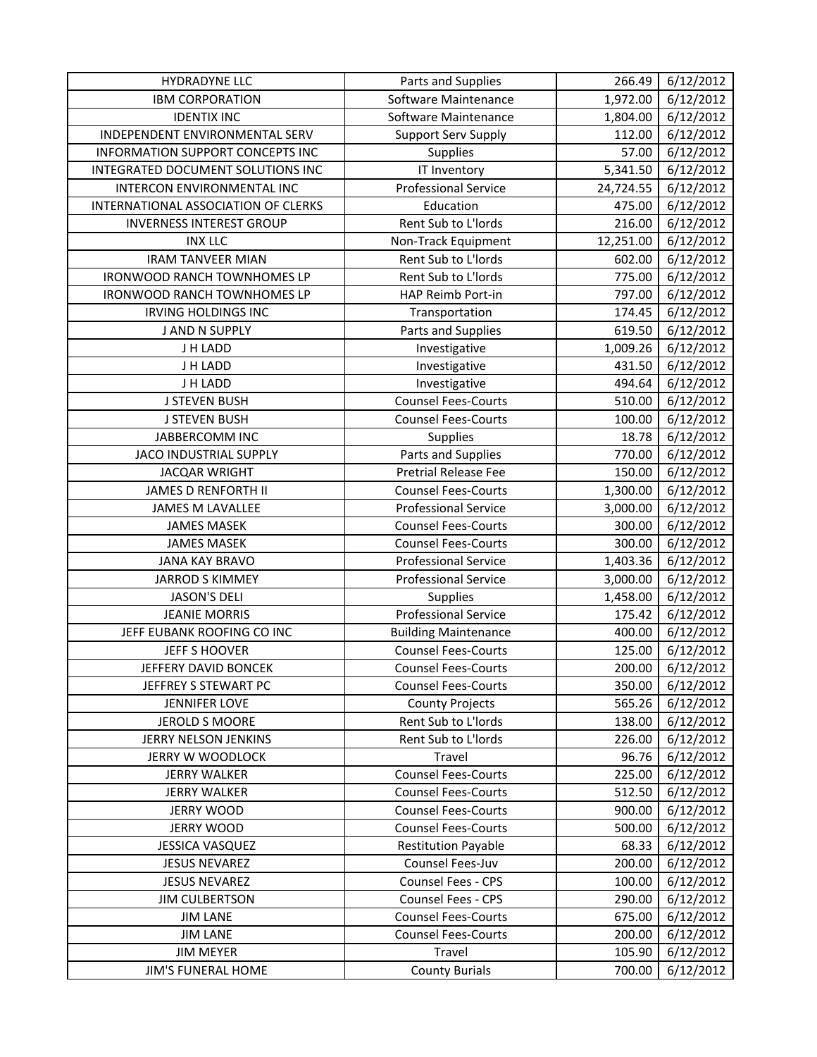| HYDRADYNE LLC | Parts and Supplies | 266.49 | 6/12/2012 |
|---|---|---|---|
| IBM CORPORATION | Software Maintenance | 1,972.00 | 6/12/2012 |
| IDENTIX INC | Software Maintenance | 1,804.00 | 6/12/2012 |
| INDEPENDENT ENVIRONMENTAL SERV | Support Serv Supply | 112.00 | 6/12/2012 |
| INFORMATION SUPPORT CONCEPTS INC | Supplies | 57.00 | 6/12/2012 |
| INTEGRATED DOCUMENT SOLUTIONS INC | IT Inventory | 5,341.50 | 6/12/2012 |
| INTERCON ENVIRONMENTAL INC | Professional Service | 24,724.55 | 6/12/2012 |
| INTERNATIONAL ASSOCIATION OF CLERKS | Education | 475.00 | 6/12/2012 |
| INVERNESS INTEREST GROUP | Rent Sub to L'lords | 216.00 | 6/12/2012 |
| INX LLC | Non-Track Equipment | 12,251.00 | 6/12/2012 |
| IRAM TANVEER MIAN | Rent Sub to L'lords | 602.00 | 6/12/2012 |
| IRONWOOD RANCH TOWNHOMES LP | Rent Sub to L'lords | 775.00 | 6/12/2012 |
| IRONWOOD RANCH TOWNHOMES LP | HAP Reimb Port-in | 797.00 | 6/12/2012 |
| IRVING HOLDINGS INC | Transportation | 174.45 | 6/12/2012 |
| J AND N SUPPLY | Parts and Supplies | 619.50 | 6/12/2012 |
| J H LADD | Investigative | 1,009.26 | 6/12/2012 |
| J H LADD | Investigative | 431.50 | 6/12/2012 |
| J H LADD | Investigative | 494.64 | 6/12/2012 |
| J STEVEN BUSH | Counsel Fees-Courts | 510.00 | 6/12/2012 |
| J STEVEN BUSH | Counsel Fees-Courts | 100.00 | 6/12/2012 |
| JABBERCOMM INC | Supplies | 18.78 | 6/12/2012 |
| JACO INDUSTRIAL SUPPLY | Parts and Supplies | 770.00 | 6/12/2012 |
| JACQAR WRIGHT | Pretrial Release Fee | 150.00 | 6/12/2012 |
| JAMES D RENFORTH II | Counsel Fees-Courts | 1,300.00 | 6/12/2012 |
| JAMES M LAVALLEE | Professional Service | 3,000.00 | 6/12/2012 |
| JAMES MASEK | Counsel Fees-Courts | 300.00 | 6/12/2012 |
| JAMES MASEK | Counsel Fees-Courts | 300.00 | 6/12/2012 |
| JANA KAY BRAVO | Professional Service | 1,403.36 | 6/12/2012 |
| JARROD S KIMMEY | Professional Service | 3,000.00 | 6/12/2012 |
| JASON'S DELI | Supplies | 1,458.00 | 6/12/2012 |
| JEANIE MORRIS | Professional Service | 175.42 | 6/12/2012 |
| JEFF EUBANK ROOFING CO INC | Building Maintenance | 400.00 | 6/12/2012 |
| JEFF S HOOVER | Counsel Fees-Courts | 125.00 | 6/12/2012 |
| JEFFERY DAVID BONCEK | Counsel Fees-Courts | 200.00 | 6/12/2012 |
| JEFFREY S STEWART PC | Counsel Fees-Courts | 350.00 | 6/12/2012 |
| JENNIFER LOVE | County Projects | 565.26 | 6/12/2012 |
| JEROLD S MOORE | Rent Sub to L'lords | 138.00 | 6/12/2012 |
| JERRY NELSON JENKINS | Rent Sub to L'lords | 226.00 | 6/12/2012 |
| JERRY W WOODLOCK | Travel | 96.76 | 6/12/2012 |
| JERRY WALKER | Counsel Fees-Courts | 225.00 | 6/12/2012 |
| JERRY WALKER | Counsel Fees-Courts | 512.50 | 6/12/2012 |
| JERRY WOOD | Counsel Fees-Courts | 900.00 | 6/12/2012 |
| JERRY WOOD | Counsel Fees-Courts | 500.00 | 6/12/2012 |
| JESSICA VASQUEZ | Restitution Payable | 68.33 | 6/12/2012 |
| JESUS NEVAREZ | Counsel Fees-Juv | 200.00 | 6/12/2012 |
| JESUS NEVAREZ | Counsel Fees - CPS | 100.00 | 6/12/2012 |
| JIM CULBERTSON | Counsel Fees - CPS | 290.00 | 6/12/2012 |
| JIM LANE | Counsel Fees-Courts | 675.00 | 6/12/2012 |
| JIM LANE | Counsel Fees-Courts | 200.00 | 6/12/2012 |
| JIM MEYER | Travel | 105.90 | 6/12/2012 |
| JIM'S FUNERAL HOME | County Burials | 700.00 | 6/12/2012 |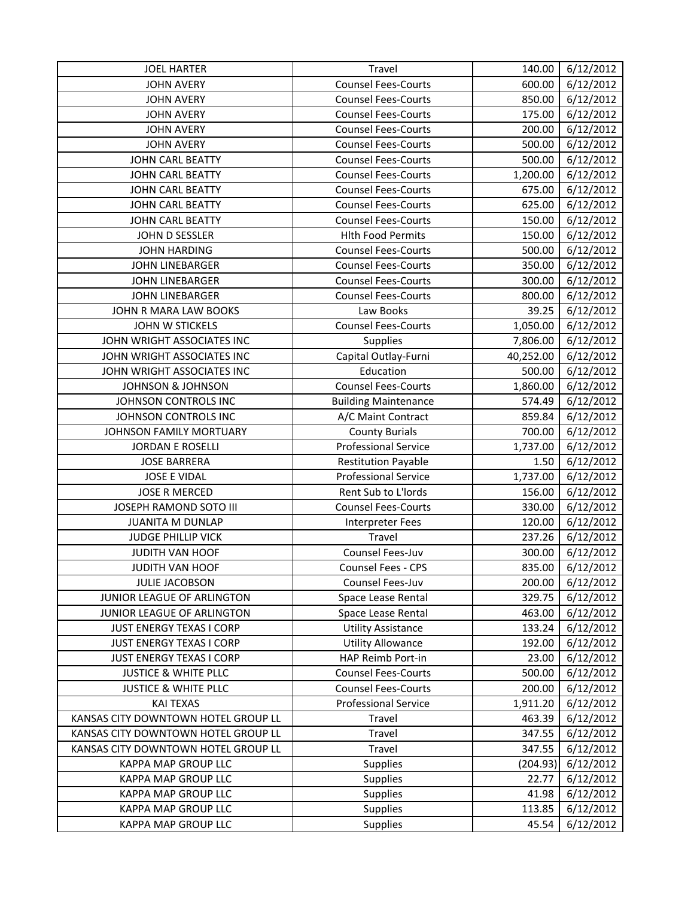| JOEL HARTER | Travel | 140.00 | 6/12/2012 |
|---|---|---|---|
| JOHN AVERY | Counsel Fees-Courts | 600.00 | 6/12/2012 |
| JOHN AVERY | Counsel Fees-Courts | 850.00 | 6/12/2012 |
| JOHN AVERY | Counsel Fees-Courts | 175.00 | 6/12/2012 |
| JOHN AVERY | Counsel Fees-Courts | 200.00 | 6/12/2012 |
| JOHN AVERY | Counsel Fees-Courts | 500.00 | 6/12/2012 |
| JOHN CARL BEATTY | Counsel Fees-Courts | 500.00 | 6/12/2012 |
| JOHN CARL BEATTY | Counsel Fees-Courts | 1,200.00 | 6/12/2012 |
| JOHN CARL BEATTY | Counsel Fees-Courts | 675.00 | 6/12/2012 |
| JOHN CARL BEATTY | Counsel Fees-Courts | 625.00 | 6/12/2012 |
| JOHN CARL BEATTY | Counsel Fees-Courts | 150.00 | 6/12/2012 |
| JOHN D SESSLER | Hlth Food Permits | 150.00 | 6/12/2012 |
| JOHN HARDING | Counsel Fees-Courts | 500.00 | 6/12/2012 |
| JOHN LINEBARGER | Counsel Fees-Courts | 350.00 | 6/12/2012 |
| JOHN LINEBARGER | Counsel Fees-Courts | 300.00 | 6/12/2012 |
| JOHN LINEBARGER | Counsel Fees-Courts | 800.00 | 6/12/2012 |
| JOHN R MARA LAW BOOKS | Law Books | 39.25 | 6/12/2012 |
| JOHN W STICKELS | Counsel Fees-Courts | 1,050.00 | 6/12/2012 |
| JOHN WRIGHT ASSOCIATES INC | Supplies | 7,806.00 | 6/12/2012 |
| JOHN WRIGHT ASSOCIATES INC | Capital Outlay-Furni | 40,252.00 | 6/12/2012 |
| JOHN WRIGHT ASSOCIATES INC | Education | 500.00 | 6/12/2012 |
| JOHNSON & JOHNSON | Counsel Fees-Courts | 1,860.00 | 6/12/2012 |
| JOHNSON CONTROLS INC | Building Maintenance | 574.49 | 6/12/2012 |
| JOHNSON CONTROLS INC | A/C Maint Contract | 859.84 | 6/12/2012 |
| JOHNSON FAMILY MORTUARY | County Burials | 700.00 | 6/12/2012 |
| JORDAN E ROSELLI | Professional Service | 1,737.00 | 6/12/2012 |
| JOSE BARRERA | Restitution Payable | 1.50 | 6/12/2012 |
| JOSE E VIDAL | Professional Service | 1,737.00 | 6/12/2012 |
| JOSE R MERCED | Rent Sub to L'lords | 156.00 | 6/12/2012 |
| JOSEPH RAMOND SOTO III | Counsel Fees-Courts | 330.00 | 6/12/2012 |
| JUANITA M DUNLAP | Interpreter Fees | 120.00 | 6/12/2012 |
| JUDGE PHILLIP VICK | Travel | 237.26 | 6/12/2012 |
| JUDITH VAN HOOF | Counsel Fees-Juv | 300.00 | 6/12/2012 |
| JUDITH VAN HOOF | Counsel Fees - CPS | 835.00 | 6/12/2012 |
| JULIE JACOBSON | Counsel Fees-Juv | 200.00 | 6/12/2012 |
| JUNIOR LEAGUE OF ARLINGTON | Space Lease Rental | 329.75 | 6/12/2012 |
| JUNIOR LEAGUE OF ARLINGTON | Space Lease Rental | 463.00 | 6/12/2012 |
| JUST ENERGY TEXAS I CORP | Utility Assistance | 133.24 | 6/12/2012 |
| JUST ENERGY TEXAS I CORP | Utility Allowance | 192.00 | 6/12/2012 |
| JUST ENERGY TEXAS I CORP | HAP Reimb Port-in | 23.00 | 6/12/2012 |
| JUSTICE & WHITE PLLC | Counsel Fees-Courts | 500.00 | 6/12/2012 |
| JUSTICE & WHITE PLLC | Counsel Fees-Courts | 200.00 | 6/12/2012 |
| KAI TEXAS | Professional Service | 1,911.20 | 6/12/2012 |
| KANSAS CITY DOWNTOWN HOTEL GROUP LL | Travel | 463.39 | 6/12/2012 |
| KANSAS CITY DOWNTOWN HOTEL GROUP LL | Travel | 347.55 | 6/12/2012 |
| KANSAS CITY DOWNTOWN HOTEL GROUP LL | Travel | 347.55 | 6/12/2012 |
| KAPPA MAP GROUP LLC | Supplies | (204.93) | 6/12/2012 |
| KAPPA MAP GROUP LLC | Supplies | 22.77 | 6/12/2012 |
| KAPPA MAP GROUP LLC | Supplies | 41.98 | 6/12/2012 |
| KAPPA MAP GROUP LLC | Supplies | 113.85 | 6/12/2012 |
| KAPPA MAP GROUP LLC | Supplies | 45.54 | 6/12/2012 |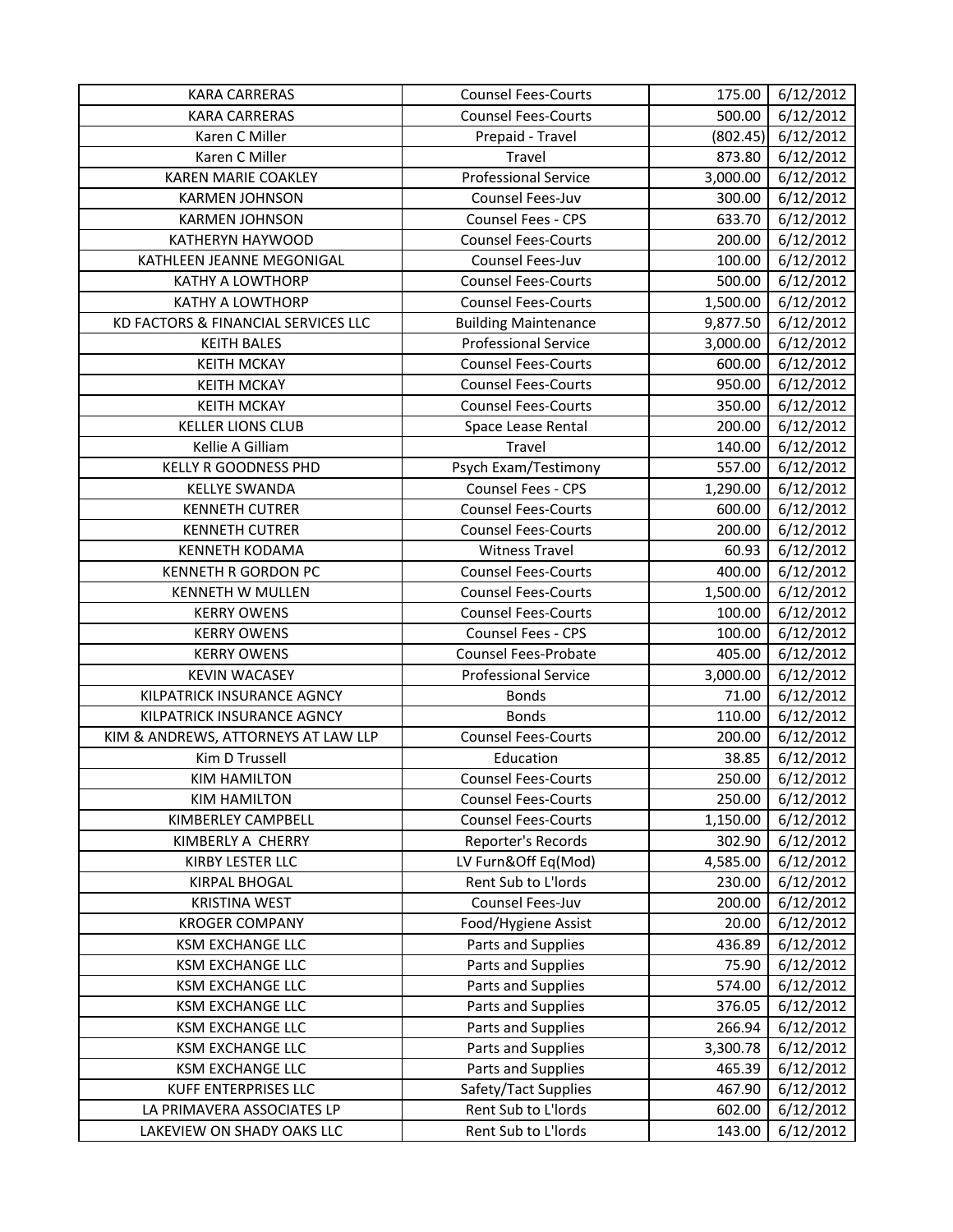| KARA CARRERAS | Counsel Fees-Courts | 175.00 | 6/12/2012 |
|---|---|---|---|
| KARA CARRERAS | Counsel Fees-Courts | 500.00 | 6/12/2012 |
| Karen C Miller | Prepaid - Travel | (802.45) | 6/12/2012 |
| Karen C Miller | Travel | 873.80 | 6/12/2012 |
| KAREN MARIE COAKLEY | Professional Service | 3,000.00 | 6/12/2012 |
| KARMEN JOHNSON | Counsel Fees-Juv | 300.00 | 6/12/2012 |
| KARMEN JOHNSON | Counsel Fees - CPS | 633.70 | 6/12/2012 |
| KATHERYN HAYWOOD | Counsel Fees-Courts | 200.00 | 6/12/2012 |
| KATHLEEN JEANNE MEGONIGAL | Counsel Fees-Juv | 100.00 | 6/12/2012 |
| KATHY A LOWTHORP | Counsel Fees-Courts | 500.00 | 6/12/2012 |
| KATHY A LOWTHORP | Counsel Fees-Courts | 1,500.00 | 6/12/2012 |
| KD FACTORS & FINANCIAL SERVICES LLC | Building Maintenance | 9,877.50 | 6/12/2012 |
| KEITH BALES | Professional Service | 3,000.00 | 6/12/2012 |
| KEITH MCKAY | Counsel Fees-Courts | 600.00 | 6/12/2012 |
| KEITH MCKAY | Counsel Fees-Courts | 950.00 | 6/12/2012 |
| KEITH MCKAY | Counsel Fees-Courts | 350.00 | 6/12/2012 |
| KELLER LIONS CLUB | Space Lease Rental | 200.00 | 6/12/2012 |
| Kellie A Gilliam | Travel | 140.00 | 6/12/2012 |
| KELLY R GOODNESS PHD | Psych Exam/Testimony | 557.00 | 6/12/2012 |
| KELLYE SWANDA | Counsel Fees - CPS | 1,290.00 | 6/12/2012 |
| KENNETH CUTRER | Counsel Fees-Courts | 600.00 | 6/12/2012 |
| KENNETH CUTRER | Counsel Fees-Courts | 200.00 | 6/12/2012 |
| KENNETH KODAMA | Witness Travel | 60.93 | 6/12/2012 |
| KENNETH R GORDON PC | Counsel Fees-Courts | 400.00 | 6/12/2012 |
| KENNETH W MULLEN | Counsel Fees-Courts | 1,500.00 | 6/12/2012 |
| KERRY OWENS | Counsel Fees-Courts | 100.00 | 6/12/2012 |
| KERRY OWENS | Counsel Fees - CPS | 100.00 | 6/12/2012 |
| KERRY OWENS | Counsel Fees-Probate | 405.00 | 6/12/2012 |
| KEVIN WACASEY | Professional Service | 3,000.00 | 6/12/2012 |
| KILPATRICK INSURANCE AGNCY | Bonds | 71.00 | 6/12/2012 |
| KILPATRICK INSURANCE AGNCY | Bonds | 110.00 | 6/12/2012 |
| KIM & ANDREWS, ATTORNEYS AT LAW LLP | Counsel Fees-Courts | 200.00 | 6/12/2012 |
| Kim D Trussell | Education | 38.85 | 6/12/2012 |
| KIM HAMILTON | Counsel Fees-Courts | 250.00 | 6/12/2012 |
| KIM HAMILTON | Counsel Fees-Courts | 250.00 | 6/12/2012 |
| KIMBERLEY CAMPBELL | Counsel Fees-Courts | 1,150.00 | 6/12/2012 |
| KIMBERLY A CHERRY | Reporter's Records | 302.90 | 6/12/2012 |
| KIRBY LESTER LLC | LV Furn&Off Eq(Mod) | 4,585.00 | 6/12/2012 |
| KIRPAL BHOGAL | Rent Sub to L'lords | 230.00 | 6/12/2012 |
| KRISTINA WEST | Counsel Fees-Juv | 200.00 | 6/12/2012 |
| KROGER COMPANY | Food/Hygiene Assist | 20.00 | 6/12/2012 |
| KSM EXCHANGE LLC | Parts and Supplies | 436.89 | 6/12/2012 |
| KSM EXCHANGE LLC | Parts and Supplies | 75.90 | 6/12/2012 |
| KSM EXCHANGE LLC | Parts and Supplies | 574.00 | 6/12/2012 |
| KSM EXCHANGE LLC | Parts and Supplies | 376.05 | 6/12/2012 |
| KSM EXCHANGE LLC | Parts and Supplies | 266.94 | 6/12/2012 |
| KSM EXCHANGE LLC | Parts and Supplies | 3,300.78 | 6/12/2012 |
| KSM EXCHANGE LLC | Parts and Supplies | 465.39 | 6/12/2012 |
| KUFF ENTERPRISES LLC | Safety/Tact Supplies | 467.90 | 6/12/2012 |
| LA PRIMAVERA ASSOCIATES LP | Rent Sub to L'lords | 602.00 | 6/12/2012 |
| LAKEVIEW ON SHADY OAKS LLC | Rent Sub to L'lords | 143.00 | 6/12/2012 |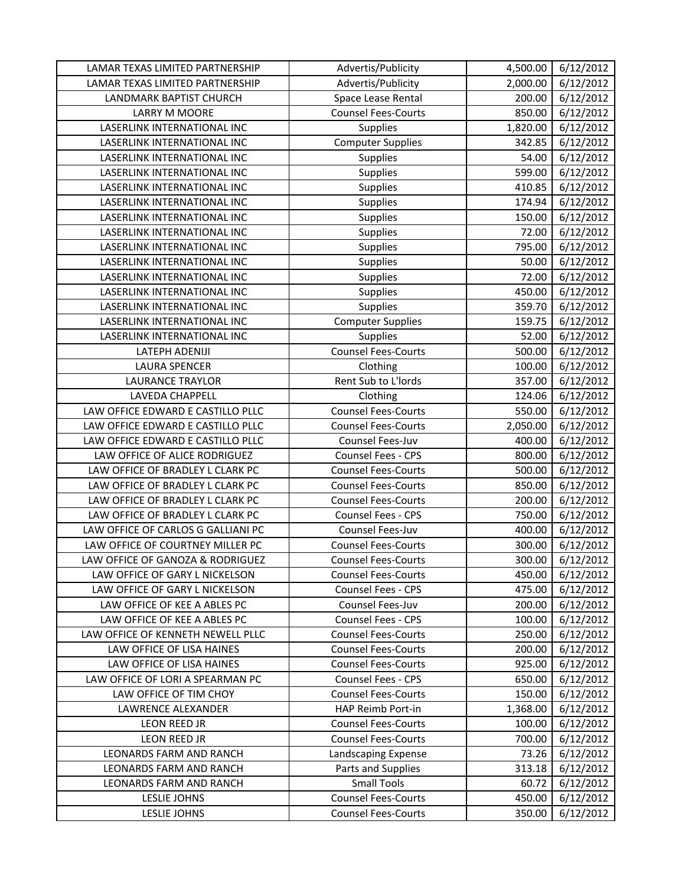| LAMAR TEXAS LIMITED PARTNERSHIP | Advertis/Publicity | 4,500.00 | 6/12/2012 |
|---|---|---|---|
| LAMAR TEXAS LIMITED PARTNERSHIP | Advertis/Publicity | 2,000.00 | 6/12/2012 |
| LANDMARK BAPTIST CHURCH | Space Lease Rental | 200.00 | 6/12/2012 |
| LARRY M MOORE | Counsel Fees-Courts | 850.00 | 6/12/2012 |
| LASERLINK INTERNATIONAL INC | Supplies | 1,820.00 | 6/12/2012 |
| LASERLINK INTERNATIONAL INC | Computer Supplies | 342.85 | 6/12/2012 |
| LASERLINK INTERNATIONAL INC | Supplies | 54.00 | 6/12/2012 |
| LASERLINK INTERNATIONAL INC | Supplies | 599.00 | 6/12/2012 |
| LASERLINK INTERNATIONAL INC | Supplies | 410.85 | 6/12/2012 |
| LASERLINK INTERNATIONAL INC | Supplies | 174.94 | 6/12/2012 |
| LASERLINK INTERNATIONAL INC | Supplies | 150.00 | 6/12/2012 |
| LASERLINK INTERNATIONAL INC | Supplies | 72.00 | 6/12/2012 |
| LASERLINK INTERNATIONAL INC | Supplies | 795.00 | 6/12/2012 |
| LASERLINK INTERNATIONAL INC | Supplies | 50.00 | 6/12/2012 |
| LASERLINK INTERNATIONAL INC | Supplies | 72.00 | 6/12/2012 |
| LASERLINK INTERNATIONAL INC | Supplies | 450.00 | 6/12/2012 |
| LASERLINK INTERNATIONAL INC | Supplies | 359.70 | 6/12/2012 |
| LASERLINK INTERNATIONAL INC | Computer Supplies | 159.75 | 6/12/2012 |
| LASERLINK INTERNATIONAL INC | Supplies | 52.00 | 6/12/2012 |
| LATEPH ADENIJI | Counsel Fees-Courts | 500.00 | 6/12/2012 |
| LAURA SPENCER | Clothing | 100.00 | 6/12/2012 |
| LAURANCE TRAYLOR | Rent Sub to L'lords | 357.00 | 6/12/2012 |
| LAVEDA CHAPPELL | Clothing | 124.06 | 6/12/2012 |
| LAW OFFICE EDWARD E CASTILLO PLLC | Counsel Fees-Courts | 550.00 | 6/12/2012 |
| LAW OFFICE EDWARD E CASTILLO PLLC | Counsel Fees-Courts | 2,050.00 | 6/12/2012 |
| LAW OFFICE EDWARD E CASTILLO PLLC | Counsel Fees-Juv | 400.00 | 6/12/2012 |
| LAW OFFICE OF ALICE RODRIGUEZ | Counsel Fees - CPS | 800.00 | 6/12/2012 |
| LAW OFFICE OF BRADLEY L CLARK PC | Counsel Fees-Courts | 500.00 | 6/12/2012 |
| LAW OFFICE OF BRADLEY L CLARK PC | Counsel Fees-Courts | 850.00 | 6/12/2012 |
| LAW OFFICE OF BRADLEY L CLARK PC | Counsel Fees-Courts | 200.00 | 6/12/2012 |
| LAW OFFICE OF BRADLEY L CLARK PC | Counsel Fees - CPS | 750.00 | 6/12/2012 |
| LAW OFFICE OF CARLOS G GALLIANI PC | Counsel Fees-Juv | 400.00 | 6/12/2012 |
| LAW OFFICE OF COURTNEY MILLER PC | Counsel Fees-Courts | 300.00 | 6/12/2012 |
| LAW OFFICE OF GANOZA & RODRIGUEZ | Counsel Fees-Courts | 300.00 | 6/12/2012 |
| LAW OFFICE OF GARY L NICKELSON | Counsel Fees-Courts | 450.00 | 6/12/2012 |
| LAW OFFICE OF GARY L NICKELSON | Counsel Fees - CPS | 475.00 | 6/12/2012 |
| LAW OFFICE OF KEE A ABLES PC | Counsel Fees-Juv | 200.00 | 6/12/2012 |
| LAW OFFICE OF KEE A ABLES PC | Counsel Fees - CPS | 100.00 | 6/12/2012 |
| LAW OFFICE OF KENNETH NEWELL PLLC | Counsel Fees-Courts | 250.00 | 6/12/2012 |
| LAW OFFICE OF LISA HAINES | Counsel Fees-Courts | 200.00 | 6/12/2012 |
| LAW OFFICE OF LISA HAINES | Counsel Fees-Courts | 925.00 | 6/12/2012 |
| LAW OFFICE OF LORI A SPEARMAN PC | Counsel Fees - CPS | 650.00 | 6/12/2012 |
| LAW OFFICE OF TIM CHOY | Counsel Fees-Courts | 150.00 | 6/12/2012 |
| LAWRENCE ALEXANDER | HAP Reimb Port-in | 1,368.00 | 6/12/2012 |
| LEON REED JR | Counsel Fees-Courts | 100.00 | 6/12/2012 |
| LEON REED JR | Counsel Fees-Courts | 700.00 | 6/12/2012 |
| LEONARDS FARM AND RANCH | Landscaping Expense | 73.26 | 6/12/2012 |
| LEONARDS FARM AND RANCH | Parts and Supplies | 313.18 | 6/12/2012 |
| LEONARDS FARM AND RANCH | Small Tools | 60.72 | 6/12/2012 |
| LESLIE JOHNS | Counsel Fees-Courts | 450.00 | 6/12/2012 |
| LESLIE JOHNS | Counsel Fees-Courts | 350.00 | 6/12/2012 |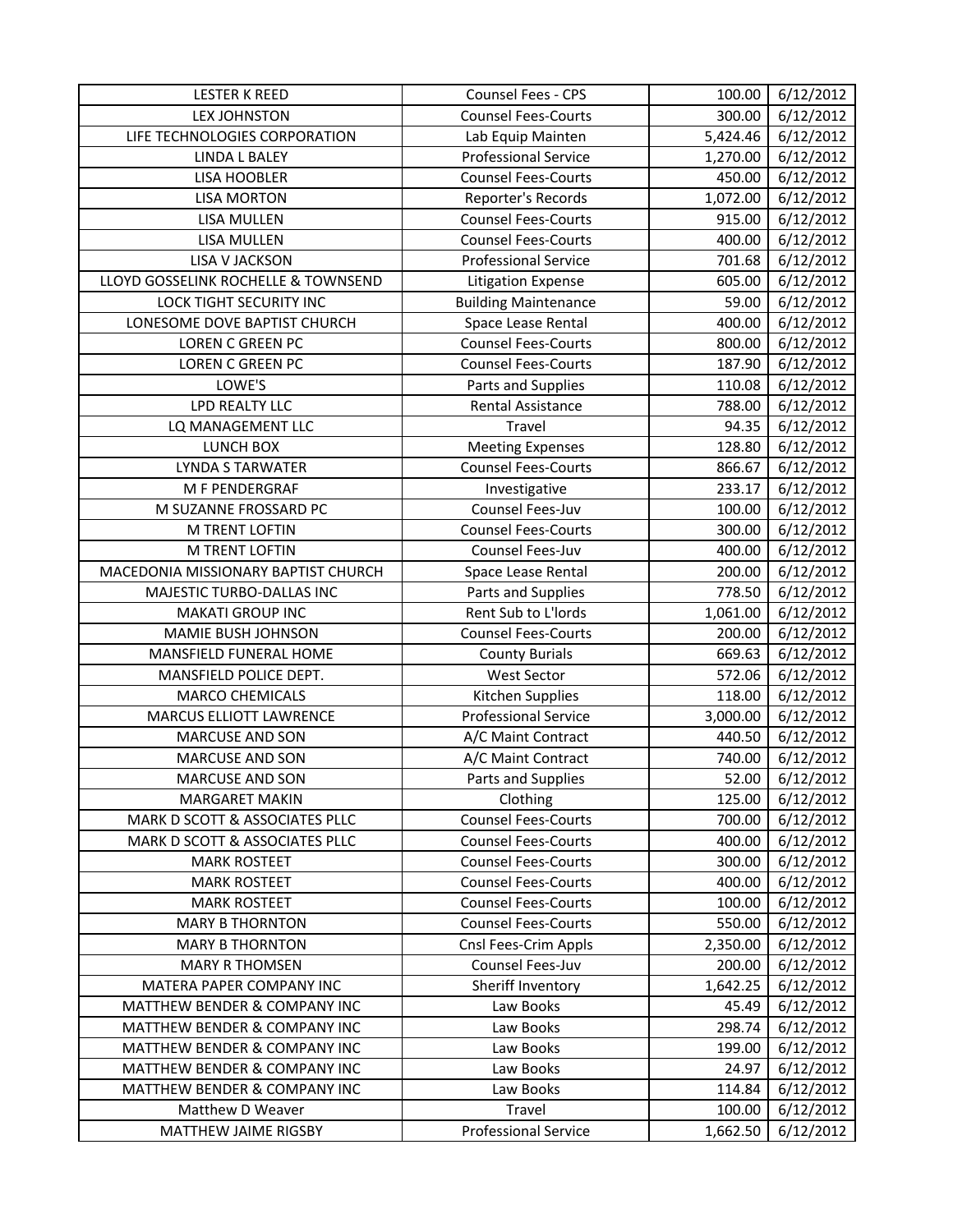| | | | |
|---|---|---|---|
| LESTER K REED | Counsel Fees - CPS | 100.00 | 6/12/2012 |
| LEX JOHNSTON | Counsel Fees-Courts | 300.00 | 6/12/2012 |
| LIFE TECHNOLOGIES CORPORATION | Lab Equip Mainten | 5,424.46 | 6/12/2012 |
| LINDA L BALEY | Professional Service | 1,270.00 | 6/12/2012 |
| LISA HOOBLER | Counsel Fees-Courts | 450.00 | 6/12/2012 |
| LISA MORTON | Reporter's Records | 1,072.00 | 6/12/2012 |
| LISA MULLEN | Counsel Fees-Courts | 915.00 | 6/12/2012 |
| LISA MULLEN | Counsel Fees-Courts | 400.00 | 6/12/2012 |
| LISA V JACKSON | Professional Service | 701.68 | 6/12/2012 |
| LLOYD GOSSELINK ROCHELLE & TOWNSEND | Litigation Expense | 605.00 | 6/12/2012 |
| LOCK TIGHT SECURITY INC | Building Maintenance | 59.00 | 6/12/2012 |
| LONESOME DOVE BAPTIST CHURCH | Space Lease Rental | 400.00 | 6/12/2012 |
| LOREN C GREEN PC | Counsel Fees-Courts | 800.00 | 6/12/2012 |
| LOREN C GREEN PC | Counsel Fees-Courts | 187.90 | 6/12/2012 |
| LOWE'S | Parts and Supplies | 110.08 | 6/12/2012 |
| LPD REALTY LLC | Rental Assistance | 788.00 | 6/12/2012 |
| LQ MANAGEMENT LLC | Travel | 94.35 | 6/12/2012 |
| LUNCH BOX | Meeting Expenses | 128.80 | 6/12/2012 |
| LYNDA S TARWATER | Counsel Fees-Courts | 866.67 | 6/12/2012 |
| M F PENDERGRAF | Investigative | 233.17 | 6/12/2012 |
| M SUZANNE FROSSARD PC | Counsel Fees-Juv | 100.00 | 6/12/2012 |
| M TRENT LOFTIN | Counsel Fees-Courts | 300.00 | 6/12/2012 |
| M TRENT LOFTIN | Counsel Fees-Juv | 400.00 | 6/12/2012 |
| MACEDONIA MISSIONARY BAPTIST CHURCH | Space Lease Rental | 200.00 | 6/12/2012 |
| MAJESTIC TURBO-DALLAS INC | Parts and Supplies | 778.50 | 6/12/2012 |
| MAKATI GROUP INC | Rent Sub to L'lords | 1,061.00 | 6/12/2012 |
| MAMIE BUSH JOHNSON | Counsel Fees-Courts | 200.00 | 6/12/2012 |
| MANSFIELD FUNERAL HOME | County Burials | 669.63 | 6/12/2012 |
| MANSFIELD POLICE DEPT. | West Sector | 572.06 | 6/12/2012 |
| MARCO CHEMICALS | Kitchen Supplies | 118.00 | 6/12/2012 |
| MARCUS ELLIOTT LAWRENCE | Professional Service | 3,000.00 | 6/12/2012 |
| MARCUSE AND SON | A/C Maint Contract | 440.50 | 6/12/2012 |
| MARCUSE AND SON | A/C Maint Contract | 740.00 | 6/12/2012 |
| MARCUSE AND SON | Parts and Supplies | 52.00 | 6/12/2012 |
| MARGARET MAKIN | Clothing | 125.00 | 6/12/2012 |
| MARK D SCOTT & ASSOCIATES PLLC | Counsel Fees-Courts | 700.00 | 6/12/2012 |
| MARK D SCOTT & ASSOCIATES PLLC | Counsel Fees-Courts | 400.00 | 6/12/2012 |
| MARK ROSTEET | Counsel Fees-Courts | 300.00 | 6/12/2012 |
| MARK ROSTEET | Counsel Fees-Courts | 400.00 | 6/12/2012 |
| MARK ROSTEET | Counsel Fees-Courts | 100.00 | 6/12/2012 |
| MARY B THORNTON | Counsel Fees-Courts | 550.00 | 6/12/2012 |
| MARY B THORNTON | Cnsl Fees-Crim Appls | 2,350.00 | 6/12/2012 |
| MARY R THOMSEN | Counsel Fees-Juv | 200.00 | 6/12/2012 |
| MATERA PAPER COMPANY INC | Sheriff Inventory | 1,642.25 | 6/12/2012 |
| MATTHEW BENDER & COMPANY INC | Law Books | 45.49 | 6/12/2012 |
| MATTHEW BENDER & COMPANY INC | Law Books | 298.74 | 6/12/2012 |
| MATTHEW BENDER & COMPANY INC | Law Books | 199.00 | 6/12/2012 |
| MATTHEW BENDER & COMPANY INC | Law Books | 24.97 | 6/12/2012 |
| MATTHEW BENDER & COMPANY INC | Law Books | 114.84 | 6/12/2012 |
| Matthew D Weaver | Travel | 100.00 | 6/12/2012 |
| MATTHEW JAIME RIGSBY | Professional Service | 1,662.50 | 6/12/2012 |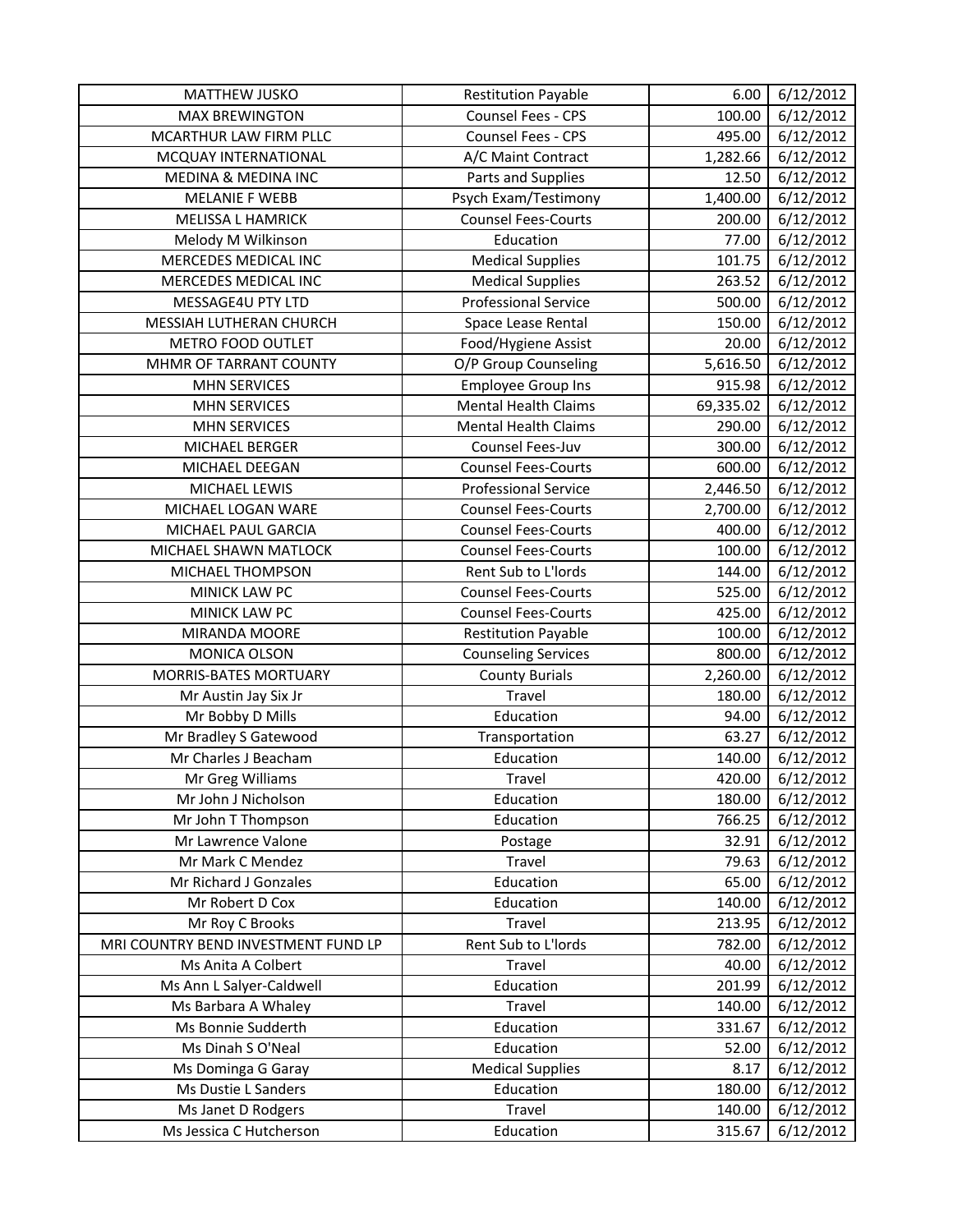| MATTHEW JUSKO | Restitution Payable | 6.00 | 6/12/2012 |
|---|---|---|---|
| MAX BREWINGTON | Counsel Fees - CPS | 100.00 | 6/12/2012 |
| MCARTHUR LAW FIRM PLLC | Counsel Fees - CPS | 495.00 | 6/12/2012 |
| MCQUAY INTERNATIONAL | A/C Maint Contract | 1,282.66 | 6/12/2012 |
| MEDINA & MEDINA INC | Parts and Supplies | 12.50 | 6/12/2012 |
| MELANIE F WEBB | Psych Exam/Testimony | 1,400.00 | 6/12/2012 |
| MELISSA L HAMRICK | Counsel Fees-Courts | 200.00 | 6/12/2012 |
| Melody M Wilkinson | Education | 77.00 | 6/12/2012 |
| MERCEDES MEDICAL INC | Medical Supplies | 101.75 | 6/12/2012 |
| MERCEDES MEDICAL INC | Medical Supplies | 263.52 | 6/12/2012 |
| MESSAGE4U PTY LTD | Professional Service | 500.00 | 6/12/2012 |
| MESSIAH LUTHERAN CHURCH | Space Lease Rental | 150.00 | 6/12/2012 |
| METRO FOOD OUTLET | Food/Hygiene Assist | 20.00 | 6/12/2012 |
| MHMR OF TARRANT COUNTY | O/P Group Counseling | 5,616.50 | 6/12/2012 |
| MHN SERVICES | Employee Group Ins | 915.98 | 6/12/2012 |
| MHN SERVICES | Mental Health Claims | 69,335.02 | 6/12/2012 |
| MHN SERVICES | Mental Health Claims | 290.00 | 6/12/2012 |
| MICHAEL BERGER | Counsel Fees-Juv | 300.00 | 6/12/2012 |
| MICHAEL DEEGAN | Counsel Fees-Courts | 600.00 | 6/12/2012 |
| MICHAEL LEWIS | Professional Service | 2,446.50 | 6/12/2012 |
| MICHAEL LOGAN WARE | Counsel Fees-Courts | 2,700.00 | 6/12/2012 |
| MICHAEL PAUL GARCIA | Counsel Fees-Courts | 400.00 | 6/12/2012 |
| MICHAEL SHAWN MATLOCK | Counsel Fees-Courts | 100.00 | 6/12/2012 |
| MICHAEL THOMPSON | Rent Sub to L'lords | 144.00 | 6/12/2012 |
| MINICK LAW PC | Counsel Fees-Courts | 525.00 | 6/12/2012 |
| MINICK LAW PC | Counsel Fees-Courts | 425.00 | 6/12/2012 |
| MIRANDA MOORE | Restitution Payable | 100.00 | 6/12/2012 |
| MONICA OLSON | Counseling Services | 800.00 | 6/12/2012 |
| MORRIS-BATES MORTUARY | County Burials | 2,260.00 | 6/12/2012 |
| Mr Austin Jay Six Jr | Travel | 180.00 | 6/12/2012 |
| Mr Bobby D Mills | Education | 94.00 | 6/12/2012 |
| Mr Bradley S Gatewood | Transportation | 63.27 | 6/12/2012 |
| Mr Charles J Beacham | Education | 140.00 | 6/12/2012 |
| Mr Greg Williams | Travel | 420.00 | 6/12/2012 |
| Mr John J Nicholson | Education | 180.00 | 6/12/2012 |
| Mr John T Thompson | Education | 766.25 | 6/12/2012 |
| Mr Lawrence Valone | Postage | 32.91 | 6/12/2012 |
| Mr Mark C Mendez | Travel | 79.63 | 6/12/2012 |
| Mr Richard J Gonzales | Education | 65.00 | 6/12/2012 |
| Mr Robert D Cox | Education | 140.00 | 6/12/2012 |
| Mr Roy C Brooks | Travel | 213.95 | 6/12/2012 |
| MRI COUNTRY BEND INVESTMENT FUND LP | Rent Sub to L'lords | 782.00 | 6/12/2012 |
| Ms Anita A Colbert | Travel | 40.00 | 6/12/2012 |
| Ms Ann L Salyer-Caldwell | Education | 201.99 | 6/12/2012 |
| Ms Barbara A Whaley | Travel | 140.00 | 6/12/2012 |
| Ms Bonnie Sudderth | Education | 331.67 | 6/12/2012 |
| Ms Dinah S O'Neal | Education | 52.00 | 6/12/2012 |
| Ms Dominga G Garay | Medical Supplies | 8.17 | 6/12/2012 |
| Ms Dustie L Sanders | Education | 180.00 | 6/12/2012 |
| Ms Janet D Rodgers | Travel | 140.00 | 6/12/2012 |
| Ms Jessica C Hutcherson | Education | 315.67 | 6/12/2012 |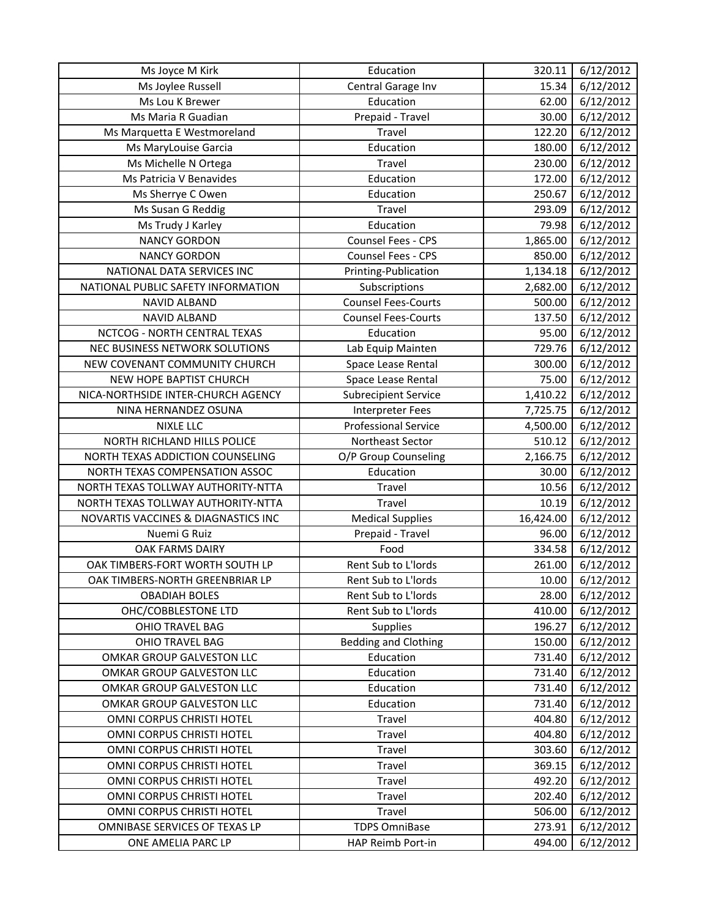| | | | |
|---|---|---|---|
| Ms Joyce M Kirk | Education | 320.11 | 6/12/2012 |
| Ms Joylee Russell | Central Garage Inv | 15.34 | 6/12/2012 |
| Ms Lou K Brewer | Education | 62.00 | 6/12/2012 |
| Ms Maria R Guadian | Prepaid - Travel | 30.00 | 6/12/2012 |
| Ms Marquetta E Westmoreland | Travel | 122.20 | 6/12/2012 |
| Ms MaryLouise Garcia | Education | 180.00 | 6/12/2012 |
| Ms Michelle N Ortega | Travel | 230.00 | 6/12/2012 |
| Ms Patricia V Benavides | Education | 172.00 | 6/12/2012 |
| Ms Sherrye C Owen | Education | 250.67 | 6/12/2012 |
| Ms Susan G Reddig | Travel | 293.09 | 6/12/2012 |
| Ms Trudy J Karley | Education | 79.98 | 6/12/2012 |
| NANCY GORDON | Counsel Fees - CPS | 1,865.00 | 6/12/2012 |
| NANCY GORDON | Counsel Fees - CPS | 850.00 | 6/12/2012 |
| NATIONAL DATA SERVICES INC | Printing-Publication | 1,134.18 | 6/12/2012 |
| NATIONAL PUBLIC SAFETY INFORMATION | Subscriptions | 2,682.00 | 6/12/2012 |
| NAVID ALBAND | Counsel Fees-Courts | 500.00 | 6/12/2012 |
| NAVID ALBAND | Counsel Fees-Courts | 137.50 | 6/12/2012 |
| NCTCOG - NORTH CENTRAL TEXAS | Education | 95.00 | 6/12/2012 |
| NEC BUSINESS NETWORK SOLUTIONS | Lab Equip Mainten | 729.76 | 6/12/2012 |
| NEW COVENANT COMMUNITY CHURCH | Space Lease Rental | 300.00 | 6/12/2012 |
| NEW HOPE BAPTIST CHURCH | Space Lease Rental | 75.00 | 6/12/2012 |
| NICA-NORTHSIDE INTER-CHURCH AGENCY | Subrecipient Service | 1,410.22 | 6/12/2012 |
| NINA HERNANDEZ OSUNA | Interpreter Fees | 7,725.75 | 6/12/2012 |
| NIXLE LLC | Professional Service | 4,500.00 | 6/12/2012 |
| NORTH RICHLAND HILLS POLICE | Northeast Sector | 510.12 | 6/12/2012 |
| NORTH TEXAS ADDICTION COUNSELING | O/P Group Counseling | 2,166.75 | 6/12/2012 |
| NORTH TEXAS COMPENSATION ASSOC | Education | 30.00 | 6/12/2012 |
| NORTH TEXAS TOLLWAY AUTHORITY-NTTA | Travel | 10.56 | 6/12/2012 |
| NORTH TEXAS TOLLWAY AUTHORITY-NTTA | Travel | 10.19 | 6/12/2012 |
| NOVARTIS VACCINES & DIAGNASTICS INC | Medical Supplies | 16,424.00 | 6/12/2012 |
| Nuemi G Ruiz | Prepaid - Travel | 96.00 | 6/12/2012 |
| OAK FARMS DAIRY | Food | 334.58 | 6/12/2012 |
| OAK TIMBERS-FORT WORTH SOUTH LP | Rent Sub to L'lords | 261.00 | 6/12/2012 |
| OAK TIMBERS-NORTH GREENBRIAR LP | Rent Sub to L'lords | 10.00 | 6/12/2012 |
| OBADIAH BOLES | Rent Sub to L'lords | 28.00 | 6/12/2012 |
| OHC/COBBLESTONE LTD | Rent Sub to L'lords | 410.00 | 6/12/2012 |
| OHIO TRAVEL BAG | Supplies | 196.27 | 6/12/2012 |
| OHIO TRAVEL BAG | Bedding and Clothing | 150.00 | 6/12/2012 |
| OMKAR GROUP GALVESTON LLC | Education | 731.40 | 6/12/2012 |
| OMKAR GROUP GALVESTON LLC | Education | 731.40 | 6/12/2012 |
| OMKAR GROUP GALVESTON LLC | Education | 731.40 | 6/12/2012 |
| OMKAR GROUP GALVESTON LLC | Education | 731.40 | 6/12/2012 |
| OMNI CORPUS CHRISTI HOTEL | Travel | 404.80 | 6/12/2012 |
| OMNI CORPUS CHRISTI HOTEL | Travel | 404.80 | 6/12/2012 |
| OMNI CORPUS CHRISTI HOTEL | Travel | 303.60 | 6/12/2012 |
| OMNI CORPUS CHRISTI HOTEL | Travel | 369.15 | 6/12/2012 |
| OMNI CORPUS CHRISTI HOTEL | Travel | 492.20 | 6/12/2012 |
| OMNI CORPUS CHRISTI HOTEL | Travel | 202.40 | 6/12/2012 |
| OMNI CORPUS CHRISTI HOTEL | Travel | 506.00 | 6/12/2012 |
| OMNIBASE SERVICES OF TEXAS LP | TDPS OmniBase | 273.91 | 6/12/2012 |
| ONE AMELIA PARC LP | HAP Reimb Port-in | 494.00 | 6/12/2012 |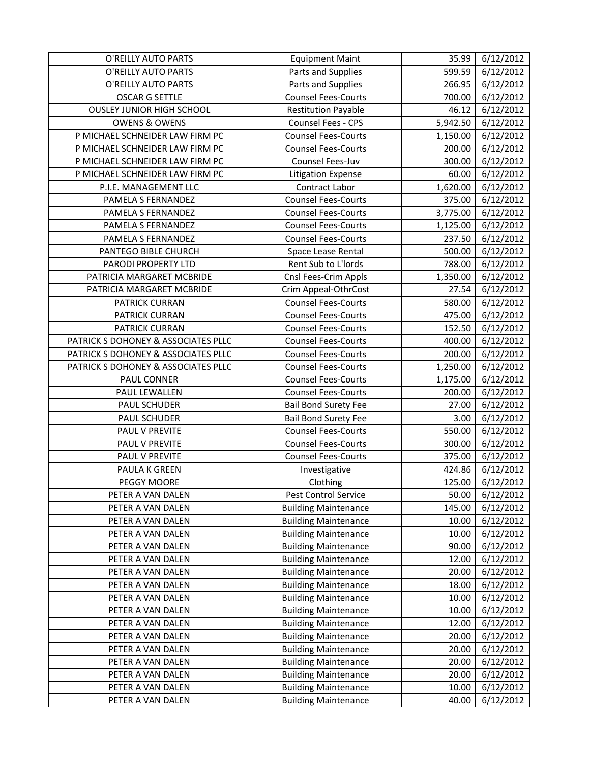| O'REILLY AUTO PARTS | Equipment Maint | 35.99 | 6/12/2012 |
|---|---|---|---|
| O'REILLY AUTO PARTS | Parts and Supplies | 599.59 | 6/12/2012 |
| O'REILLY AUTO PARTS | Parts and Supplies | 266.95 | 6/12/2012 |
| OSCAR G SETTLE | Counsel Fees-Courts | 700.00 | 6/12/2012 |
| OUSLEY JUNIOR HIGH SCHOOL | Restitution Payable | 46.12 | 6/12/2012 |
| OWENS & OWENS | Counsel Fees - CPS | 5,942.50 | 6/12/2012 |
| P MICHAEL SCHNEIDER LAW FIRM PC | Counsel Fees-Courts | 1,150.00 | 6/12/2012 |
| P MICHAEL SCHNEIDER LAW FIRM PC | Counsel Fees-Courts | 200.00 | 6/12/2012 |
| P MICHAEL SCHNEIDER LAW FIRM PC | Counsel Fees-Juv | 300.00 | 6/12/2012 |
| P MICHAEL SCHNEIDER LAW FIRM PC | Litigation Expense | 60.00 | 6/12/2012 |
| P.I.E. MANAGEMENT LLC | Contract Labor | 1,620.00 | 6/12/2012 |
| PAMELA S FERNANDEZ | Counsel Fees-Courts | 375.00 | 6/12/2012 |
| PAMELA S FERNANDEZ | Counsel Fees-Courts | 3,775.00 | 6/12/2012 |
| PAMELA S FERNANDEZ | Counsel Fees-Courts | 1,125.00 | 6/12/2012 |
| PAMELA S FERNANDEZ | Counsel Fees-Courts | 237.50 | 6/12/2012 |
| PANTEGO BIBLE CHURCH | Space Lease Rental | 500.00 | 6/12/2012 |
| PARODI PROPERTY LTD | Rent Sub to L'lords | 788.00 | 6/12/2012 |
| PATRICIA MARGARET MCBRIDE | Cnsl Fees-Crim Appls | 1,350.00 | 6/12/2012 |
| PATRICIA MARGARET MCBRIDE | Crim Appeal-OthrCost | 27.54 | 6/12/2012 |
| PATRICK CURRAN | Counsel Fees-Courts | 580.00 | 6/12/2012 |
| PATRICK CURRAN | Counsel Fees-Courts | 475.00 | 6/12/2012 |
| PATRICK CURRAN | Counsel Fees-Courts | 152.50 | 6/12/2012 |
| PATRICK S DOHONEY & ASSOCIATES PLLC | Counsel Fees-Courts | 400.00 | 6/12/2012 |
| PATRICK S DOHONEY & ASSOCIATES PLLC | Counsel Fees-Courts | 200.00 | 6/12/2012 |
| PATRICK S DOHONEY & ASSOCIATES PLLC | Counsel Fees-Courts | 1,250.00 | 6/12/2012 |
| PAUL CONNER | Counsel Fees-Courts | 1,175.00 | 6/12/2012 |
| PAUL LEWALLEN | Counsel Fees-Courts | 200.00 | 6/12/2012 |
| PAUL SCHUDER | Bail Bond Surety Fee | 27.00 | 6/12/2012 |
| PAUL SCHUDER | Bail Bond Surety Fee | 3.00 | 6/12/2012 |
| PAUL V PREVITE | Counsel Fees-Courts | 550.00 | 6/12/2012 |
| PAUL V PREVITE | Counsel Fees-Courts | 300.00 | 6/12/2012 |
| PAUL V PREVITE | Counsel Fees-Courts | 375.00 | 6/12/2012 |
| PAULA K GREEN | Investigative | 424.86 | 6/12/2012 |
| PEGGY MOORE | Clothing | 125.00 | 6/12/2012 |
| PETER A VAN DALEN | Pest Control Service | 50.00 | 6/12/2012 |
| PETER A VAN DALEN | Building Maintenance | 145.00 | 6/12/2012 |
| PETER A VAN DALEN | Building Maintenance | 10.00 | 6/12/2012 |
| PETER A VAN DALEN | Building Maintenance | 10.00 | 6/12/2012 |
| PETER A VAN DALEN | Building Maintenance | 90.00 | 6/12/2012 |
| PETER A VAN DALEN | Building Maintenance | 12.00 | 6/12/2012 |
| PETER A VAN DALEN | Building Maintenance | 20.00 | 6/12/2012 |
| PETER A VAN DALEN | Building Maintenance | 18.00 | 6/12/2012 |
| PETER A VAN DALEN | Building Maintenance | 10.00 | 6/12/2012 |
| PETER A VAN DALEN | Building Maintenance | 10.00 | 6/12/2012 |
| PETER A VAN DALEN | Building Maintenance | 12.00 | 6/12/2012 |
| PETER A VAN DALEN | Building Maintenance | 20.00 | 6/12/2012 |
| PETER A VAN DALEN | Building Maintenance | 20.00 | 6/12/2012 |
| PETER A VAN DALEN | Building Maintenance | 20.00 | 6/12/2012 |
| PETER A VAN DALEN | Building Maintenance | 20.00 | 6/12/2012 |
| PETER A VAN DALEN | Building Maintenance | 10.00 | 6/12/2012 |
| PETER A VAN DALEN | Building Maintenance | 40.00 | 6/12/2012 |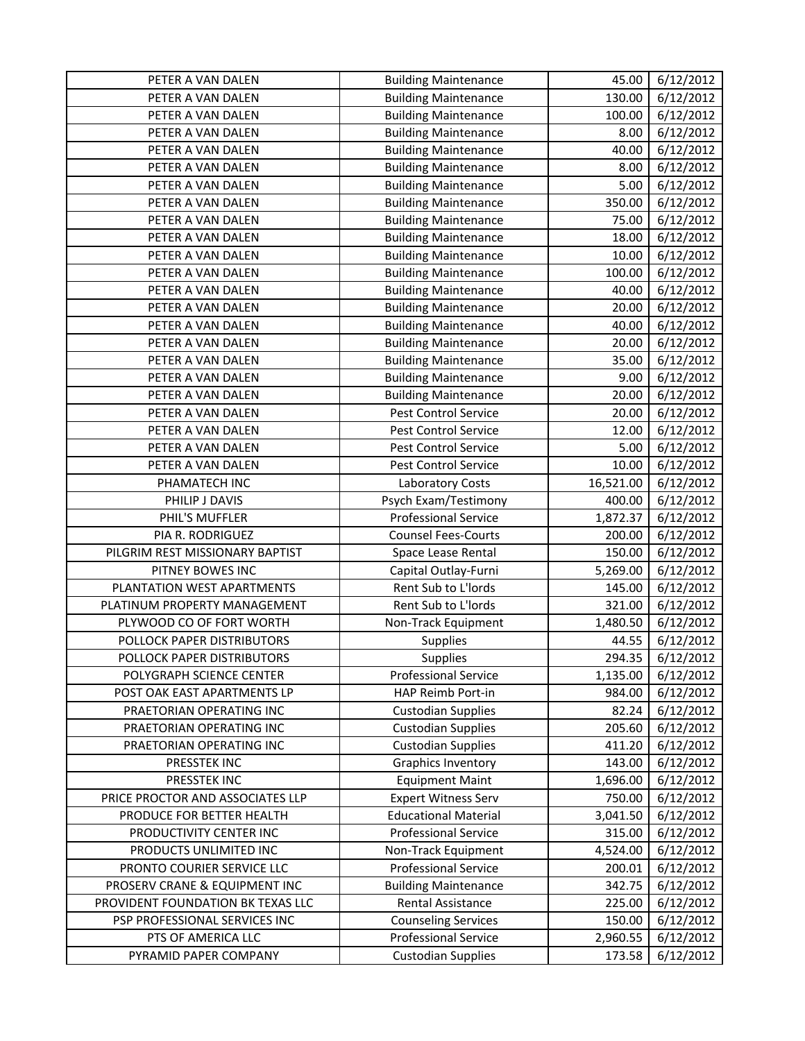| | | | |
|---|---|---|---|
| PETER A VAN DALEN | Building Maintenance | 45.00 | 6/12/2012 |
| PETER A VAN DALEN | Building Maintenance | 130.00 | 6/12/2012 |
| PETER A VAN DALEN | Building Maintenance | 100.00 | 6/12/2012 |
| PETER A VAN DALEN | Building Maintenance | 8.00 | 6/12/2012 |
| PETER A VAN DALEN | Building Maintenance | 40.00 | 6/12/2012 |
| PETER A VAN DALEN | Building Maintenance | 8.00 | 6/12/2012 |
| PETER A VAN DALEN | Building Maintenance | 5.00 | 6/12/2012 |
| PETER A VAN DALEN | Building Maintenance | 350.00 | 6/12/2012 |
| PETER A VAN DALEN | Building Maintenance | 75.00 | 6/12/2012 |
| PETER A VAN DALEN | Building Maintenance | 18.00 | 6/12/2012 |
| PETER A VAN DALEN | Building Maintenance | 10.00 | 6/12/2012 |
| PETER A VAN DALEN | Building Maintenance | 100.00 | 6/12/2012 |
| PETER A VAN DALEN | Building Maintenance | 40.00 | 6/12/2012 |
| PETER A VAN DALEN | Building Maintenance | 20.00 | 6/12/2012 |
| PETER A VAN DALEN | Building Maintenance | 40.00 | 6/12/2012 |
| PETER A VAN DALEN | Building Maintenance | 20.00 | 6/12/2012 |
| PETER A VAN DALEN | Building Maintenance | 35.00 | 6/12/2012 |
| PETER A VAN DALEN | Building Maintenance | 9.00 | 6/12/2012 |
| PETER A VAN DALEN | Building Maintenance | 20.00 | 6/12/2012 |
| PETER A VAN DALEN | Pest Control Service | 20.00 | 6/12/2012 |
| PETER A VAN DALEN | Pest Control Service | 12.00 | 6/12/2012 |
| PETER A VAN DALEN | Pest Control Service | 5.00 | 6/12/2012 |
| PETER A VAN DALEN | Pest Control Service | 10.00 | 6/12/2012 |
| PHAMATECH INC | Laboratory Costs | 16,521.00 | 6/12/2012 |
| PHILIP J DAVIS | Psych Exam/Testimony | 400.00 | 6/12/2012 |
| PHIL'S MUFFLER | Professional Service | 1,872.37 | 6/12/2012 |
| PIA R. RODRIGUEZ | Counsel Fees-Courts | 200.00 | 6/12/2012 |
| PILGRIM REST MISSIONARY BAPTIST | Space Lease Rental | 150.00 | 6/12/2012 |
| PITNEY BOWES INC | Capital Outlay-Furni | 5,269.00 | 6/12/2012 |
| PLANTATION WEST APARTMENTS | Rent Sub to L'lords | 145.00 | 6/12/2012 |
| PLATINUM PROPERTY MANAGEMENT | Rent Sub to L'lords | 321.00 | 6/12/2012 |
| PLYWOOD CO OF FORT WORTH | Non-Track Equipment | 1,480.50 | 6/12/2012 |
| POLLOCK PAPER DISTRIBUTORS | Supplies | 44.55 | 6/12/2012 |
| POLLOCK PAPER DISTRIBUTORS | Supplies | 294.35 | 6/12/2012 |
| POLYGRAPH SCIENCE CENTER | Professional Service | 1,135.00 | 6/12/2012 |
| POST OAK EAST APARTMENTS LP | HAP Reimb Port-in | 984.00 | 6/12/2012 |
| PRAETORIAN OPERATING INC | Custodian Supplies | 82.24 | 6/12/2012 |
| PRAETORIAN OPERATING INC | Custodian Supplies | 205.60 | 6/12/2012 |
| PRAETORIAN OPERATING INC | Custodian Supplies | 411.20 | 6/12/2012 |
| PRESSTEK INC | Graphics Inventory | 143.00 | 6/12/2012 |
| PRESSTEK INC | Equipment Maint | 1,696.00 | 6/12/2012 |
| PRICE PROCTOR AND ASSOCIATES LLP | Expert Witness Serv | 750.00 | 6/12/2012 |
| PRODUCE FOR BETTER HEALTH | Educational Material | 3,041.50 | 6/12/2012 |
| PRODUCTIVITY CENTER INC | Professional Service | 315.00 | 6/12/2012 |
| PRODUCTS UNLIMITED INC | Non-Track Equipment | 4,524.00 | 6/12/2012 |
| PRONTO COURIER SERVICE LLC | Professional Service | 200.01 | 6/12/2012 |
| PROSERV CRANE & EQUIPMENT INC | Building Maintenance | 342.75 | 6/12/2012 |
| PROVIDENT FOUNDATION BK TEXAS LLC | Rental Assistance | 225.00 | 6/12/2012 |
| PSP PROFESSIONAL SERVICES INC | Counseling Services | 150.00 | 6/12/2012 |
| PTS OF AMERICA LLC | Professional Service | 2,960.55 | 6/12/2012 |
| PYRAMID PAPER COMPANY | Custodian Supplies | 173.58 | 6/12/2012 |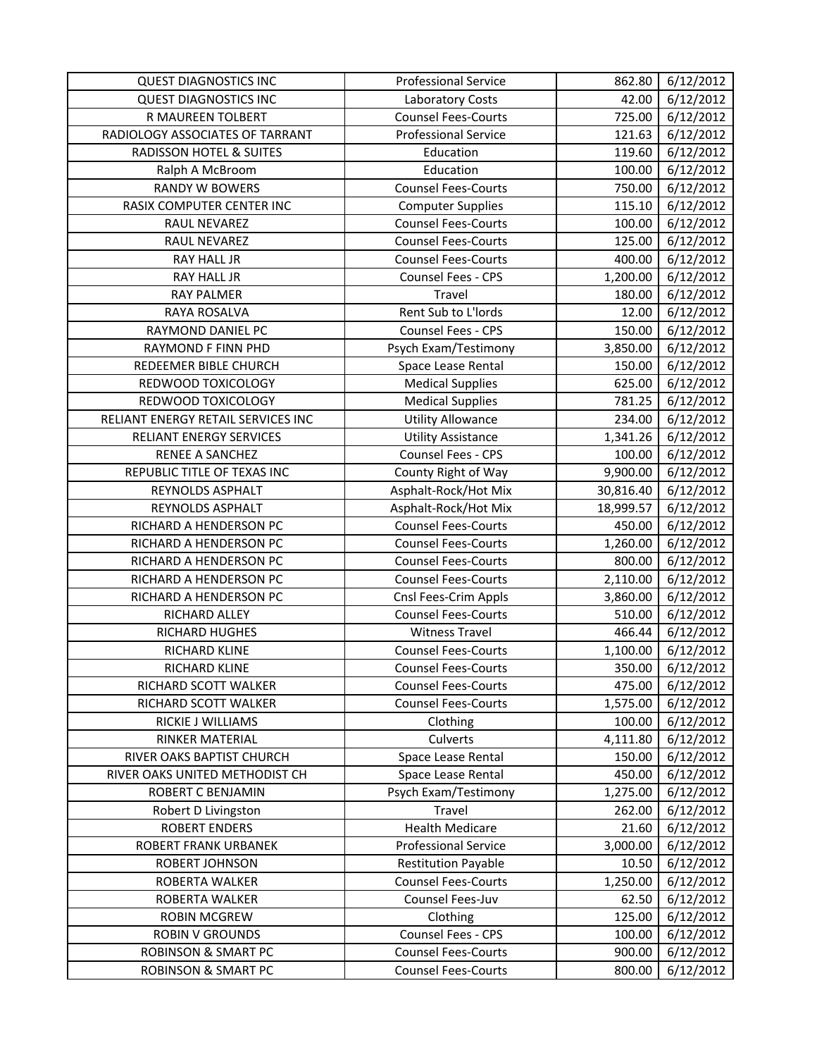| QUEST DIAGNOSTICS INC | Professional Service | 862.80 | 6/12/2012 |
|---|---|---|---|
| QUEST DIAGNOSTICS INC | Laboratory Costs | 42.00 | 6/12/2012 |
| R MAUREEN TOLBERT | Counsel Fees-Courts | 725.00 | 6/12/2012 |
| RADIOLOGY ASSOCIATES OF TARRANT | Professional Service | 121.63 | 6/12/2012 |
| RADISSON HOTEL & SUITES | Education | 119.60 | 6/12/2012 |
| Ralph A McBroom | Education | 100.00 | 6/12/2012 |
| RANDY W BOWERS | Counsel Fees-Courts | 750.00 | 6/12/2012 |
| RASIX COMPUTER CENTER INC | Computer Supplies | 115.10 | 6/12/2012 |
| RAUL NEVAREZ | Counsel Fees-Courts | 100.00 | 6/12/2012 |
| RAUL NEVAREZ | Counsel Fees-Courts | 125.00 | 6/12/2012 |
| RAY HALL JR | Counsel Fees-Courts | 400.00 | 6/12/2012 |
| RAY HALL JR | Counsel Fees - CPS | 1,200.00 | 6/12/2012 |
| RAY PALMER | Travel | 180.00 | 6/12/2012 |
| RAYA ROSALVA | Rent Sub to L'lords | 12.00 | 6/12/2012 |
| RAYMOND DANIEL PC | Counsel Fees - CPS | 150.00 | 6/12/2012 |
| RAYMOND F FINN PHD | Psych Exam/Testimony | 3,850.00 | 6/12/2012 |
| REDEEMER BIBLE CHURCH | Space Lease Rental | 150.00 | 6/12/2012 |
| REDWOOD TOXICOLOGY | Medical Supplies | 625.00 | 6/12/2012 |
| REDWOOD TOXICOLOGY | Medical Supplies | 781.25 | 6/12/2012 |
| RELIANT ENERGY RETAIL SERVICES INC | Utility Allowance | 234.00 | 6/12/2012 |
| RELIANT ENERGY SERVICES | Utility Assistance | 1,341.26 | 6/12/2012 |
| RENEE A SANCHEZ | Counsel Fees - CPS | 100.00 | 6/12/2012 |
| REPUBLIC TITLE OF TEXAS INC | County Right of Way | 9,900.00 | 6/12/2012 |
| REYNOLDS ASPHALT | Asphalt-Rock/Hot Mix | 30,816.40 | 6/12/2012 |
| REYNOLDS ASPHALT | Asphalt-Rock/Hot Mix | 18,999.57 | 6/12/2012 |
| RICHARD A HENDERSON PC | Counsel Fees-Courts | 450.00 | 6/12/2012 |
| RICHARD A HENDERSON PC | Counsel Fees-Courts | 1,260.00 | 6/12/2012 |
| RICHARD A HENDERSON PC | Counsel Fees-Courts | 800.00 | 6/12/2012 |
| RICHARD A HENDERSON PC | Counsel Fees-Courts | 2,110.00 | 6/12/2012 |
| RICHARD A HENDERSON PC | Cnsl Fees-Crim Appls | 3,860.00 | 6/12/2012 |
| RICHARD ALLEY | Counsel Fees-Courts | 510.00 | 6/12/2012 |
| RICHARD HUGHES | Witness Travel | 466.44 | 6/12/2012 |
| RICHARD KLINE | Counsel Fees-Courts | 1,100.00 | 6/12/2012 |
| RICHARD KLINE | Counsel Fees-Courts | 350.00 | 6/12/2012 |
| RICHARD SCOTT WALKER | Counsel Fees-Courts | 475.00 | 6/12/2012 |
| RICHARD SCOTT WALKER | Counsel Fees-Courts | 1,575.00 | 6/12/2012 |
| RICKIE J WILLIAMS | Clothing | 100.00 | 6/12/2012 |
| RINKER MATERIAL | Culverts | 4,111.80 | 6/12/2012 |
| RIVER OAKS BAPTIST CHURCH | Space Lease Rental | 150.00 | 6/12/2012 |
| RIVER OAKS UNITED METHODIST CH | Space Lease Rental | 450.00 | 6/12/2012 |
| ROBERT C BENJAMIN | Psych Exam/Testimony | 1,275.00 | 6/12/2012 |
| Robert D Livingston | Travel | 262.00 | 6/12/2012 |
| ROBERT ENDERS | Health Medicare | 21.60 | 6/12/2012 |
| ROBERT FRANK URBANEK | Professional Service | 3,000.00 | 6/12/2012 |
| ROBERT JOHNSON | Restitution Payable | 10.50 | 6/12/2012 |
| ROBERTA WALKER | Counsel Fees-Courts | 1,250.00 | 6/12/2012 |
| ROBERTA WALKER | Counsel Fees-Juv | 62.50 | 6/12/2012 |
| ROBIN MCGREW | Clothing | 125.00 | 6/12/2012 |
| ROBIN V GROUNDS | Counsel Fees - CPS | 100.00 | 6/12/2012 |
| ROBINSON & SMART PC | Counsel Fees-Courts | 900.00 | 6/12/2012 |
| ROBINSON & SMART PC | Counsel Fees-Courts | 800.00 | 6/12/2012 |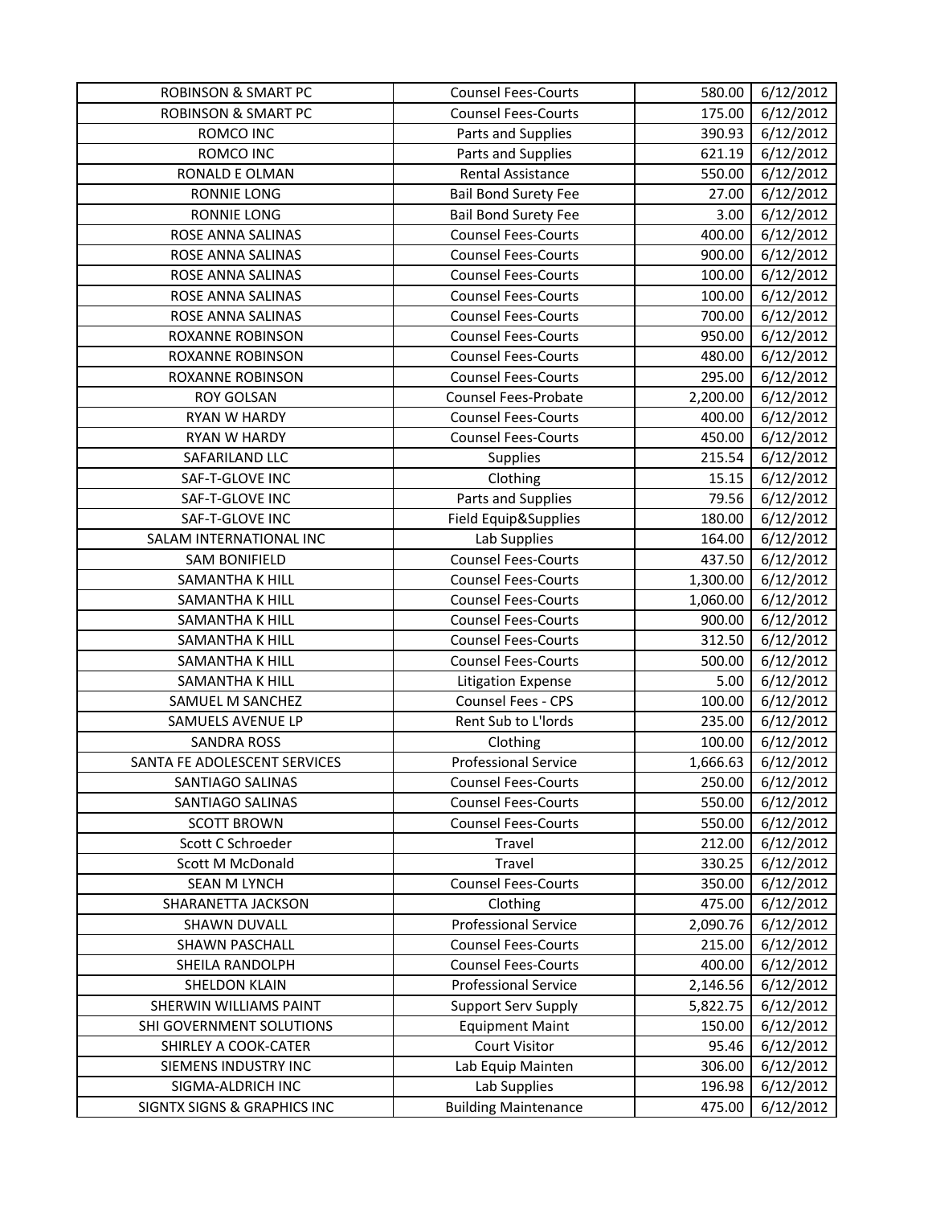| ROBINSON & SMART PC | Counsel Fees-Courts | 580.00 | 6/12/2012 |
|---|---|---|---|
| ROBINSON & SMART PC | Counsel Fees-Courts | 175.00 | 6/12/2012 |
| ROMCO INC | Parts and Supplies | 390.93 | 6/12/2012 |
| ROMCO INC | Parts and Supplies | 621.19 | 6/12/2012 |
| RONALD E OLMAN | Rental Assistance | 550.00 | 6/12/2012 |
| RONNIE LONG | Bail Bond Surety Fee | 27.00 | 6/12/2012 |
| RONNIE LONG | Bail Bond Surety Fee | 3.00 | 6/12/2012 |
| ROSE ANNA SALINAS | Counsel Fees-Courts | 400.00 | 6/12/2012 |
| ROSE ANNA SALINAS | Counsel Fees-Courts | 900.00 | 6/12/2012 |
| ROSE ANNA SALINAS | Counsel Fees-Courts | 100.00 | 6/12/2012 |
| ROSE ANNA SALINAS | Counsel Fees-Courts | 100.00 | 6/12/2012 |
| ROSE ANNA SALINAS | Counsel Fees-Courts | 700.00 | 6/12/2012 |
| ROXANNE ROBINSON | Counsel Fees-Courts | 950.00 | 6/12/2012 |
| ROXANNE ROBINSON | Counsel Fees-Courts | 480.00 | 6/12/2012 |
| ROXANNE ROBINSON | Counsel Fees-Courts | 295.00 | 6/12/2012 |
| ROY GOLSAN | Counsel Fees-Probate | 2,200.00 | 6/12/2012 |
| RYAN W HARDY | Counsel Fees-Courts | 400.00 | 6/12/2012 |
| RYAN W HARDY | Counsel Fees-Courts | 450.00 | 6/12/2012 |
| SAFARILAND LLC | Supplies | 215.54 | 6/12/2012 |
| SAF-T-GLOVE INC | Clothing | 15.15 | 6/12/2012 |
| SAF-T-GLOVE INC | Parts and Supplies | 79.56 | 6/12/2012 |
| SAF-T-GLOVE INC | Field Equip&Supplies | 180.00 | 6/12/2012 |
| SALAM INTERNATIONAL INC | Lab Supplies | 164.00 | 6/12/2012 |
| SAM BONIFIELD | Counsel Fees-Courts | 437.50 | 6/12/2012 |
| SAMANTHA K HILL | Counsel Fees-Courts | 1,300.00 | 6/12/2012 |
| SAMANTHA K HILL | Counsel Fees-Courts | 1,060.00 | 6/12/2012 |
| SAMANTHA K HILL | Counsel Fees-Courts | 900.00 | 6/12/2012 |
| SAMANTHA K HILL | Counsel Fees-Courts | 312.50 | 6/12/2012 |
| SAMANTHA K HILL | Counsel Fees-Courts | 500.00 | 6/12/2012 |
| SAMANTHA K HILL | Litigation Expense | 5.00 | 6/12/2012 |
| SAMUEL M SANCHEZ | Counsel Fees - CPS | 100.00 | 6/12/2012 |
| SAMUELS AVENUE LP | Rent Sub to L'lords | 235.00 | 6/12/2012 |
| SANDRA ROSS | Clothing | 100.00 | 6/12/2012 |
| SANTA FE ADOLESCENT SERVICES | Professional Service | 1,666.63 | 6/12/2012 |
| SANTIAGO SALINAS | Counsel Fees-Courts | 250.00 | 6/12/2012 |
| SANTIAGO SALINAS | Counsel Fees-Courts | 550.00 | 6/12/2012 |
| SCOTT BROWN | Counsel Fees-Courts | 550.00 | 6/12/2012 |
| Scott C Schroeder | Travel | 212.00 | 6/12/2012 |
| Scott M McDonald | Travel | 330.25 | 6/12/2012 |
| SEAN M LYNCH | Counsel Fees-Courts | 350.00 | 6/12/2012 |
| SHARANETTA JACKSON | Clothing | 475.00 | 6/12/2012 |
| SHAWN DUVALL | Professional Service | 2,090.76 | 6/12/2012 |
| SHAWN PASCHALL | Counsel Fees-Courts | 215.00 | 6/12/2012 |
| SHEILA RANDOLPH | Counsel Fees-Courts | 400.00 | 6/12/2012 |
| SHELDON KLAIN | Professional Service | 2,146.56 | 6/12/2012 |
| SHERWIN WILLIAMS PAINT | Support Serv Supply | 5,822.75 | 6/12/2012 |
| SHI GOVERNMENT SOLUTIONS | Equipment Maint | 150.00 | 6/12/2012 |
| SHIRLEY A COOK-CATER | Court Visitor | 95.46 | 6/12/2012 |
| SIEMENS INDUSTRY INC | Lab Equip Mainten | 306.00 | 6/12/2012 |
| SIGMA-ALDRICH INC | Lab Supplies | 196.98 | 6/12/2012 |
| SIGNTX SIGNS & GRAPHICS INC | Building Maintenance | 475.00 | 6/12/2012 |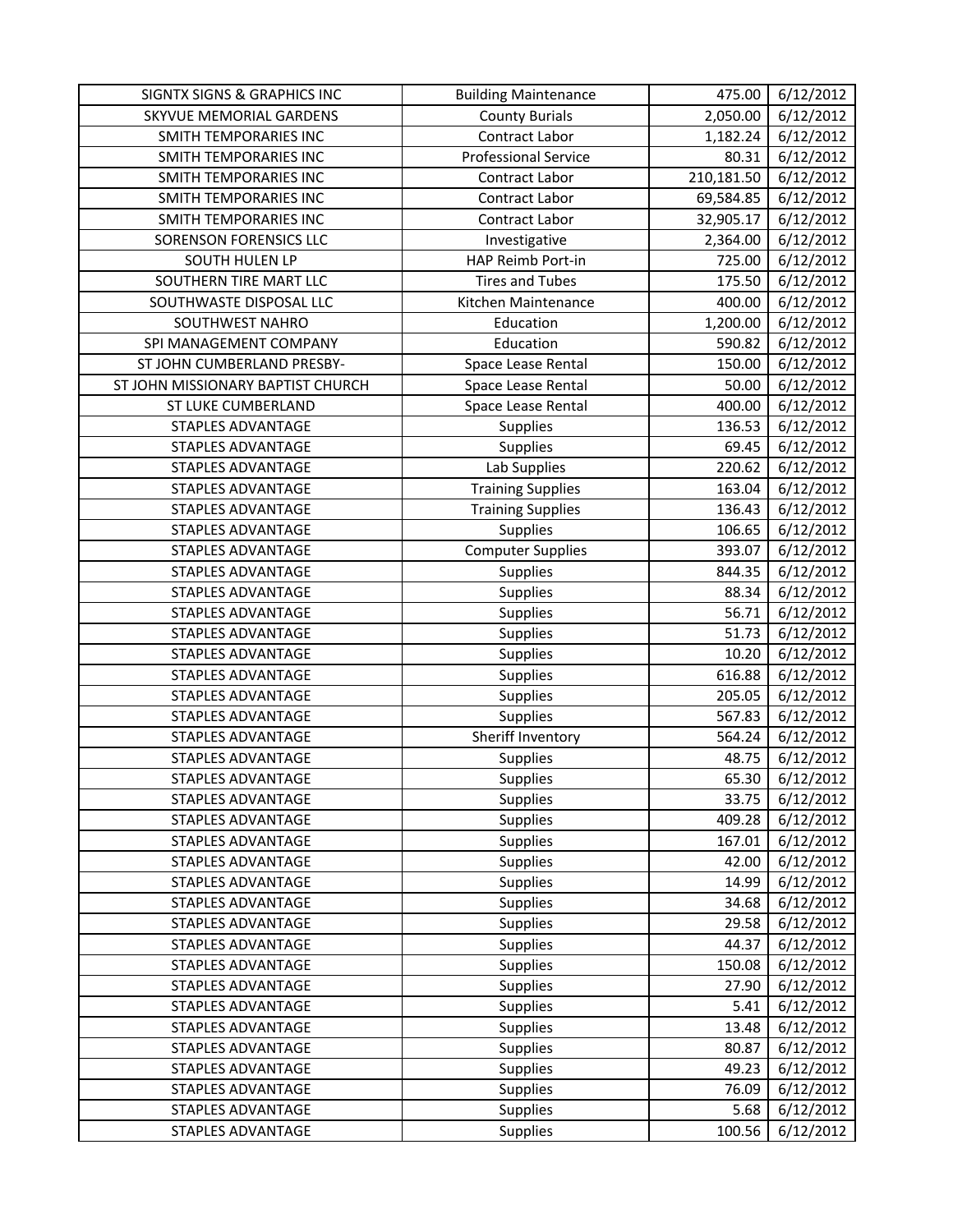| SIGNTX SIGNS & GRAPHICS INC | Building Maintenance | 475.00 | 6/12/2012 |
|---|---|---|---|
| SKYVUE MEMORIAL GARDENS | County Burials | 2,050.00 | 6/12/2012 |
| SMITH TEMPORARIES INC | Contract Labor | 1,182.24 | 6/12/2012 |
| SMITH TEMPORARIES INC | Professional Service | 80.31 | 6/12/2012 |
| SMITH TEMPORARIES INC | Contract Labor | 210,181.50 | 6/12/2012 |
| SMITH TEMPORARIES INC | Contract Labor | 69,584.85 | 6/12/2012 |
| SMITH TEMPORARIES INC | Contract Labor | 32,905.17 | 6/12/2012 |
| SORENSON FORENSICS LLC | Investigative | 2,364.00 | 6/12/2012 |
| SOUTH HULEN LP | HAP Reimb Port-in | 725.00 | 6/12/2012 |
| SOUTHERN TIRE MART LLC | Tires and Tubes | 175.50 | 6/12/2012 |
| SOUTHWASTE DISPOSAL LLC | Kitchen Maintenance | 400.00 | 6/12/2012 |
| SOUTHWEST NAHRO | Education | 1,200.00 | 6/12/2012 |
| SPI MANAGEMENT COMPANY | Education | 590.82 | 6/12/2012 |
| ST JOHN CUMBERLAND PRESBY- | Space Lease Rental | 150.00 | 6/12/2012 |
| ST JOHN MISSIONARY BAPTIST CHURCH | Space Lease Rental | 50.00 | 6/12/2012 |
| ST LUKE CUMBERLAND | Space Lease Rental | 400.00 | 6/12/2012 |
| STAPLES ADVANTAGE | Supplies | 136.53 | 6/12/2012 |
| STAPLES ADVANTAGE | Supplies | 69.45 | 6/12/2012 |
| STAPLES ADVANTAGE | Lab Supplies | 220.62 | 6/12/2012 |
| STAPLES ADVANTAGE | Training Supplies | 163.04 | 6/12/2012 |
| STAPLES ADVANTAGE | Training Supplies | 136.43 | 6/12/2012 |
| STAPLES ADVANTAGE | Supplies | 106.65 | 6/12/2012 |
| STAPLES ADVANTAGE | Computer Supplies | 393.07 | 6/12/2012 |
| STAPLES ADVANTAGE | Supplies | 844.35 | 6/12/2012 |
| STAPLES ADVANTAGE | Supplies | 88.34 | 6/12/2012 |
| STAPLES ADVANTAGE | Supplies | 56.71 | 6/12/2012 |
| STAPLES ADVANTAGE | Supplies | 51.73 | 6/12/2012 |
| STAPLES ADVANTAGE | Supplies | 10.20 | 6/12/2012 |
| STAPLES ADVANTAGE | Supplies | 616.88 | 6/12/2012 |
| STAPLES ADVANTAGE | Supplies | 205.05 | 6/12/2012 |
| STAPLES ADVANTAGE | Supplies | 567.83 | 6/12/2012 |
| STAPLES ADVANTAGE | Sheriff Inventory | 564.24 | 6/12/2012 |
| STAPLES ADVANTAGE | Supplies | 48.75 | 6/12/2012 |
| STAPLES ADVANTAGE | Supplies | 65.30 | 6/12/2012 |
| STAPLES ADVANTAGE | Supplies | 33.75 | 6/12/2012 |
| STAPLES ADVANTAGE | Supplies | 409.28 | 6/12/2012 |
| STAPLES ADVANTAGE | Supplies | 167.01 | 6/12/2012 |
| STAPLES ADVANTAGE | Supplies | 42.00 | 6/12/2012 |
| STAPLES ADVANTAGE | Supplies | 14.99 | 6/12/2012 |
| STAPLES ADVANTAGE | Supplies | 34.68 | 6/12/2012 |
| STAPLES ADVANTAGE | Supplies | 29.58 | 6/12/2012 |
| STAPLES ADVANTAGE | Supplies | 44.37 | 6/12/2012 |
| STAPLES ADVANTAGE | Supplies | 150.08 | 6/12/2012 |
| STAPLES ADVANTAGE | Supplies | 27.90 | 6/12/2012 |
| STAPLES ADVANTAGE | Supplies | 5.41 | 6/12/2012 |
| STAPLES ADVANTAGE | Supplies | 13.48 | 6/12/2012 |
| STAPLES ADVANTAGE | Supplies | 80.87 | 6/12/2012 |
| STAPLES ADVANTAGE | Supplies | 49.23 | 6/12/2012 |
| STAPLES ADVANTAGE | Supplies | 76.09 | 6/12/2012 |
| STAPLES ADVANTAGE | Supplies | 5.68 | 6/12/2012 |
| STAPLES ADVANTAGE | Supplies | 100.56 | 6/12/2012 |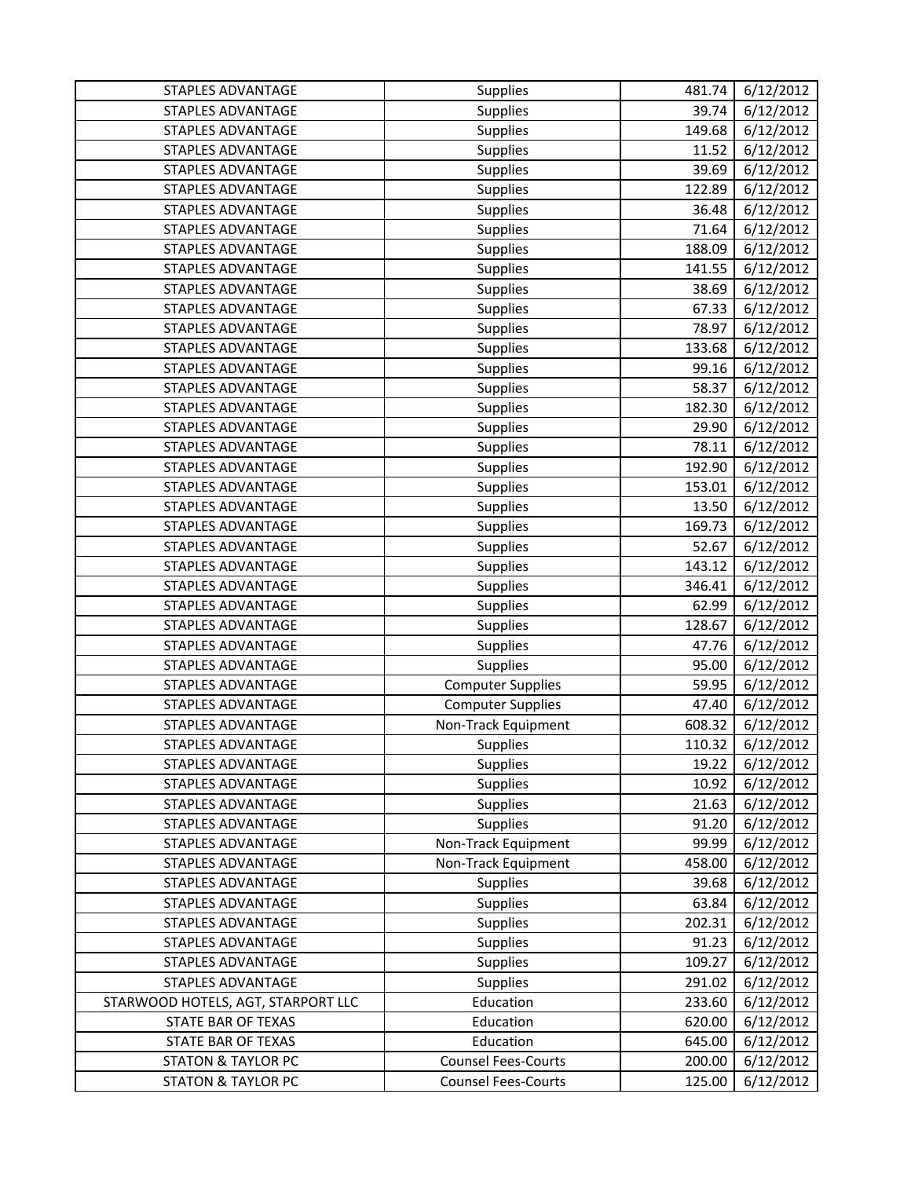| | | | |
|---|---|---|---|
| STAPLES ADVANTAGE | Supplies | 481.74 | 6/12/2012 |
| STAPLES ADVANTAGE | Supplies | 39.74 | 6/12/2012 |
| STAPLES ADVANTAGE | Supplies | 149.68 | 6/12/2012 |
| STAPLES ADVANTAGE | Supplies | 11.52 | 6/12/2012 |
| STAPLES ADVANTAGE | Supplies | 39.69 | 6/12/2012 |
| STAPLES ADVANTAGE | Supplies | 122.89 | 6/12/2012 |
| STAPLES ADVANTAGE | Supplies | 36.48 | 6/12/2012 |
| STAPLES ADVANTAGE | Supplies | 71.64 | 6/12/2012 |
| STAPLES ADVANTAGE | Supplies | 188.09 | 6/12/2012 |
| STAPLES ADVANTAGE | Supplies | 141.55 | 6/12/2012 |
| STAPLES ADVANTAGE | Supplies | 38.69 | 6/12/2012 |
| STAPLES ADVANTAGE | Supplies | 67.33 | 6/12/2012 |
| STAPLES ADVANTAGE | Supplies | 78.97 | 6/12/2012 |
| STAPLES ADVANTAGE | Supplies | 133.68 | 6/12/2012 |
| STAPLES ADVANTAGE | Supplies | 99.16 | 6/12/2012 |
| STAPLES ADVANTAGE | Supplies | 58.37 | 6/12/2012 |
| STAPLES ADVANTAGE | Supplies | 182.30 | 6/12/2012 |
| STAPLES ADVANTAGE | Supplies | 29.90 | 6/12/2012 |
| STAPLES ADVANTAGE | Supplies | 78.11 | 6/12/2012 |
| STAPLES ADVANTAGE | Supplies | 192.90 | 6/12/2012 |
| STAPLES ADVANTAGE | Supplies | 153.01 | 6/12/2012 |
| STAPLES ADVANTAGE | Supplies | 13.50 | 6/12/2012 |
| STAPLES ADVANTAGE | Supplies | 169.73 | 6/12/2012 |
| STAPLES ADVANTAGE | Supplies | 52.67 | 6/12/2012 |
| STAPLES ADVANTAGE | Supplies | 143.12 | 6/12/2012 |
| STAPLES ADVANTAGE | Supplies | 346.41 | 6/12/2012 |
| STAPLES ADVANTAGE | Supplies | 62.99 | 6/12/2012 |
| STAPLES ADVANTAGE | Supplies | 128.67 | 6/12/2012 |
| STAPLES ADVANTAGE | Supplies | 47.76 | 6/12/2012 |
| STAPLES ADVANTAGE | Supplies | 95.00 | 6/12/2012 |
| STAPLES ADVANTAGE | Computer Supplies | 59.95 | 6/12/2012 |
| STAPLES ADVANTAGE | Computer Supplies | 47.40 | 6/12/2012 |
| STAPLES ADVANTAGE | Non-Track Equipment | 608.32 | 6/12/2012 |
| STAPLES ADVANTAGE | Supplies | 110.32 | 6/12/2012 |
| STAPLES ADVANTAGE | Supplies | 19.22 | 6/12/2012 |
| STAPLES ADVANTAGE | Supplies | 10.92 | 6/12/2012 |
| STAPLES ADVANTAGE | Supplies | 21.63 | 6/12/2012 |
| STAPLES ADVANTAGE | Supplies | 91.20 | 6/12/2012 |
| STAPLES ADVANTAGE | Non-Track Equipment | 99.99 | 6/12/2012 |
| STAPLES ADVANTAGE | Non-Track Equipment | 458.00 | 6/12/2012 |
| STAPLES ADVANTAGE | Supplies | 39.68 | 6/12/2012 |
| STAPLES ADVANTAGE | Supplies | 63.84 | 6/12/2012 |
| STAPLES ADVANTAGE | Supplies | 202.31 | 6/12/2012 |
| STAPLES ADVANTAGE | Supplies | 91.23 | 6/12/2012 |
| STAPLES ADVANTAGE | Supplies | 109.27 | 6/12/2012 |
| STAPLES ADVANTAGE | Supplies | 291.02 | 6/12/2012 |
| STARWOOD HOTELS, AGT, STARPORT LLC | Education | 233.60 | 6/12/2012 |
| STATE BAR OF TEXAS | Education | 620.00 | 6/12/2012 |
| STATE BAR OF TEXAS | Education | 645.00 | 6/12/2012 |
| STATON & TAYLOR PC | Counsel Fees-Courts | 200.00 | 6/12/2012 |
| STATON & TAYLOR PC | Counsel Fees-Courts | 125.00 | 6/12/2012 |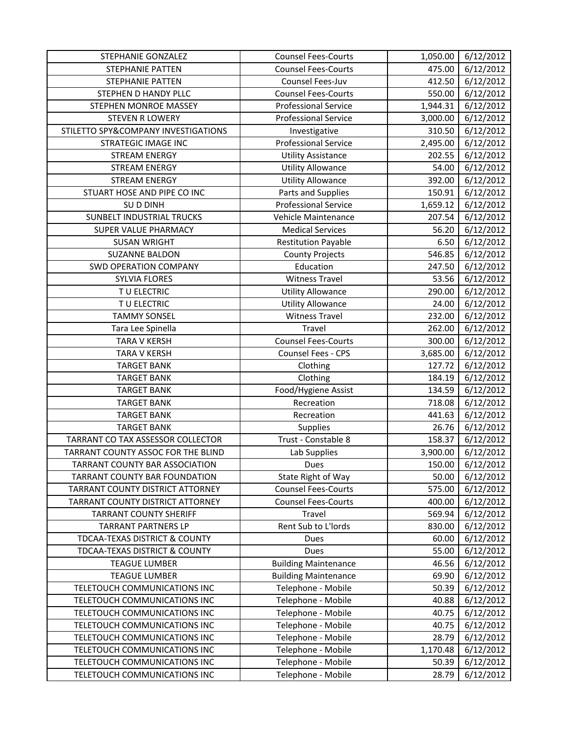| STEPHANIE GONZALEZ | Counsel Fees-Courts | 1,050.00 | 6/12/2012 |
|---|---|---|---|
| STEPHANIE PATTEN | Counsel Fees-Courts | 475.00 | 6/12/2012 |
| STEPHANIE PATTEN | Counsel Fees-Juv | 412.50 | 6/12/2012 |
| STEPHEN D HANDY PLLC | Counsel Fees-Courts | 550.00 | 6/12/2012 |
| STEPHEN MONROE MASSEY | Professional Service | 1,944.31 | 6/12/2012 |
| STEVEN R LOWERY | Professional Service | 3,000.00 | 6/12/2012 |
| STILETTO SPY&COMPANY INVESTIGATIONS | Investigative | 310.50 | 6/12/2012 |
| STRATEGIC IMAGE INC | Professional Service | 2,495.00 | 6/12/2012 |
| STREAM ENERGY | Utility Assistance | 202.55 | 6/12/2012 |
| STREAM ENERGY | Utility Allowance | 54.00 | 6/12/2012 |
| STREAM ENERGY | Utility Allowance | 392.00 | 6/12/2012 |
| STUART HOSE AND PIPE CO INC | Parts and Supplies | 150.91 | 6/12/2012 |
| SU D DINH | Professional Service | 1,659.12 | 6/12/2012 |
| SUNBELT INDUSTRIAL TRUCKS | Vehicle Maintenance | 207.54 | 6/12/2012 |
| SUPER VALUE PHARMACY | Medical Services | 56.20 | 6/12/2012 |
| SUSAN WRIGHT | Restitution Payable | 6.50 | 6/12/2012 |
| SUZANNE BALDON | County Projects | 546.85 | 6/12/2012 |
| SWD OPERATION COMPANY | Education | 247.50 | 6/12/2012 |
| SYLVIA FLORES | Witness Travel | 53.56 | 6/12/2012 |
| T U ELECTRIC | Utility Allowance | 290.00 | 6/12/2012 |
| T U ELECTRIC | Utility Allowance | 24.00 | 6/12/2012 |
| TAMMY SONSEL | Witness Travel | 232.00 | 6/12/2012 |
| Tara Lee Spinella | Travel | 262.00 | 6/12/2012 |
| TARA V KERSH | Counsel Fees-Courts | 300.00 | 6/12/2012 |
| TARA V KERSH | Counsel Fees - CPS | 3,685.00 | 6/12/2012 |
| TARGET BANK | Clothing | 127.72 | 6/12/2012 |
| TARGET BANK | Clothing | 184.19 | 6/12/2012 |
| TARGET BANK | Food/Hygiene Assist | 134.59 | 6/12/2012 |
| TARGET BANK | Recreation | 718.08 | 6/12/2012 |
| TARGET BANK | Recreation | 441.63 | 6/12/2012 |
| TARGET BANK | Supplies | 26.76 | 6/12/2012 |
| TARRANT CO TAX ASSESSOR COLLECTOR | Trust - Constable 8 | 158.37 | 6/12/2012 |
| TARRANT COUNTY ASSOC FOR THE BLIND | Lab Supplies | 3,900.00 | 6/12/2012 |
| TARRANT COUNTY BAR ASSOCIATION | Dues | 150.00 | 6/12/2012 |
| TARRANT COUNTY BAR FOUNDATION | State Right of Way | 50.00 | 6/12/2012 |
| TARRANT COUNTY DISTRICT ATTORNEY | Counsel Fees-Courts | 575.00 | 6/12/2012 |
| TARRANT COUNTY DISTRICT ATTORNEY | Counsel Fees-Courts | 400.00 | 6/12/2012 |
| TARRANT COUNTY SHERIFF | Travel | 569.94 | 6/12/2012 |
| TARRANT PARTNERS LP | Rent Sub to L'lords | 830.00 | 6/12/2012 |
| TDCAA-TEXAS DISTRICT & COUNTY | Dues | 60.00 | 6/12/2012 |
| TDCAA-TEXAS DISTRICT & COUNTY | Dues | 55.00 | 6/12/2012 |
| TEAGUE LUMBER | Building Maintenance | 46.56 | 6/12/2012 |
| TEAGUE LUMBER | Building Maintenance | 69.90 | 6/12/2012 |
| TELETOUCH COMMUNICATIONS INC | Telephone - Mobile | 50.39 | 6/12/2012 |
| TELETOUCH COMMUNICATIONS INC | Telephone - Mobile | 40.88 | 6/12/2012 |
| TELETOUCH COMMUNICATIONS INC | Telephone - Mobile | 40.75 | 6/12/2012 |
| TELETOUCH COMMUNICATIONS INC | Telephone - Mobile | 40.75 | 6/12/2012 |
| TELETOUCH COMMUNICATIONS INC | Telephone - Mobile | 28.79 | 6/12/2012 |
| TELETOUCH COMMUNICATIONS INC | Telephone - Mobile | 1,170.48 | 6/12/2012 |
| TELETOUCH COMMUNICATIONS INC | Telephone - Mobile | 50.39 | 6/12/2012 |
| TELETOUCH COMMUNICATIONS INC | Telephone - Mobile | 28.79 | 6/12/2012 |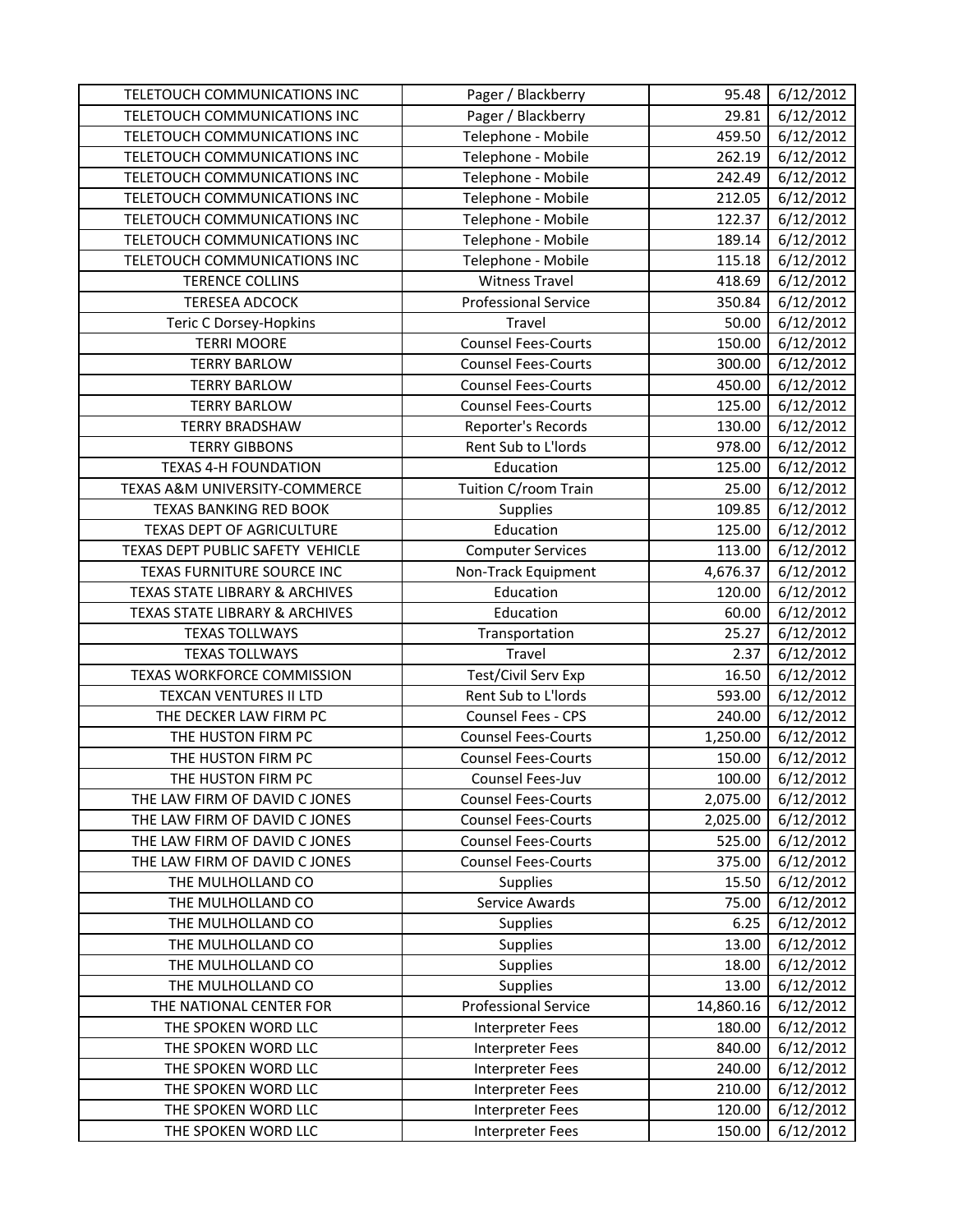| TELETOUCH COMMUNICATIONS INC | Pager / Blackberry | 95.48 | 6/12/2012 |
|---|---|---|---|
| TELETOUCH COMMUNICATIONS INC | Pager / Blackberry | 29.81 | 6/12/2012 |
| TELETOUCH COMMUNICATIONS INC | Telephone - Mobile | 459.50 | 6/12/2012 |
| TELETOUCH COMMUNICATIONS INC | Telephone - Mobile | 262.19 | 6/12/2012 |
| TELETOUCH COMMUNICATIONS INC | Telephone - Mobile | 242.49 | 6/12/2012 |
| TELETOUCH COMMUNICATIONS INC | Telephone - Mobile | 212.05 | 6/12/2012 |
| TELETOUCH COMMUNICATIONS INC | Telephone - Mobile | 122.37 | 6/12/2012 |
| TELETOUCH COMMUNICATIONS INC | Telephone - Mobile | 189.14 | 6/12/2012 |
| TELETOUCH COMMUNICATIONS INC | Telephone - Mobile | 115.18 | 6/12/2012 |
| TERENCE COLLINS | Witness Travel | 418.69 | 6/12/2012 |
| TERESEA ADCOCK | Professional Service | 350.84 | 6/12/2012 |
| Teric C Dorsey-Hopkins | Travel | 50.00 | 6/12/2012 |
| TERRI MOORE | Counsel Fees-Courts | 150.00 | 6/12/2012 |
| TERRY BARLOW | Counsel Fees-Courts | 300.00 | 6/12/2012 |
| TERRY BARLOW | Counsel Fees-Courts | 450.00 | 6/12/2012 |
| TERRY BARLOW | Counsel Fees-Courts | 125.00 | 6/12/2012 |
| TERRY BRADSHAW | Reporter's Records | 130.00 | 6/12/2012 |
| TERRY GIBBONS | Rent Sub to L'lords | 978.00 | 6/12/2012 |
| TEXAS 4-H FOUNDATION | Education | 125.00 | 6/12/2012 |
| TEXAS A&M UNIVERSITY-COMMERCE | Tuition C/room Train | 25.00 | 6/12/2012 |
| TEXAS BANKING RED BOOK | Supplies | 109.85 | 6/12/2012 |
| TEXAS DEPT OF AGRICULTURE | Education | 125.00 | 6/12/2012 |
| TEXAS DEPT PUBLIC SAFETY VEHICLE | Computer Services | 113.00 | 6/12/2012 |
| TEXAS FURNITURE SOURCE INC | Non-Track Equipment | 4,676.37 | 6/12/2012 |
| TEXAS STATE LIBRARY & ARCHIVES | Education | 120.00 | 6/12/2012 |
| TEXAS STATE LIBRARY & ARCHIVES | Education | 60.00 | 6/12/2012 |
| TEXAS TOLLWAYS | Transportation | 25.27 | 6/12/2012 |
| TEXAS TOLLWAYS | Travel | 2.37 | 6/12/2012 |
| TEXAS WORKFORCE COMMISSION | Test/Civil Serv Exp | 16.50 | 6/12/2012 |
| TEXCAN VENTURES II LTD | Rent Sub to L'lords | 593.00 | 6/12/2012 |
| THE DECKER LAW FIRM PC | Counsel Fees - CPS | 240.00 | 6/12/2012 |
| THE HUSTON FIRM PC | Counsel Fees-Courts | 1,250.00 | 6/12/2012 |
| THE HUSTON FIRM PC | Counsel Fees-Courts | 150.00 | 6/12/2012 |
| THE HUSTON FIRM PC | Counsel Fees-Juv | 100.00 | 6/12/2012 |
| THE LAW FIRM OF DAVID C JONES | Counsel Fees-Courts | 2,075.00 | 6/12/2012 |
| THE LAW FIRM OF DAVID C JONES | Counsel Fees-Courts | 2,025.00 | 6/12/2012 |
| THE LAW FIRM OF DAVID C JONES | Counsel Fees-Courts | 525.00 | 6/12/2012 |
| THE LAW FIRM OF DAVID C JONES | Counsel Fees-Courts | 375.00 | 6/12/2012 |
| THE MULHOLLAND CO | Supplies | 15.50 | 6/12/2012 |
| THE MULHOLLAND CO | Service Awards | 75.00 | 6/12/2012 |
| THE MULHOLLAND CO | Supplies | 6.25 | 6/12/2012 |
| THE MULHOLLAND CO | Supplies | 13.00 | 6/12/2012 |
| THE MULHOLLAND CO | Supplies | 18.00 | 6/12/2012 |
| THE MULHOLLAND CO | Supplies | 13.00 | 6/12/2012 |
| THE NATIONAL CENTER FOR | Professional Service | 14,860.16 | 6/12/2012 |
| THE SPOKEN WORD LLC | Interpreter Fees | 180.00 | 6/12/2012 |
| THE SPOKEN WORD LLC | Interpreter Fees | 840.00 | 6/12/2012 |
| THE SPOKEN WORD LLC | Interpreter Fees | 240.00 | 6/12/2012 |
| THE SPOKEN WORD LLC | Interpreter Fees | 210.00 | 6/12/2012 |
| THE SPOKEN WORD LLC | Interpreter Fees | 120.00 | 6/12/2012 |
| THE SPOKEN WORD LLC | Interpreter Fees | 150.00 | 6/12/2012 |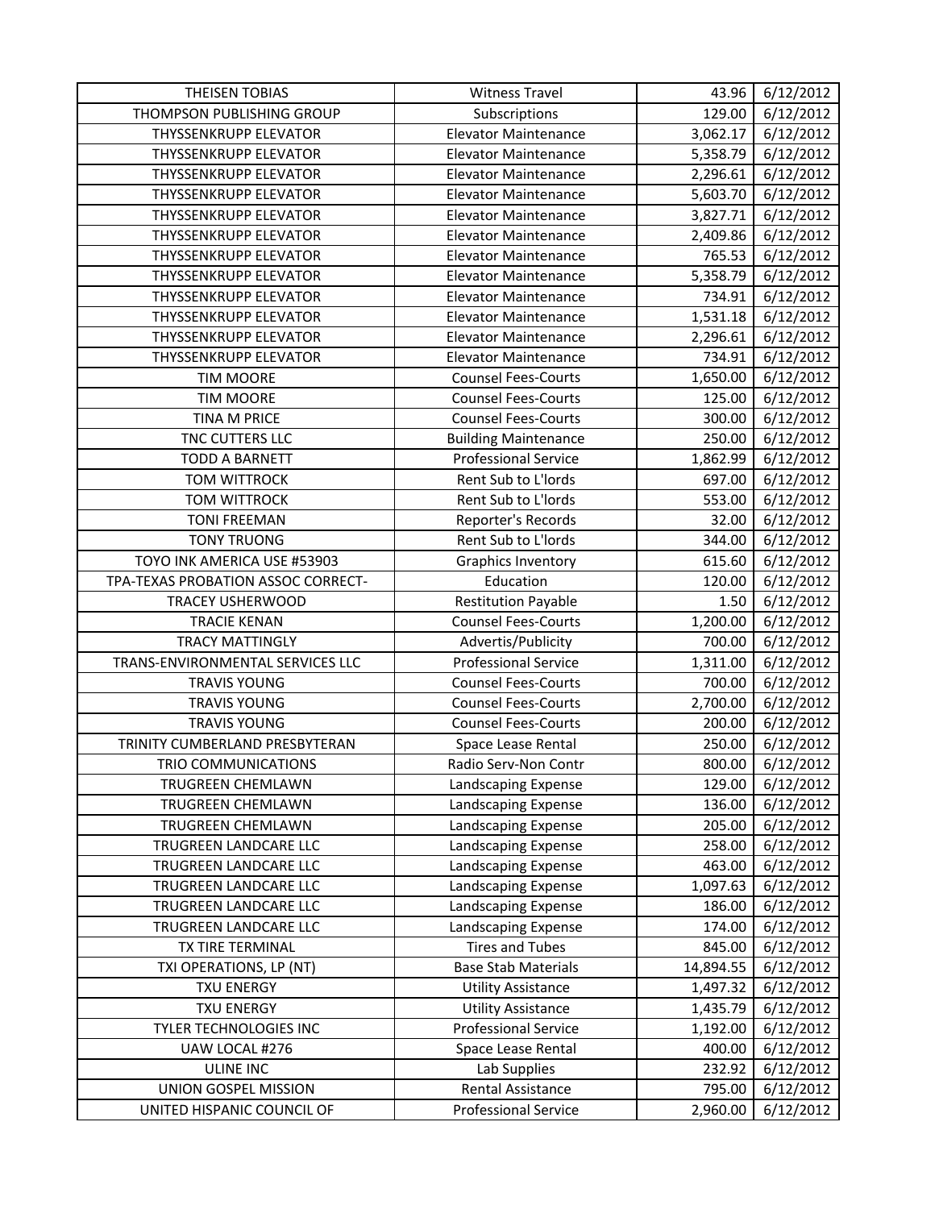| THEISEN TOBIAS | Witness Travel | 43.96 | 6/12/2012 |
|---|---|---|---|
| THOMPSON PUBLISHING GROUP | Subscriptions | 129.00 | 6/12/2012 |
| THYSSENKRUPP ELEVATOR | Elevator Maintenance | 3,062.17 | 6/12/2012 |
| THYSSENKRUPP ELEVATOR | Elevator Maintenance | 5,358.79 | 6/12/2012 |
| THYSSENKRUPP ELEVATOR | Elevator Maintenance | 2,296.61 | 6/12/2012 |
| THYSSENKRUPP ELEVATOR | Elevator Maintenance | 5,603.70 | 6/12/2012 |
| THYSSENKRUPP ELEVATOR | Elevator Maintenance | 3,827.71 | 6/12/2012 |
| THYSSENKRUPP ELEVATOR | Elevator Maintenance | 2,409.86 | 6/12/2012 |
| THYSSENKRUPP ELEVATOR | Elevator Maintenance | 765.53 | 6/12/2012 |
| THYSSENKRUPP ELEVATOR | Elevator Maintenance | 5,358.79 | 6/12/2012 |
| THYSSENKRUPP ELEVATOR | Elevator Maintenance | 734.91 | 6/12/2012 |
| THYSSENKRUPP ELEVATOR | Elevator Maintenance | 1,531.18 | 6/12/2012 |
| THYSSENKRUPP ELEVATOR | Elevator Maintenance | 2,296.61 | 6/12/2012 |
| THYSSENKRUPP ELEVATOR | Elevator Maintenance | 734.91 | 6/12/2012 |
| TIM MOORE | Counsel Fees-Courts | 1,650.00 | 6/12/2012 |
| TIM MOORE | Counsel Fees-Courts | 125.00 | 6/12/2012 |
| TINA M PRICE | Counsel Fees-Courts | 300.00 | 6/12/2012 |
| TNC CUTTERS LLC | Building Maintenance | 250.00 | 6/12/2012 |
| TODD A BARNETT | Professional Service | 1,862.99 | 6/12/2012 |
| TOM WITTROCK | Rent Sub to L'lords | 697.00 | 6/12/2012 |
| TOM WITTROCK | Rent Sub to L'lords | 553.00 | 6/12/2012 |
| TONI FREEMAN | Reporter's Records | 32.00 | 6/12/2012 |
| TONY TRUONG | Rent Sub to L'lords | 344.00 | 6/12/2012 |
| TOYO INK AMERICA USE #53903 | Graphics Inventory | 615.60 | 6/12/2012 |
| TPA-TEXAS PROBATION ASSOC CORRECT- | Education | 120.00 | 6/12/2012 |
| TRACEY USHERWOOD | Restitution Payable | 1.50 | 6/12/2012 |
| TRACIE KENAN | Counsel Fees-Courts | 1,200.00 | 6/12/2012 |
| TRACY MATTINGLY | Advertis/Publicity | 700.00 | 6/12/2012 |
| TRANS-ENVIRONMENTAL SERVICES LLC | Professional Service | 1,311.00 | 6/12/2012 |
| TRAVIS YOUNG | Counsel Fees-Courts | 700.00 | 6/12/2012 |
| TRAVIS YOUNG | Counsel Fees-Courts | 2,700.00 | 6/12/2012 |
| TRAVIS YOUNG | Counsel Fees-Courts | 200.00 | 6/12/2012 |
| TRINITY CUMBERLAND PRESBYTERAN | Space Lease Rental | 250.00 | 6/12/2012 |
| TRIO COMMUNICATIONS | Radio Serv-Non Contr | 800.00 | 6/12/2012 |
| TRUGREEN CHEMLAWN | Landscaping Expense | 129.00 | 6/12/2012 |
| TRUGREEN CHEMLAWN | Landscaping Expense | 136.00 | 6/12/2012 |
| TRUGREEN CHEMLAWN | Landscaping Expense | 205.00 | 6/12/2012 |
| TRUGREEN LANDCARE LLC | Landscaping Expense | 258.00 | 6/12/2012 |
| TRUGREEN LANDCARE LLC | Landscaping Expense | 463.00 | 6/12/2012 |
| TRUGREEN LANDCARE LLC | Landscaping Expense | 1,097.63 | 6/12/2012 |
| TRUGREEN LANDCARE LLC | Landscaping Expense | 186.00 | 6/12/2012 |
| TRUGREEN LANDCARE LLC | Landscaping Expense | 174.00 | 6/12/2012 |
| TX TIRE TERMINAL | Tires and Tubes | 845.00 | 6/12/2012 |
| TXI OPERATIONS, LP (NT) | Base Stab Materials | 14,894.55 | 6/12/2012 |
| TXU ENERGY | Utility Assistance | 1,497.32 | 6/12/2012 |
| TXU ENERGY | Utility Assistance | 1,435.79 | 6/12/2012 |
| TYLER TECHNOLOGIES INC | Professional Service | 1,192.00 | 6/12/2012 |
| UAW LOCAL #276 | Space Lease Rental | 400.00 | 6/12/2012 |
| ULINE INC | Lab Supplies | 232.92 | 6/12/2012 |
| UNION GOSPEL MISSION | Rental Assistance | 795.00 | 6/12/2012 |
| UNITED HISPANIC COUNCIL OF | Professional Service | 2,960.00 | 6/12/2012 |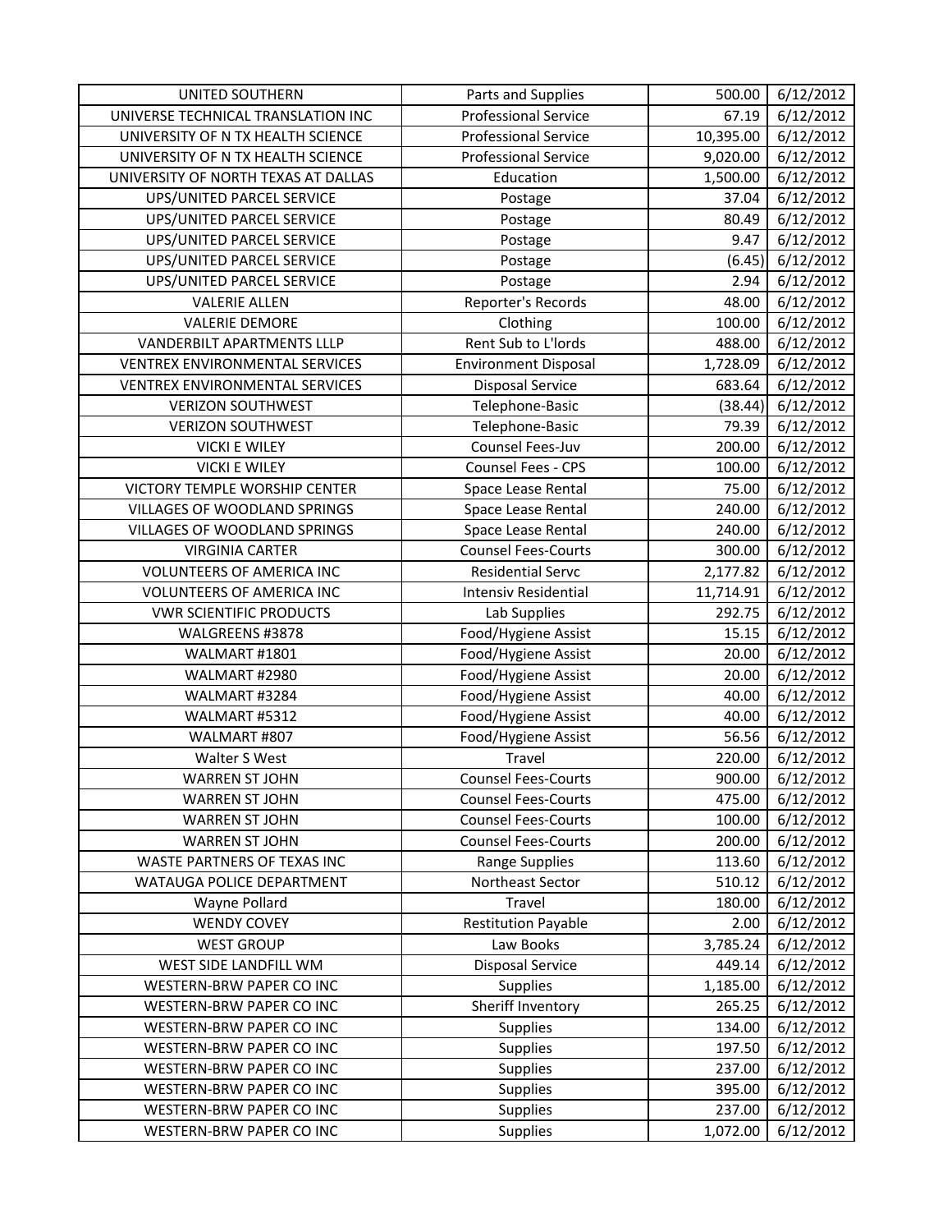| | | | |
|---|---|---|---|
| UNITED SOUTHERN | Parts and Supplies | 500.00 | 6/12/2012 |
| UNIVERSE TECHNICAL TRANSLATION INC | Professional Service | 67.19 | 6/12/2012 |
| UNIVERSITY OF N TX HEALTH SCIENCE | Professional Service | 10,395.00 | 6/12/2012 |
| UNIVERSITY OF N TX HEALTH SCIENCE | Professional Service | 9,020.00 | 6/12/2012 |
| UNIVERSITY OF NORTH TEXAS AT DALLAS | Education | 1,500.00 | 6/12/2012 |
| UPS/UNITED PARCEL SERVICE | Postage | 37.04 | 6/12/2012 |
| UPS/UNITED PARCEL SERVICE | Postage | 80.49 | 6/12/2012 |
| UPS/UNITED PARCEL SERVICE | Postage | 9.47 | 6/12/2012 |
| UPS/UNITED PARCEL SERVICE | Postage | (6.45) | 6/12/2012 |
| UPS/UNITED PARCEL SERVICE | Postage | 2.94 | 6/12/2012 |
| VALERIE ALLEN | Reporter's Records | 48.00 | 6/12/2012 |
| VALERIE DEMORE | Clothing | 100.00 | 6/12/2012 |
| VANDERBILT APARTMENTS LLLP | Rent Sub to L'lords | 488.00 | 6/12/2012 |
| VENTREX ENVIRONMENTAL SERVICES | Environment Disposal | 1,728.09 | 6/12/2012 |
| VENTREX ENVIRONMENTAL SERVICES | Disposal Service | 683.64 | 6/12/2012 |
| VERIZON SOUTHWEST | Telephone-Basic | (38.44) | 6/12/2012 |
| VERIZON SOUTHWEST | Telephone-Basic | 79.39 | 6/12/2012 |
| VICKI E WILEY | Counsel Fees-Juv | 200.00 | 6/12/2012 |
| VICKI E WILEY | Counsel Fees - CPS | 100.00 | 6/12/2012 |
| VICTORY TEMPLE WORSHIP CENTER | Space Lease Rental | 75.00 | 6/12/2012 |
| VILLAGES OF WOODLAND SPRINGS | Space Lease Rental | 240.00 | 6/12/2012 |
| VILLAGES OF WOODLAND SPRINGS | Space Lease Rental | 240.00 | 6/12/2012 |
| VIRGINIA CARTER | Counsel Fees-Courts | 300.00 | 6/12/2012 |
| VOLUNTEERS OF AMERICA INC | Residential Servc | 2,177.82 | 6/12/2012 |
| VOLUNTEERS OF AMERICA INC | Intensiv Residential | 11,714.91 | 6/12/2012 |
| VWR SCIENTIFIC PRODUCTS | Lab Supplies | 292.75 | 6/12/2012 |
| WALGREENS #3878 | Food/Hygiene Assist | 15.15 | 6/12/2012 |
| WALMART #1801 | Food/Hygiene Assist | 20.00 | 6/12/2012 |
| WALMART #2980 | Food/Hygiene Assist | 20.00 | 6/12/2012 |
| WALMART #3284 | Food/Hygiene Assist | 40.00 | 6/12/2012 |
| WALMART #5312 | Food/Hygiene Assist | 40.00 | 6/12/2012 |
| WALMART #807 | Food/Hygiene Assist | 56.56 | 6/12/2012 |
| Walter S West | Travel | 220.00 | 6/12/2012 |
| WARREN ST JOHN | Counsel Fees-Courts | 900.00 | 6/12/2012 |
| WARREN ST JOHN | Counsel Fees-Courts | 475.00 | 6/12/2012 |
| WARREN ST JOHN | Counsel Fees-Courts | 100.00 | 6/12/2012 |
| WARREN ST JOHN | Counsel Fees-Courts | 200.00 | 6/12/2012 |
| WASTE PARTNERS OF TEXAS INC | Range Supplies | 113.60 | 6/12/2012 |
| WATAUGA POLICE DEPARTMENT | Northeast Sector | 510.12 | 6/12/2012 |
| Wayne Pollard | Travel | 180.00 | 6/12/2012 |
| WENDY COVEY | Restitution Payable | 2.00 | 6/12/2012 |
| WEST GROUP | Law Books | 3,785.24 | 6/12/2012 |
| WEST SIDE LANDFILL WM | Disposal Service | 449.14 | 6/12/2012 |
| WESTERN-BRW PAPER CO INC | Supplies | 1,185.00 | 6/12/2012 |
| WESTERN-BRW PAPER CO INC | Sheriff Inventory | 265.25 | 6/12/2012 |
| WESTERN-BRW PAPER CO INC | Supplies | 134.00 | 6/12/2012 |
| WESTERN-BRW PAPER CO INC | Supplies | 197.50 | 6/12/2012 |
| WESTERN-BRW PAPER CO INC | Supplies | 237.00 | 6/12/2012 |
| WESTERN-BRW PAPER CO INC | Supplies | 395.00 | 6/12/2012 |
| WESTERN-BRW PAPER CO INC | Supplies | 237.00 | 6/12/2012 |
| WESTERN-BRW PAPER CO INC | Supplies | 1,072.00 | 6/12/2012 |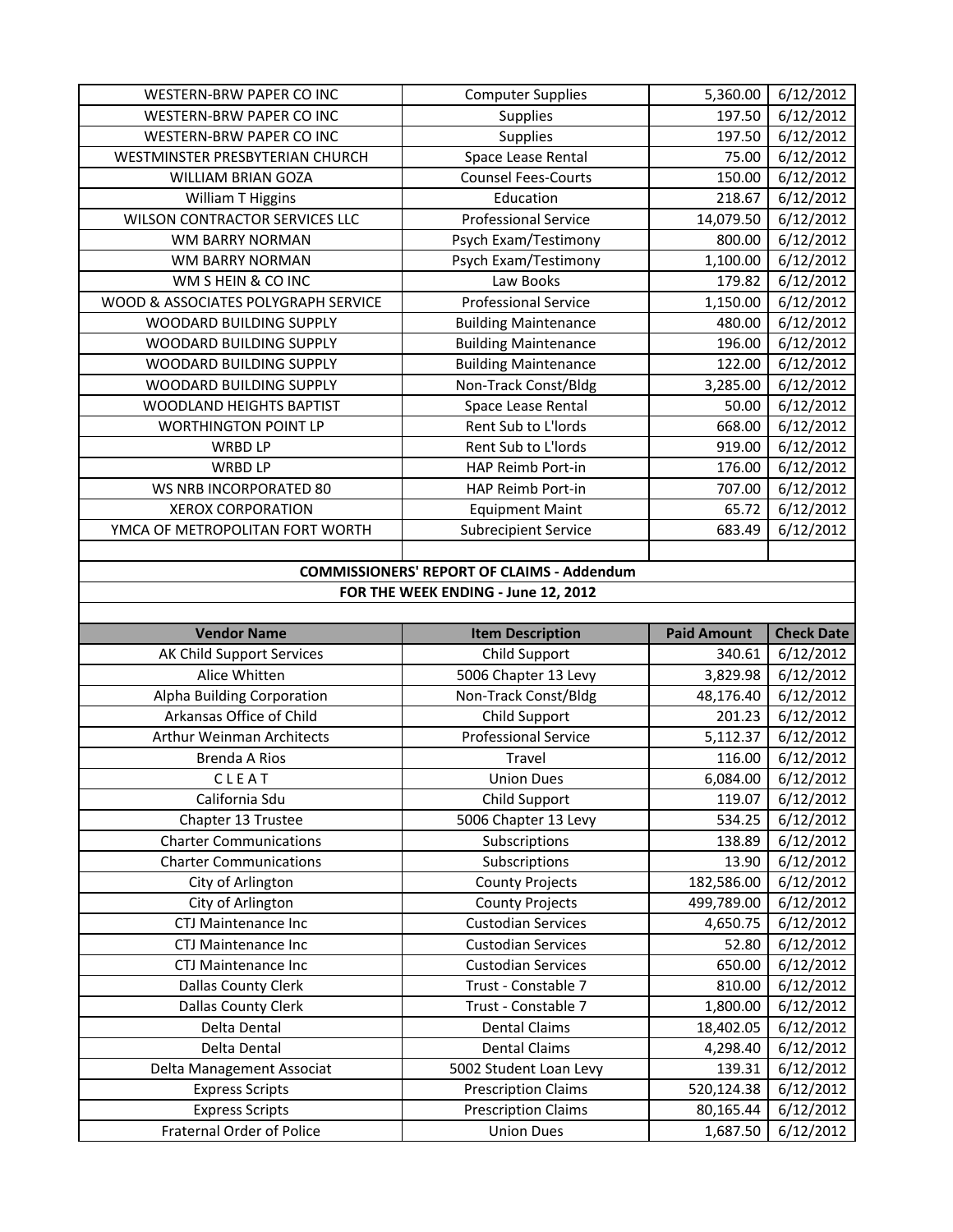| | | | |
|---|---|---|---|
| WESTERN-BRW PAPER CO INC | Computer Supplies | 5,360.00 | 6/12/2012 |
| WESTERN-BRW PAPER CO INC | Supplies | 197.50 | 6/12/2012 |
| WESTERN-BRW PAPER CO INC | Supplies | 197.50 | 6/12/2012 |
| WESTMINSTER PRESBYTERIAN CHURCH | Space Lease Rental | 75.00 | 6/12/2012 |
| WILLIAM BRIAN GOZA | Counsel Fees-Courts | 150.00 | 6/12/2012 |
| William T Higgins | Education | 218.67 | 6/12/2012 |
| WILSON CONTRACTOR SERVICES LLC | Professional Service | 14,079.50 | 6/12/2012 |
| WM BARRY NORMAN | Psych Exam/Testimony | 800.00 | 6/12/2012 |
| WM BARRY NORMAN | Psych Exam/Testimony | 1,100.00 | 6/12/2012 |
| WM S HEIN & CO INC | Law Books | 179.82 | 6/12/2012 |
| WOOD & ASSOCIATES POLYGRAPH SERVICE | Professional Service | 1,150.00 | 6/12/2012 |
| WOODARD BUILDING SUPPLY | Building Maintenance | 480.00 | 6/12/2012 |
| WOODARD BUILDING SUPPLY | Building Maintenance | 196.00 | 6/12/2012 |
| WOODARD BUILDING SUPPLY | Building Maintenance | 122.00 | 6/12/2012 |
| WOODARD BUILDING SUPPLY | Non-Track Const/Bldg | 3,285.00 | 6/12/2012 |
| WOODLAND HEIGHTS BAPTIST | Space Lease Rental | 50.00 | 6/12/2012 |
| WORTHINGTON POINT LP | Rent Sub to L'lords | 668.00 | 6/12/2012 |
| WRBD LP | Rent Sub to L'lords | 919.00 | 6/12/2012 |
| WRBD LP | HAP Reimb Port-in | 176.00 | 6/12/2012 |
| WS NRB INCORPORATED 80 | HAP Reimb Port-in | 707.00 | 6/12/2012 |
| XEROX CORPORATION | Equipment Maint | 65.72 | 6/12/2012 |
| YMCA OF METROPOLITAN FORT WORTH | Subrecipient Service | 683.49 | 6/12/2012 |

**COMMISSIONERS' REPORT OF CLAIMS - Addendum**

**FOR THE WEEK ENDING - June 12, 2012**

| Vendor Name | Item Description | Paid Amount | Check Date |
|---|---|---|---|
| AK Child Support Services | Child Support | 340.61 | 6/12/2012 |
| Alice Whitten | 5006 Chapter 13 Levy | 3,829.98 | 6/12/2012 |
| Alpha Building Corporation | Non-Track Const/Bldg | 48,176.40 | 6/12/2012 |
| Arkansas Office of Child | Child Support | 201.23 | 6/12/2012 |
| Arthur Weinman Architects | Professional Service | 5,112.37 | 6/12/2012 |
| Brenda A Rios | Travel | 116.00 | 6/12/2012 |
| C L E A T | Union Dues | 6,084.00 | 6/12/2012 |
| California Sdu | Child Support | 119.07 | 6/12/2012 |
| Chapter 13 Trustee | 5006 Chapter 13 Levy | 534.25 | 6/12/2012 |
| Charter Communications | Subscriptions | 138.89 | 6/12/2012 |
| Charter Communications | Subscriptions | 13.90 | 6/12/2012 |
| City of Arlington | County Projects | 182,586.00 | 6/12/2012 |
| City of Arlington | County Projects | 499,789.00 | 6/12/2012 |
| CTJ Maintenance Inc | Custodian Services | 4,650.75 | 6/12/2012 |
| CTJ Maintenance Inc | Custodian Services | 52.80 | 6/12/2012 |
| CTJ Maintenance Inc | Custodian Services | 650.00 | 6/12/2012 |
| Dallas County Clerk | Trust - Constable 7 | 810.00 | 6/12/2012 |
| Dallas County Clerk | Trust - Constable 7 | 1,800.00 | 6/12/2012 |
| Delta Dental | Dental Claims | 18,402.05 | 6/12/2012 |
| Delta Dental | Dental Claims | 4,298.40 | 6/12/2012 |
| Delta Management Associat | 5002 Student Loan Levy | 139.31 | 6/12/2012 |
| Express Scripts | Prescription Claims | 520,124.38 | 6/12/2012 |
| Express Scripts | Prescription Claims | 80,165.44 | 6/12/2012 |
| Fraternal Order of Police | Union Dues | 1,687.50 | 6/12/2012 |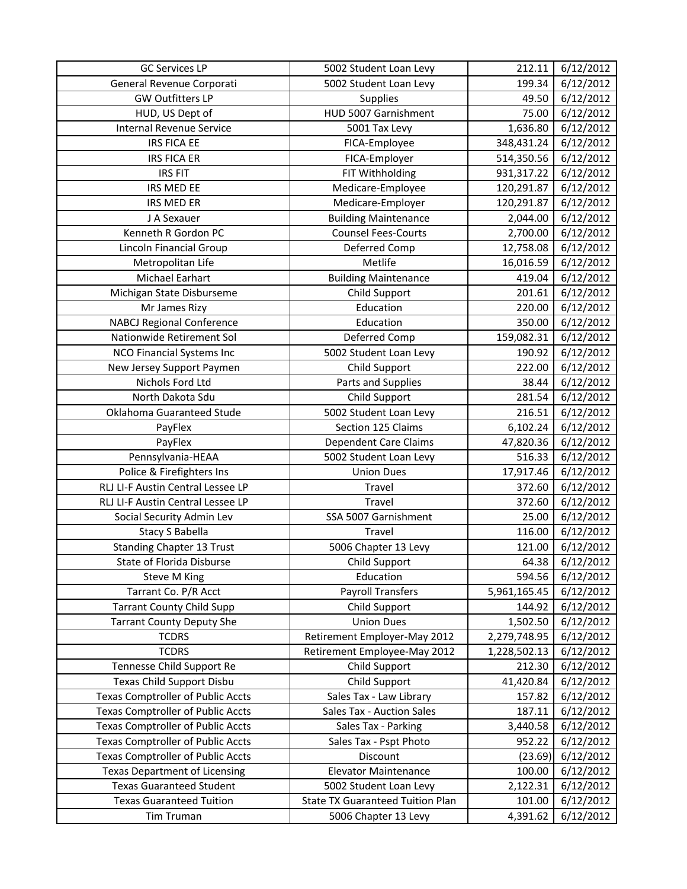| GC Services LP | 5002 Student Loan Levy | 212.11 | 6/12/2012 |
|---|---|---|---|
| General Revenue Corporati | 5002 Student Loan Levy | 199.34 | 6/12/2012 |
| GW Outfitters LP | Supplies | 49.50 | 6/12/2012 |
| HUD, US Dept of | HUD 5007 Garnishment | 75.00 | 6/12/2012 |
| Internal Revenue Service | 5001 Tax Levy | 1,636.80 | 6/12/2012 |
| IRS FICA EE | FICA-Employee | 348,431.24 | 6/12/2012 |
| IRS FICA ER | FICA-Employer | 514,350.56 | 6/12/2012 |
| IRS FIT | FIT Withholding | 931,317.22 | 6/12/2012 |
| IRS MED EE | Medicare-Employee | 120,291.87 | 6/12/2012 |
| IRS MED ER | Medicare-Employer | 120,291.87 | 6/12/2012 |
| J A Sexauer | Building Maintenance | 2,044.00 | 6/12/2012 |
| Kenneth R Gordon PC | Counsel Fees-Courts | 2,700.00 | 6/12/2012 |
| Lincoln Financial Group | Deferred Comp | 12,758.08 | 6/12/2012 |
| Metropolitan Life | Metlife | 16,016.59 | 6/12/2012 |
| Michael Earhart | Building Maintenance | 419.04 | 6/12/2012 |
| Michigan State Disburseme | Child Support | 201.61 | 6/12/2012 |
| Mr James Rizy | Education | 220.00 | 6/12/2012 |
| NABCJ Regional Conference | Education | 350.00 | 6/12/2012 |
| Nationwide Retirement Sol | Deferred Comp | 159,082.31 | 6/12/2012 |
| NCO Financial Systems Inc | 5002 Student Loan Levy | 190.92 | 6/12/2012 |
| New Jersey Support Paymen | Child Support | 222.00 | 6/12/2012 |
| Nichols Ford Ltd | Parts and Supplies | 38.44 | 6/12/2012 |
| North Dakota Sdu | Child Support | 281.54 | 6/12/2012 |
| Oklahoma Guaranteed Stude | 5002 Student Loan Levy | 216.51 | 6/12/2012 |
| PayFlex | Section 125 Claims | 6,102.24 | 6/12/2012 |
| PayFlex | Dependent Care Claims | 47,820.36 | 6/12/2012 |
| Pennsylvania-HEAA | 5002 Student Loan Levy | 516.33 | 6/12/2012 |
| Police & Firefighters Ins | Union Dues | 17,917.46 | 6/12/2012 |
| RLJ LI-F Austin Central Lessee LP | Travel | 372.60 | 6/12/2012 |
| RLJ LI-F Austin Central Lessee LP | Travel | 372.60 | 6/12/2012 |
| Social Security Admin Lev | SSA 5007 Garnishment | 25.00 | 6/12/2012 |
| Stacy S Babella | Travel | 116.00 | 6/12/2012 |
| Standing Chapter 13 Trust | 5006 Chapter 13 Levy | 121.00 | 6/12/2012 |
| State of Florida Disburse | Child Support | 64.38 | 6/12/2012 |
| Steve M King | Education | 594.56 | 6/12/2012 |
| Tarrant Co. P/R Acct | Payroll Transfers | 5,961,165.45 | 6/12/2012 |
| Tarrant County Child Supp | Child Support | 144.92 | 6/12/2012 |
| Tarrant County Deputy She | Union Dues | 1,502.50 | 6/12/2012 |
| TCDRS | Retirement Employer-May 2012 | 2,279,748.95 | 6/12/2012 |
| TCDRS | Retirement Employee-May 2012 | 1,228,502.13 | 6/12/2012 |
| Tennesse Child Support Re | Child Support | 212.30 | 6/12/2012 |
| Texas Child Support Disbu | Child Support | 41,420.84 | 6/12/2012 |
| Texas Comptroller of Public Accts | Sales Tax - Law Library | 157.82 | 6/12/2012 |
| Texas Comptroller of Public Accts | Sales Tax - Auction Sales | 187.11 | 6/12/2012 |
| Texas Comptroller of Public Accts | Sales Tax - Parking | 3,440.58 | 6/12/2012 |
| Texas Comptroller of Public Accts | Sales Tax - Pspt Photo | 952.22 | 6/12/2012 |
| Texas Comptroller of Public Accts | Discount | (23.69) | 6/12/2012 |
| Texas Department of Licensing | Elevator Maintenance | 100.00 | 6/12/2012 |
| Texas Guaranteed Student | 5002 Student Loan Levy | 2,122.31 | 6/12/2012 |
| Texas Guaranteed Tuition | State TX Guaranteed Tuition Plan | 101.00 | 6/12/2012 |
| Tim Truman | 5006 Chapter 13 Levy | 4,391.62 | 6/12/2012 |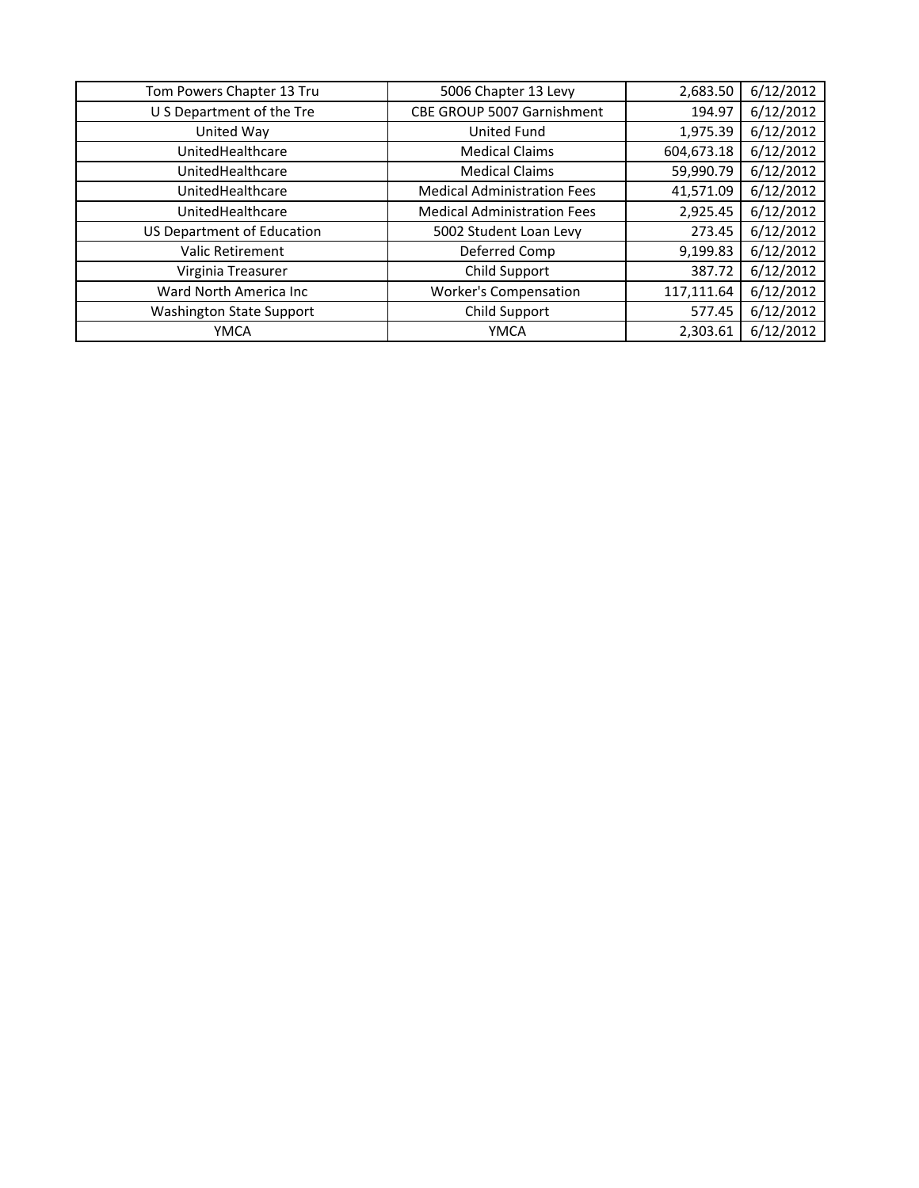| | | | |
|---|---|---|---|
| Tom Powers Chapter 13 Tru | 5006 Chapter 13 Levy | 2,683.50 | 6/12/2012 |
| U S Department of the Tre | CBE GROUP 5007 Garnishment | 194.97 | 6/12/2012 |
| United Way | United Fund | 1,975.39 | 6/12/2012 |
| UnitedHealthcare | Medical Claims | 604,673.18 | 6/12/2012 |
| UnitedHealthcare | Medical Claims | 59,990.79 | 6/12/2012 |
| UnitedHealthcare | Medical Administration Fees | 41,571.09 | 6/12/2012 |
| UnitedHealthcare | Medical Administration Fees | 2,925.45 | 6/12/2012 |
| US Department of Education | 5002 Student Loan Levy | 273.45 | 6/12/2012 |
| Valic Retirement | Deferred Comp | 9,199.83 | 6/12/2012 |
| Virginia Treasurer | Child Support | 387.72 | 6/12/2012 |
| Ward North America Inc | Worker's Compensation | 117,111.64 | 6/12/2012 |
| Washington State Support | Child Support | 577.45 | 6/12/2012 |
| YMCA | YMCA | 2,303.61 | 6/12/2012 |